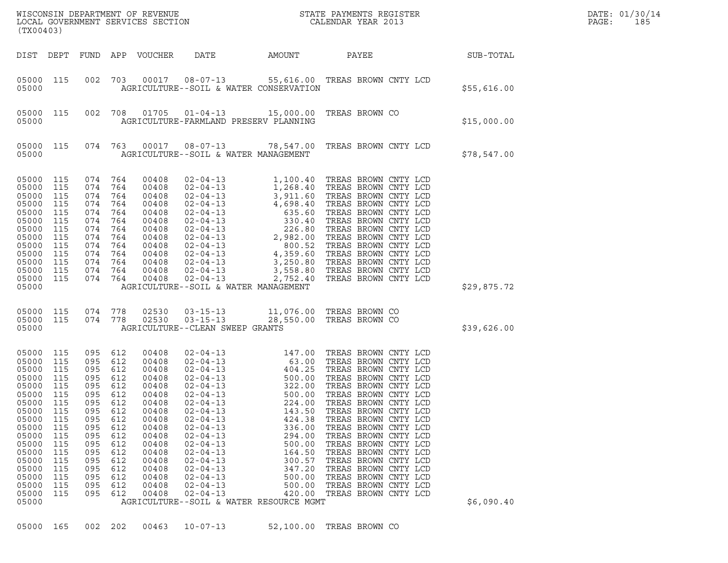WISCONSIN DEPARTMENT OF REVENUE
LOCAL GOVERNMENT SERVICES SECTION
(TX00403)

STATE PAYMENTS REGISTER
CALENDAR YEAR 2013

DATE: 01/30/14
PAGE: 185

| DIST | DEPT | FUND | APP | VOUCHER | DATE | AMOUNT | PAYEE | SUB-TOTAL |
|---|---|---|---|---|---|---|---|---|
| 05000 | 115 | 002 | 703 | 00017 | 08-07-13 | 55,616.00 | TREAS BROWN CNTY LCD | |
| 05000 | | | | | AGRICULTURE--SOIL & WATER CONSERVATION | | | $55,616.00 |
| 05000 | 115 | 002 | 708 | 01705 | 01-04-13 | 15,000.00 | TREAS BROWN CO | |
| 05000 | | | | | AGRICULTURE-FARMLAND PRESERV PLANNING | | | $15,000.00 |
| 05000 | 115 | 074 | 763 | 00017 | 08-07-13 | 78,547.00 | TREAS BROWN CNTY LCD | |
| 05000 | | | | | AGRICULTURE--SOIL & WATER MANAGEMENT | | | $78,547.00 |
| 05000 | 115 | 074 | 764 | 00408 | 02-04-13 | 1,100.40 | TREAS BROWN CNTY LCD | |
| 05000 | 115 | 074 | 764 | 00408 | 02-04-13 | 1,268.40 | TREAS BROWN CNTY LCD | |
| 05000 | 115 | 074 | 764 | 00408 | 02-04-13 | 3,911.60 | TREAS BROWN CNTY LCD | |
| 05000 | 115 | 074 | 764 | 00408 | 02-04-13 | 4,698.40 | TREAS BROWN CNTY LCD | |
| 05000 | 115 | 074 | 764 | 00408 | 02-04-13 | 635.60 | TREAS BROWN CNTY LCD | |
| 05000 | 115 | 074 | 764 | 00408 | 02-04-13 | 330.40 | TREAS BROWN CNTY LCD | |
| 05000 | 115 | 074 | 764 | 00408 | 02-04-13 | 226.80 | TREAS BROWN CNTY LCD | |
| 05000 | 115 | 074 | 764 | 00408 | 02-04-13 | 2,982.00 | TREAS BROWN CNTY LCD | |
| 05000 | 115 | 074 | 764 | 00408 | 02-04-13 | 800.52 | TREAS BROWN CNTY LCD | |
| 05000 | 115 | 074 | 764 | 00408 | 02-04-13 | 4,359.60 | TREAS BROWN CNTY LCD | |
| 05000 | 115 | 074 | 764 | 00408 | 02-04-13 | 3,250.80 | TREAS BROWN CNTY LCD | |
| 05000 | 115 | 074 | 764 | 00408 | 02-04-13 | 3,558.80 | TREAS BROWN CNTY LCD | |
| 05000 | 115 | 074 | 764 | 00408 | 02-04-13 | 2,752.40 | TREAS BROWN CNTY LCD | |
| 05000 | | | | | AGRICULTURE--SOIL & WATER MANAGEMENT | | | $29,875.72 |
| 05000 | 115 | 074 | 778 | 02530 | 03-15-13 | 11,076.00 | TREAS BROWN CO | |
| 05000 | 115 | 074 | 778 | 02530 | 03-15-13 | 28,550.00 | TREAS BROWN CO | |
| 05000 | | | | | AGRICULTURE--CLEAN SWEEP GRANTS | | | $39,626.00 |
| 05000 | 115 | 095 | 612 | 00408 | 02-04-13 | 147.00 | TREAS BROWN CNTY LCD | |
| 05000 | 115 | 095 | 612 | 00408 | 02-04-13 | 63.00 | TREAS BROWN CNTY LCD | |
| 05000 | 115 | 095 | 612 | 00408 | 02-04-13 | 404.25 | TREAS BROWN CNTY LCD | |
| 05000 | 115 | 095 | 612 | 00408 | 02-04-13 | 500.00 | TREAS BROWN CNTY LCD | |
| 05000 | 115 | 095 | 612 | 00408 | 02-04-13 | 322.00 | TREAS BROWN CNTY LCD | |
| 05000 | 115 | 095 | 612 | 00408 | 02-04-13 | 500.00 | TREAS BROWN CNTY LCD | |
| 05000 | 115 | 095 | 612 | 00408 | 02-04-13 | 224.00 | TREAS BROWN CNTY LCD | |
| 05000 | 115 | 095 | 612 | 00408 | 02-04-13 | 143.50 | TREAS BROWN CNTY LCD | |
| 05000 | 115 | 095 | 612 | 00408 | 02-04-13 | 424.38 | TREAS BROWN CNTY LCD | |
| 05000 | 115 | 095 | 612 | 00408 | 02-04-13 | 336.00 | TREAS BROWN CNTY LCD | |
| 05000 | 115 | 095 | 612 | 00408 | 02-04-13 | 294.00 | TREAS BROWN CNTY LCD | |
| 05000 | 115 | 095 | 612 | 00408 | 02-04-13 | 500.00 | TREAS BROWN CNTY LCD | |
| 05000 | 115 | 095 | 612 | 00408 | 02-04-13 | 164.50 | TREAS BROWN CNTY LCD | |
| 05000 | 115 | 095 | 612 | 00408 | 02-04-13 | 300.57 | TREAS BROWN CNTY LCD | |
| 05000 | 115 | 095 | 612 | 00408 | 02-04-13 | 347.20 | TREAS BROWN CNTY LCD | |
| 05000 | 115 | 095 | 612 | 00408 | 02-04-13 | 500.00 | TREAS BROWN CNTY LCD | |
| 05000 | 115 | 095 | 612 | 00408 | 02-04-13 | 500.00 | TREAS BROWN CNTY LCD | |
| 05000 | 115 | 095 | 612 | 00408 | 02-04-13 | 420.00 | TREAS BROWN CNTY LCD | |
| 05000 | | | | | AGRICULTURE--SOIL & WATER RESOURCE MGMT | | | $6,090.40 |
| 05000 | 165 | 002 | 202 | 00463 | 10-07-13 | 52,100.00 | TREAS BROWN CO | |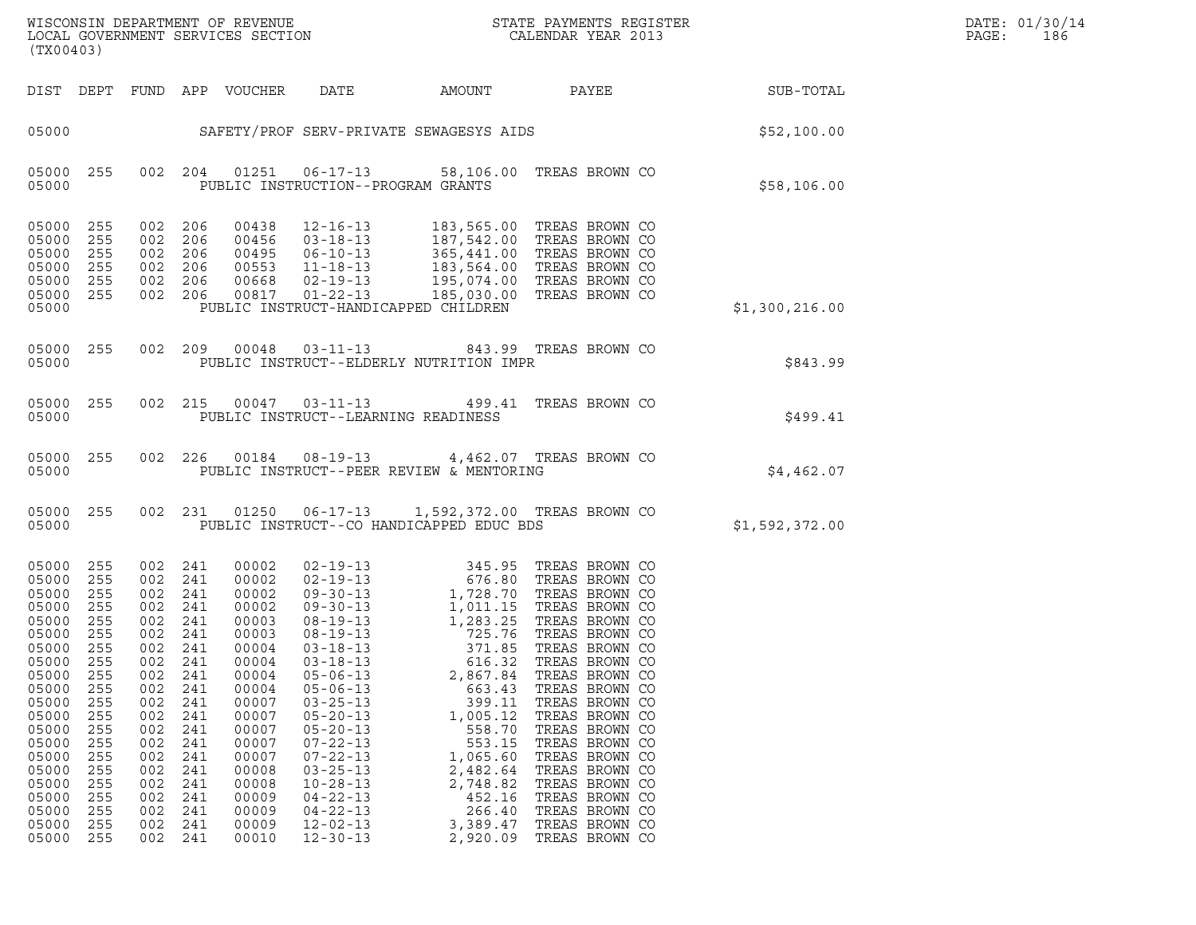WISCONSIN DEPARTMENT OF REVENUE
LOCAL GOVERNMENT SERVICES SECTION
(TX00403)

STATE PAYMENTS REGISTER
CALENDAR YEAR 2013

DATE: 01/30/14

| DIST | DEPT | FUND | APP | VOUCHER | DATE | AMOUNT | PAYEE | SUB-TOTAL |
|---|---|---|---|---|---|---|---|---|
| 05000 | | | | | SAFETY/PROF SERV-PRIVATE SEWAGESYS AIDS | | | $52,100.00 |
| 05000 | 255 | 002 | 204 | 01251 | 06-17-13 | 58,106.00 | TREAS BROWN CO | |
| 05000 | | | | | PUBLIC INSTRUCTION--PROGRAM GRANTS | | | $58,106.00 |
| 05000 | 255 | 002 | 206 | 00438 | 12-16-13 | 183,565.00 | TREAS BROWN CO | |
| 05000 | 255 | 002 | 206 | 00456 | 03-18-13 | 187,542.00 | TREAS BROWN CO | |
| 05000 | 255 | 002 | 206 | 00495 | 06-10-13 | 365,441.00 | TREAS BROWN CO | |
| 05000 | 255 | 002 | 206 | 00553 | 11-18-13 | 183,564.00 | TREAS BROWN CO | |
| 05000 | 255 | 002 | 206 | 00668 | 02-19-13 | 195,074.00 | TREAS BROWN CO | |
| 05000 | 255 | 002 | 206 | 00817 | 01-22-13 | 185,030.00 | TREAS BROWN CO | |
| 05000 | | | | | PUBLIC INSTRUCT-HANDICAPPED CHILDREN | | | $1,300,216.00 |
| 05000 | 255 | 002 | 209 | 00048 | 03-11-13 | 843.99 | TREAS BROWN CO | |
| 05000 | | | | | PUBLIC INSTRUCT--ELDERLY NUTRITION IMPR | | | $843.99 |
| 05000 | 255 | 002 | 215 | 00047 | 03-11-13 | 499.41 | TREAS BROWN CO | |
| 05000 | | | | | PUBLIC INSTRUCT--LEARNING READINESS | | | $499.41 |
| 05000 | 255 | 002 | 226 | 00184 | 08-19-13 | 4,462.07 | TREAS BROWN CO | |
| 05000 | | | | | PUBLIC INSTRUCT--PEER REVIEW & MENTORING | | | $4,462.07 |
| 05000 | 255 | 002 | 231 | 01250 | 06-17-13 | 1,592,372.00 | TREAS BROWN CO | |
| 05000 | | | | | PUBLIC INSTRUCT--CO HANDICAPPED EDUC BDS | | | $1,592,372.00 |
| 05000 | 255 | 002 | 241 | 00002 | 02-19-13 | 345.95 | TREAS BROWN CO | |
| 05000 | 255 | 002 | 241 | 00002 | 02-19-13 | 676.80 | TREAS BROWN CO | |
| 05000 | 255 | 002 | 241 | 00002 | 09-30-13 | 1,728.70 | TREAS BROWN CO | |
| 05000 | 255 | 002 | 241 | 00002 | 09-30-13 | 1,011.15 | TREAS BROWN CO | |
| 05000 | 255 | 002 | 241 | 00003 | 08-19-13 | 1,283.25 | TREAS BROWN CO | |
| 05000 | 255 | 002 | 241 | 00003 | 08-19-13 | 725.76 | TREAS BROWN CO | |
| 05000 | 255 | 002 | 241 | 00004 | 03-18-13 | 371.85 | TREAS BROWN CO | |
| 05000 | 255 | 002 | 241 | 00004 | 03-18-13 | 616.32 | TREAS BROWN CO | |
| 05000 | 255 | 002 | 241 | 00004 | 05-06-13 | 2,867.84 | TREAS BROWN CO | |
| 05000 | 255 | 002 | 241 | 00004 | 05-06-13 | 663.43 | TREAS BROWN CO | |
| 05000 | 255 | 002 | 241 | 00007 | 03-25-13 | 399.11 | TREAS BROWN CO | |
| 05000 | 255 | 002 | 241 | 00007 | 05-20-13 | 1,005.12 | TREAS BROWN CO | |
| 05000 | 255 | 002 | 241 | 00007 | 05-20-13 | 558.70 | TREAS BROWN CO | |
| 05000 | 255 | 002 | 241 | 00007 | 07-22-13 | 553.15 | TREAS BROWN CO | |
| 05000 | 255 | 002 | 241 | 00007 | 07-22-13 | 1,065.60 | TREAS BROWN CO | |
| 05000 | 255 | 002 | 241 | 00008 | 03-25-13 | 2,482.64 | TREAS BROWN CO | |
| 05000 | 255 | 002 | 241 | 00008 | 10-28-13 | 2,748.82 | TREAS BROWN CO | |
| 05000 | 255 | 002 | 241 | 00009 | 04-22-13 | 452.16 | TREAS BROWN CO | |
| 05000 | 255 | 002 | 241 | 00009 | 04-22-13 | 266.40 | TREAS BROWN CO | |
| 05000 | 255 | 002 | 241 | 00009 | 12-02-13 | 3,389.47 | TREAS BROWN CO | |
| 05000 | 255 | 002 | 241 | 00010 | 12-30-13 | 2,920.09 | TREAS BROWN CO | |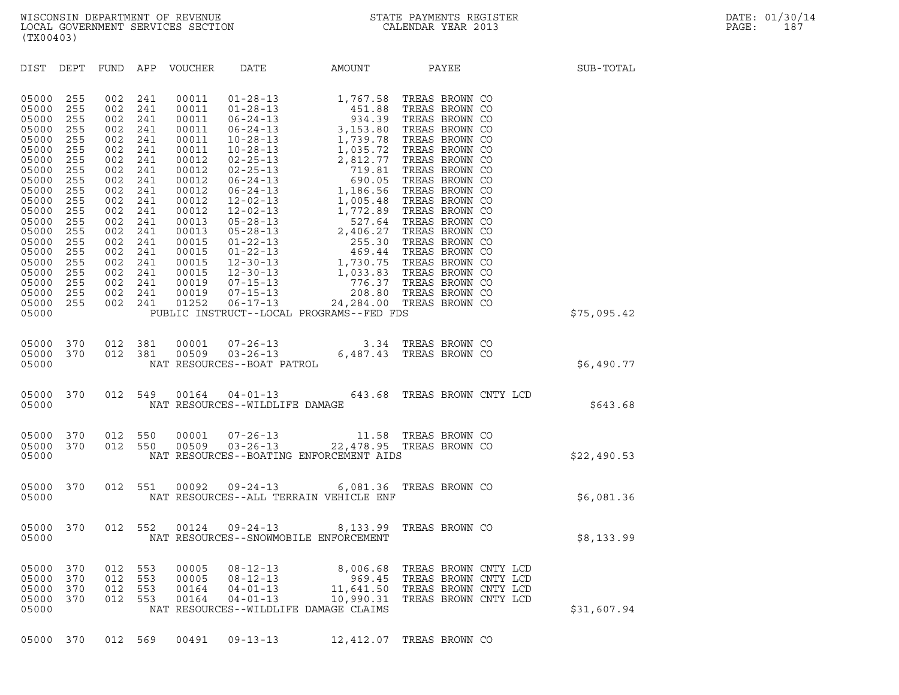WISCONSIN DEPARTMENT OF REVENUE
LOCAL GOVERNMENT SERVICES SECTION
(TX00403)

STATE PAYMENTS REGISTER
CALENDAR YEAR 2013

DATE: 01/30/14

| DIST | DEPT | FUND | APP | VOUCHER | DATE | AMOUNT | PAYEE | SUB-TOTAL |
|---|---|---|---|---|---|---|---|---|
| 05000 | 255 | 002 | 241 | 00011 | 01-28-13 | 1,767.58 | TREAS BROWN CO | |
| 05000 | 255 | 002 | 241 | 00011 | 01-28-13 | 451.88 | TREAS BROWN CO | |
| 05000 | 255 | 002 | 241 | 00011 | 06-24-13 | 934.39 | TREAS BROWN CO | |
| 05000 | 255 | 002 | 241 | 00011 | 06-24-13 | 3,153.80 | TREAS BROWN CO | |
| 05000 | 255 | 002 | 241 | 00011 | 10-28-13 | 1,739.78 | TREAS BROWN CO | |
| 05000 | 255 | 002 | 241 | 00011 | 10-28-13 | 1,035.72 | TREAS BROWN CO | |
| 05000 | 255 | 002 | 241 | 00012 | 02-25-13 | 2,812.77 | TREAS BROWN CO | |
| 05000 | 255 | 002 | 241 | 00012 | 02-25-13 | 719.81 | TREAS BROWN CO | |
| 05000 | 255 | 002 | 241 | 00012 | 06-24-13 | 690.05 | TREAS BROWN CO | |
| 05000 | 255 | 002 | 241 | 00012 | 06-24-13 | 1,186.56 | TREAS BROWN CO | |
| 05000 | 255 | 002 | 241 | 00012 | 12-02-13 | 1,005.48 | TREAS BROWN CO | |
| 05000 | 255 | 002 | 241 | 00012 | 12-02-13 | 1,772.89 | TREAS BROWN CO | |
| 05000 | 255 | 002 | 241 | 00013 | 05-28-13 | 527.64 | TREAS BROWN CO | |
| 05000 | 255 | 002 | 241 | 00013 | 05-28-13 | 2,406.27 | TREAS BROWN CO | |
| 05000 | 255 | 002 | 241 | 00015 | 01-22-13 | 255.30 | TREAS BROWN CO | |
| 05000 | 255 | 002 | 241 | 00015 | 01-22-13 | 469.44 | TREAS BROWN CO | |
| 05000 | 255 | 002 | 241 | 00015 | 12-30-13 | 1,730.75 | TREAS BROWN CO | |
| 05000 | 255 | 002 | 241 | 00015 | 12-30-13 | 1,033.83 | TREAS BROWN CO | |
| 05000 | 255 | 002 | 241 | 00019 | 07-15-13 | 776.37 | TREAS BROWN CO | |
| 05000 | 255 | 002 | 241 | 00019 | 07-15-13 | 208.80 | TREAS BROWN CO | |
| 05000 | 255 | 002 | 241 | 01252 | 06-17-13 | 24,284.00 | TREAS BROWN CO | |
| 05000 | | | | PUBLIC INSTRUCT--LOCAL PROGRAMS--FED FDS | | | | $75,095.42 |
| 05000 | 370 | 012 | 381 | 00001 | 07-26-13 | 3.34 | TREAS BROWN CO | |
| 05000 | 370 | 012 | 381 | 00509 | 03-26-13 | 6,487.43 | TREAS BROWN CO | |
| 05000 | | | | NAT RESOURCES--BOAT PATROL | | | | $6,490.77 |
| 05000 | 370 | 012 | 549 | 00164 | 04-01-13 | 643.68 | TREAS BROWN CNTY LCD | |
| 05000 | | | | NAT RESOURCES--WILDLIFE DAMAGE | | | | $643.68 |
| 05000 | 370 | 012 | 550 | 00001 | 07-26-13 | 11.58 | TREAS BROWN CO | |
| 05000 | 370 | 012 | 550 | 00509 | 03-26-13 | 22,478.95 | TREAS BROWN CO | |
| 05000 | | | | NAT RESOURCES--BOATING ENFORCEMENT AIDS | | | | $22,490.53 |
| 05000 | 370 | 012 | 551 | 00092 | 09-24-13 | 6,081.36 | TREAS BROWN CO | |
| 05000 | | | | NAT RESOURCES--ALL TERRAIN VEHICLE ENF | | | | $6,081.36 |
| 05000 | 370 | 012 | 552 | 00124 | 09-24-13 | 8,133.99 | TREAS BROWN CO | |
| 05000 | | | | NAT RESOURCES--SNOWMOBILE ENFORCEMENT | | | | $8,133.99 |
| 05000 | 370 | 012 | 553 | 00005 | 08-12-13 | 8,006.68 | TREAS BROWN CNTY LCD | |
| 05000 | 370 | 012 | 553 | 00005 | 08-12-13 | 969.45 | TREAS BROWN CNTY LCD | |
| 05000 | 370 | 012 | 553 | 00164 | 04-01-13 | 11,641.50 | TREAS BROWN CNTY LCD | |
| 05000 | 370 | 012 | 553 | 00164 | 04-01-13 | 10,990.31 | TREAS BROWN CNTY LCD | |
| 05000 | | | | NAT RESOURCES--WILDLIFE DAMAGE CLAIMS | | | | $31,607.94 |
| 05000 | 370 | 012 | 569 | 00491 | 09-13-13 | 12,412.07 | TREAS BROWN CO | |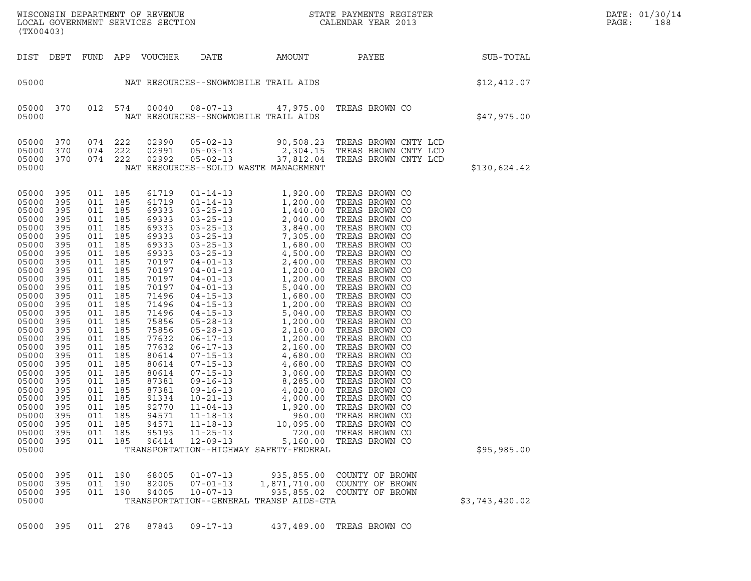| DIST | DEPT | FUND | APP | VOUCHER | DATE | AMOUNT | PAYEE | SUB-TOTAL |
|---|---|---|---|---|---|---|---|---|
| 05000 | | | | | NAT RESOURCES--SNOWMOBILE TRAIL AIDS | | | $12,412.07 |
| 05000 | 370 | 012 | 574 | 00040 | 08-07-13 | 47,975.00 | TREAS BROWN CO | |
| 05000 | | | | | NAT RESOURCES--SNOWMOBILE TRAIL AIDS | | | $47,975.00 |
| 05000 | 370 | 074 | 222 | 02990 | 05-02-13 | 90,508.23 | TREAS BROWN CNTY LCD | |
| 05000 | 370 | 074 | 222 | 02991 | 05-03-13 | 2,304.15 | TREAS BROWN CNTY LCD | |
| 05000 | 370 | 074 | 222 | 02992 | 05-02-13 | 37,812.04 | TREAS BROWN CNTY LCD | |
| 05000 | | | | | NAT RESOURCES--SOLID WASTE MANAGEMENT | | | $130,624.42 |
| 05000 | 395 | 011 | 185 | 61719 | 01-14-13 | 1,920.00 | TREAS BROWN CO | |
| 05000 | 395 | 011 | 185 | 61719 | 01-14-13 | 1,200.00 | TREAS BROWN CO | |
| 05000 | 395 | 011 | 185 | 69333 | 03-25-13 | 1,440.00 | TREAS BROWN CO | |
| 05000 | 395 | 011 | 185 | 69333 | 03-25-13 | 2,040.00 | TREAS BROWN CO | |
| 05000 | 395 | 011 | 185 | 69333 | 03-25-13 | 3,840.00 | TREAS BROWN CO | |
| 05000 | 395 | 011 | 185 | 69333 | 03-25-13 | 7,305.00 | TREAS BROWN CO | |
| 05000 | 395 | 011 | 185 | 69333 | 03-25-13 | 1,680.00 | TREAS BROWN CO | |
| 05000 | 395 | 011 | 185 | 69333 | 03-25-13 | 4,500.00 | TREAS BROWN CO | |
| 05000 | 395 | 011 | 185 | 70197 | 04-01-13 | 2,400.00 | TREAS BROWN CO | |
| 05000 | 395 | 011 | 185 | 70197 | 04-01-13 | 1,200.00 | TREAS BROWN CO | |
| 05000 | 395 | 011 | 185 | 70197 | 04-01-13 | 1,200.00 | TREAS BROWN CO | |
| 05000 | 395 | 011 | 185 | 70197 | 04-01-13 | 5,040.00 | TREAS BROWN CO | |
| 05000 | 395 | 011 | 185 | 71496 | 04-15-13 | 1,680.00 | TREAS BROWN CO | |
| 05000 | 395 | 011 | 185 | 71496 | 04-15-13 | 1,200.00 | TREAS BROWN CO | |
| 05000 | 395 | 011 | 185 | 71496 | 04-15-13 | 5,040.00 | TREAS BROWN CO | |
| 05000 | 395 | 011 | 185 | 75856 | 05-28-13 | 1,200.00 | TREAS BROWN CO | |
| 05000 | 395 | 011 | 185 | 75856 | 05-28-13 | 2,160.00 | TREAS BROWN CO | |
| 05000 | 395 | 011 | 185 | 77632 | 06-17-13 | 1,200.00 | TREAS BROWN CO | |
| 05000 | 395 | 011 | 185 | 77632 | 06-17-13 | 2,160.00 | TREAS BROWN CO | |
| 05000 | 395 | 011 | 185 | 80614 | 07-15-13 | 4,680.00 | TREAS BROWN CO | |
| 05000 | 395 | 011 | 185 | 80614 | 07-15-13 | 4,680.00 | TREAS BROWN CO | |
| 05000 | 395 | 011 | 185 | 80614 | 07-15-13 | 3,060.00 | TREAS BROWN CO | |
| 05000 | 395 | 011 | 185 | 87381 | 09-16-13 | 8,285.00 | TREAS BROWN CO | |
| 05000 | 395 | 011 | 185 | 87381 | 09-16-13 | 4,020.00 | TREAS BROWN CO | |
| 05000 | 395 | 011 | 185 | 91334 | 10-21-13 | 4,000.00 | TREAS BROWN CO | |
| 05000 | 395 | 011 | 185 | 92770 | 11-04-13 | 1,920.00 | TREAS BROWN CO | |
| 05000 | 395 | 011 | 185 | 94571 | 11-18-13 | 960.00 | TREAS BROWN CO | |
| 05000 | 395 | 011 | 185 | 94571 | 11-18-13 | 10,095.00 | TREAS BROWN CO | |
| 05000 | 395 | 011 | 185 | 95193 | 11-25-13 | 720.00 | TREAS BROWN CO | |
| 05000 | 395 | 011 | 185 | 96414 | 12-09-13 | 5,160.00 | TREAS BROWN CO | |
| 05000 | | | | | TRANSPORTATION--HIGHWAY SAFETY-FEDERAL | | | $95,985.00 |
| 05000 | 395 | 011 | 190 | 68005 | 01-07-13 | 935,855.00 | COUNTY OF BROWN | |
| 05000 | 395 | 011 | 190 | 82005 | 07-01-13 | 1,871,710.00 | COUNTY OF BROWN | |
| 05000 | 395 | 011 | 190 | 94005 | 10-07-13 | 935,855.02 | COUNTY OF BROWN | |
| 05000 | | | | | TRANSPORTATION--GENERAL TRANSP AIDS-GTA | | | $3,743,420.02 |
| 05000 | 395 | 011 | 278 | 87843 | 09-17-13 | 437,489.00 | TREAS BROWN CO | |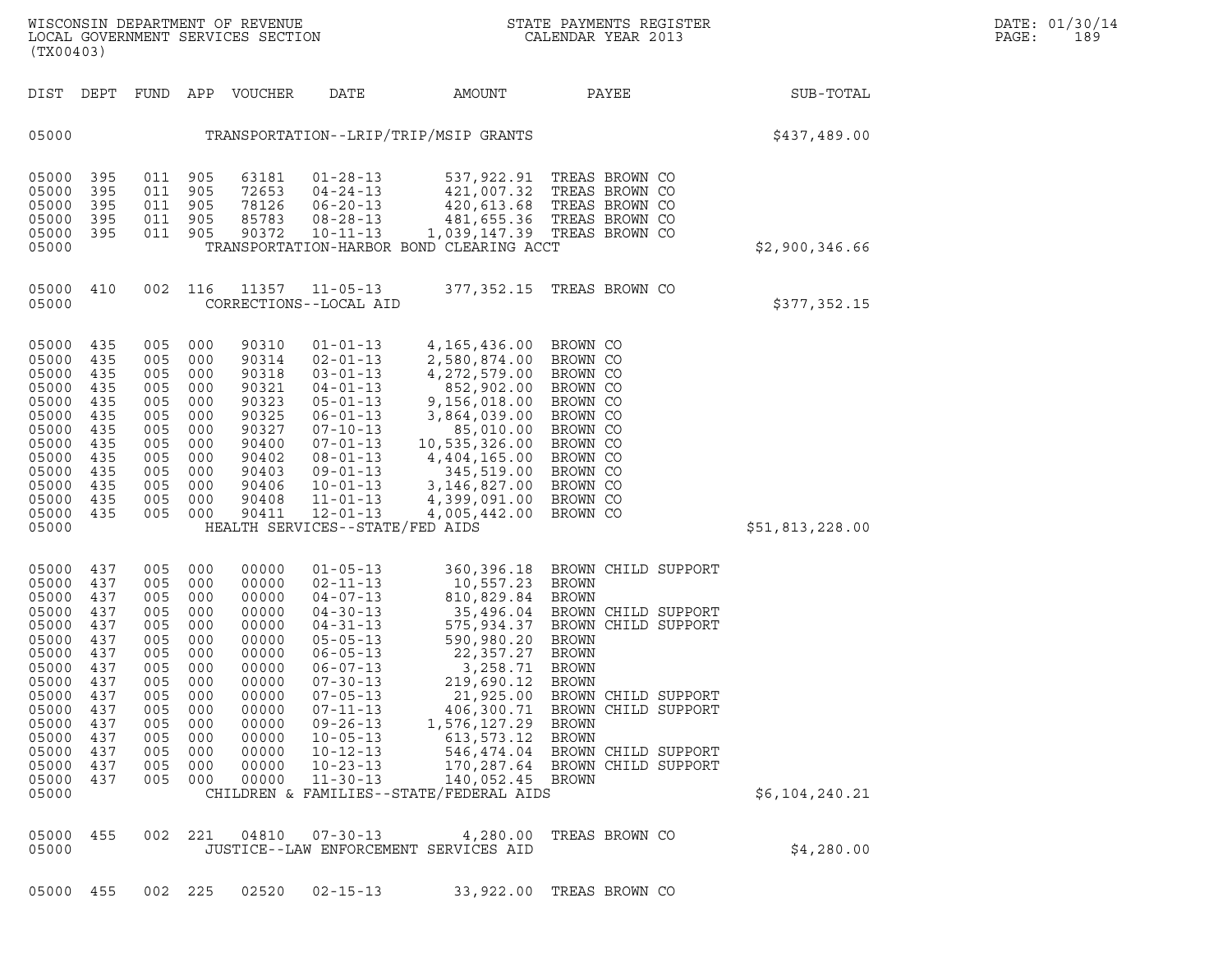WISCONSIN DEPARTMENT OF REVENUE
LOCAL GOVERNMENT SERVICES SECTION
(TX00403)

STATE PAYMENTS REGISTER
CALENDAR YEAR 2013

DATE: 01/30/14
PAGE: 189

| DIST | DEPT | FUND | APP | VOUCHER | DATE | AMOUNT | PAYEE | SUB-TOTAL |
|---|---|---|---|---|---|---|---|---|
| 05000 | | | | | TRANSPORTATION--LRIP/TRIP/MSIP GRANTS | | | $437,489.00 |
| 05000 | 395 | 011 | 905 | 63181 | 01-28-13 | 537,922.91 | TREAS BROWN CO | |
| 05000 | 395 | 011 | 905 | 72653 | 04-24-13 | 421,007.32 | TREAS BROWN CO | |
| 05000 | 395 | 011 | 905 | 78126 | 06-20-13 | 420,613.68 | TREAS BROWN CO | |
| 05000 | 395 | 011 | 905 | 85783 | 08-28-13 | 481,655.36 | TREAS BROWN CO | |
| 05000 | 395 | 011 | 905 | 90372 | 10-11-13 | 1,039,147.39 | TREAS BROWN CO | |
| 05000 | | | | | TRANSPORTATION-HARBOR BOND CLEARING ACCT | | | $2,900,346.66 |
| 05000 | 410 | 002 | 116 | 11357 | 11-05-13 | 377,352.15 | TREAS BROWN CO | |
| 05000 | | | | | CORRECTIONS--LOCAL AID | | | $377,352.15 |
| 05000 | 435 | 005 | 000 | 90310 | 01-01-13 | 4,165,436.00 | BROWN CO | |
| 05000 | 435 | 005 | 000 | 90314 | 02-01-13 | 2,580,874.00 | BROWN CO | |
| 05000 | 435 | 005 | 000 | 90318 | 03-01-13 | 4,272,579.00 | BROWN CO | |
| 05000 | 435 | 005 | 000 | 90321 | 04-01-13 | 852,902.00 | BROWN CO | |
| 05000 | 435 | 005 | 000 | 90323 | 05-01-13 | 9,156,018.00 | BROWN CO | |
| 05000 | 435 | 005 | 000 | 90325 | 06-01-13 | 3,864,039.00 | BROWN CO | |
| 05000 | 435 | 005 | 000 | 90327 | 07-10-13 | 85,010.00 | BROWN CO | |
| 05000 | 435 | 005 | 000 | 90400 | 07-01-13 | 10,535,326.00 | BROWN CO | |
| 05000 | 435 | 005 | 000 | 90402 | 08-01-13 | 4,404,165.00 | BROWN CO | |
| 05000 | 435 | 005 | 000 | 90403 | 09-01-13 | 345,519.00 | BROWN CO | |
| 05000 | 435 | 005 | 000 | 90406 | 10-01-13 | 3,146,827.00 | BROWN CO | |
| 05000 | 435 | 005 | 000 | 90408 | 11-01-13 | 4,399,091.00 | BROWN CO | |
| 05000 | 435 | 005 | 000 | 90411 | 12-01-13 | 4,005,442.00 | BROWN CO | |
| 05000 | | | | | HEALTH SERVICES--STATE/FED AIDS | | | $51,813,228.00 |
| 05000 | 437 | 005 | 000 | 00000 | 01-05-13 | 360,396.18 | BROWN CHILD SUPPORT | |
| 05000 | 437 | 005 | 000 | 00000 | 02-11-13 | 10,557.23 | BROWN | |
| 05000 | 437 | 005 | 000 | 00000 | 04-07-13 | 810,829.84 | BROWN | |
| 05000 | 437 | 005 | 000 | 00000 | 04-30-13 | 35,496.04 | BROWN CHILD SUPPORT | |
| 05000 | 437 | 005 | 000 | 00000 | 04-31-13 | 575,934.37 | BROWN CHILD SUPPORT | |
| 05000 | 437 | 005 | 000 | 00000 | 05-05-13 | 590,980.20 | BROWN | |
| 05000 | 437 | 005 | 000 | 00000 | 06-05-13 | 22,357.27 | BROWN | |
| 05000 | 437 | 005 | 000 | 00000 | 06-07-13 | 3,258.71 | BROWN | |
| 05000 | 437 | 005 | 000 | 00000 | 07-30-13 | 219,690.12 | BROWN | |
| 05000 | 437 | 005 | 000 | 00000 | 07-05-13 | 21,925.00 | BROWN CHILD SUPPORT | |
| 05000 | 437 | 005 | 000 | 00000 | 07-11-13 | 406,300.71 | BROWN CHILD SUPPORT | |
| 05000 | 437 | 005 | 000 | 00000 | 09-26-13 | 1,576,127.29 | BROWN | |
| 05000 | 437 | 005 | 000 | 00000 | 10-05-13 | 613,573.12 | BROWN | |
| 05000 | 437 | 005 | 000 | 00000 | 10-12-13 | 546,474.04 | BROWN CHILD SUPPORT | |
| 05000 | 437 | 005 | 000 | 00000 | 10-23-13 | 170,287.64 | BROWN CHILD SUPPORT | |
| 05000 | 437 | 005 | 000 | 00000 | 11-30-13 | 140,052.45 | BROWN | |
| 05000 | | | | | CHILDREN & FAMILIES--STATE/FEDERAL AIDS | | | $6,104,240.21 |
| 05000 | 455 | 002 | 221 | 04810 | 07-30-13 | 4,280.00 | TREAS BROWN CO | |
| 05000 | | | | | JUSTICE--LAW ENFORCEMENT SERVICES AID | | | $4,280.00 |
| 05000 | 455 | 002 | 225 | 02520 | 02-15-13 | 33,922.00 | TREAS BROWN CO | |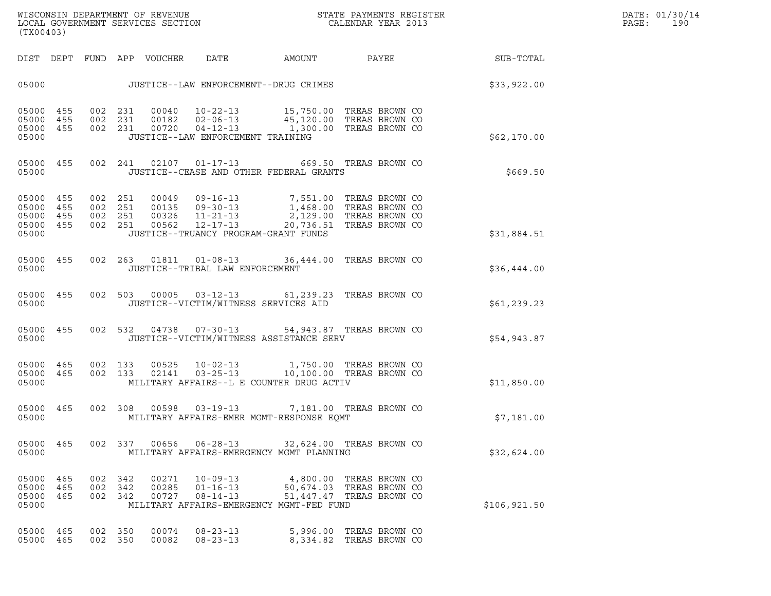WISCONSIN DEPARTMENT OF REVENUE
LOCAL GOVERNMENT SERVICES SECTION
(TX00403)

STATE PAYMENTS REGISTER
CALENDAR YEAR 2013

DATE: 01/30/14
PAGE: 190

| DIST | DEPT | FUND | APP | VOUCHER | DATE | AMOUNT | PAYEE | SUB-TOTAL |
|---|---|---|---|---|---|---|---|---|
| 05000 | | | | | JUSTICE--LAW ENFORCEMENT--DRUG CRIMES | | | $33,922.00 |
| 05000 | 455 | 002 | 231 | 00040 | 10-22-13 | 15,750.00 | TREAS BROWN CO | |
| 05000 | 455 | 002 | 231 | 00182 | 02-06-13 | 45,120.00 | TREAS BROWN CO | |
| 05000 | 455 | 002 | 231 | 00720 | 04-12-13 | 1,300.00 | TREAS BROWN CO | |
| 05000 | | | | | JUSTICE--LAW ENFORCEMENT TRAINING | | | $62,170.00 |
| 05000 | 455 | 002 | 241 | 02107 | 01-17-13 | 669.50 | TREAS BROWN CO | |
| 05000 | | | | | JUSTICE--CEASE AND OTHER FEDERAL GRANTS | | | $669.50 |
| 05000 | 455 | 002 | 251 | 00049 | 09-16-13 | 7,551.00 | TREAS BROWN CO | |
| 05000 | 455 | 002 | 251 | 00135 | 09-30-13 | 1,468.00 | TREAS BROWN CO | |
| 05000 | 455 | 002 | 251 | 00326 | 11-21-13 | 2,129.00 | TREAS BROWN CO | |
| 05000 | 455 | 002 | 251 | 00562 | 12-17-13 | 20,736.51 | TREAS BROWN CO | |
| 05000 | | | | | JUSTICE--TRUANCY PROGRAM-GRANT FUNDS | | | $31,884.51 |
| 05000 | 455 | 002 | 263 | 01811 | 01-08-13 | 36,444.00 | TREAS BROWN CO | |
| 05000 | | | | | JUSTICE--TRIBAL LAW ENFORCEMENT | | | $36,444.00 |
| 05000 | 455 | 002 | 503 | 00005 | 03-12-13 | 61,239.23 | TREAS BROWN CO | |
| 05000 | | | | | JUSTICE--VICTIM/WITNESS SERVICES AID | | | $61,239.23 |
| 05000 | 455 | 002 | 532 | 04738 | 07-30-13 | 54,943.87 | TREAS BROWN CO | |
| 05000 | | | | | JUSTICE--VICTIM/WITNESS ASSISTANCE SERV | | | $54,943.87 |
| 05000 | 465 | 002 | 133 | 00525 | 10-02-13 | 1,750.00 | TREAS BROWN CO | |
| 05000 | 465 | 002 | 133 | 02141 | 03-25-13 | 10,100.00 | TREAS BROWN CO | |
| 05000 | | | | | MILITARY AFFAIRS--L E COUNTER DRUG ACTIV | | | $11,850.00 |
| 05000 | 465 | 002 | 308 | 00598 | 03-19-13 | 7,181.00 | TREAS BROWN CO | |
| 05000 | | | | | MILITARY AFFAIRS-EMER MGMT-RESPONSE EQMT | | | $7,181.00 |
| 05000 | 465 | 002 | 337 | 00656 | 06-28-13 | 32,624.00 | TREAS BROWN CO | |
| 05000 | | | | | MILITARY AFFAIRS-EMERGENCY MGMT PLANNING | | | $32,624.00 |
| 05000 | 465 | 002 | 342 | 00271 | 10-09-13 | 4,800.00 | TREAS BROWN CO | |
| 05000 | 465 | 002 | 342 | 00285 | 01-16-13 | 50,674.03 | TREAS BROWN CO | |
| 05000 | 465 | 002 | 342 | 00727 | 08-14-13 | 51,447.47 | TREAS BROWN CO | |
| 05000 | | | | | MILITARY AFFAIRS-EMERGENCY MGMT-FED FUND | | | $106,921.50 |
| 05000 | 465 | 002 | 350 | 00074 | 08-23-13 | 5,996.00 | TREAS BROWN CO | |
| 05000 | 465 | 002 | 350 | 00082 | 08-23-13 | 8,334.82 | TREAS BROWN CO | |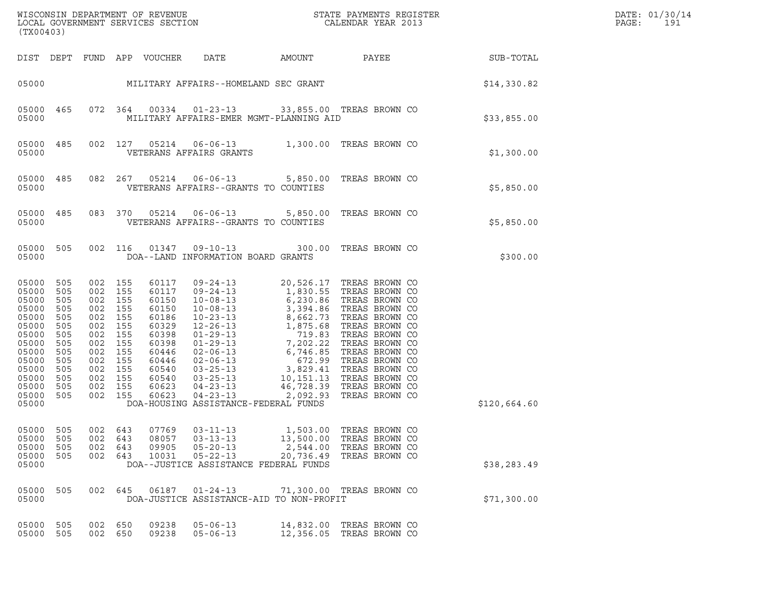WISCONSIN DEPARTMENT OF REVENUE
LOCAL GOVERNMENT SERVICES SECTION
(TX00403)

STATE PAYMENTS REGISTER
CALENDAR YEAR 2013

| DIST | DEPT | FUND | APP | VOUCHER | DATE | AMOUNT | PAYEE | SUB-TOTAL |
|---|---|---|---|---|---|---|---|---|
| 05000 | | | | MILITARY AFFAIRS--HOMELAND SEC GRANT | | | | $14,330.82 |
| 05000 | 465 | 072 | 364 | 00334 | 01-23-13 | 33,855.00 | TREAS BROWN CO | |
| 05000 | | | | MILITARY AFFAIRS-EMER MGMT-PLANNING AID | | | | $33,855.00 |
| 05000 | 485 | 002 | 127 | 05214 | 06-06-13 | 1,300.00 | TREAS BROWN CO | |
| 05000 | | | | VETERANS AFFAIRS GRANTS | | | | $1,300.00 |
| 05000 | 485 | 082 | 267 | 05214 | 06-06-13 | 5,850.00 | TREAS BROWN CO | |
| 05000 | | | | VETERANS AFFAIRS--GRANTS TO COUNTIES | | | | $5,850.00 |
| 05000 | 485 | 083 | 370 | 05214 | 06-06-13 | 5,850.00 | TREAS BROWN CO | |
| 05000 | | | | VETERANS AFFAIRS--GRANTS TO COUNTIES | | | | $5,850.00 |
| 05000 | 505 | 002 | 116 | 01347 | 09-10-13 | 300.00 | TREAS BROWN CO | |
| 05000 | | | | DOA--LAND INFORMATION BOARD GRANTS | | | | $300.00 |
| 05000 | 505 | 002 | 155 | 60117 | 09-24-13 | 20,526.17 | TREAS BROWN CO | |
| 05000 | 505 | 002 | 155 | 60117 | 09-24-13 | 1,830.55 | TREAS BROWN CO | |
| 05000 | 505 | 002 | 155 | 60150 | 10-08-13 | 6,230.86 | TREAS BROWN CO | |
| 05000 | 505 | 002 | 155 | 60150 | 10-08-13 | 3,394.86 | TREAS BROWN CO | |
| 05000 | 505 | 002 | 155 | 60186 | 10-23-13 | 8,662.73 | TREAS BROWN CO | |
| 05000 | 505 | 002 | 155 | 60329 | 12-26-13 | 1,875.68 | TREAS BROWN CO | |
| 05000 | 505 | 002 | 155 | 60398 | 01-29-13 | 719.83 | TREAS BROWN CO | |
| 05000 | 505 | 002 | 155 | 60398 | 01-29-13 | 7,202.22 | TREAS BROWN CO | |
| 05000 | 505 | 002 | 155 | 60446 | 02-06-13 | 6,746.85 | TREAS BROWN CO | |
| 05000 | 505 | 002 | 155 | 60446 | 02-06-13 | 672.99 | TREAS BROWN CO | |
| 05000 | 505 | 002 | 155 | 60540 | 03-25-13 | 3,829.41 | TREAS BROWN CO | |
| 05000 | 505 | 002 | 155 | 60540 | 03-25-13 | 10,151.13 | TREAS BROWN CO | |
| 05000 | 505 | 002 | 155 | 60623 | 04-23-13 | 46,728.39 | TREAS BROWN CO | |
| 05000 | 505 | 002 | 155 | 60623 | 04-23-13 | 2,092.93 | TREAS BROWN CO | |
| 05000 | | | | DOA-HOUSING ASSISTANCE-FEDERAL FUNDS | | | | $120,664.60 |
| 05000 | 505 | 002 | 643 | 07769 | 03-11-13 | 1,503.00 | TREAS BROWN CO | |
| 05000 | 505 | 002 | 643 | 08057 | 03-13-13 | 13,500.00 | TREAS BROWN CO | |
| 05000 | 505 | 002 | 643 | 09905 | 05-20-13 | 2,544.00 | TREAS BROWN CO | |
| 05000 | 505 | 002 | 643 | 10031 | 05-22-13 | 20,736.49 | TREAS BROWN CO | |
| 05000 | | | | DOA--JUSTICE ASSISTANCE FEDERAL FUNDS | | | | $38,283.49 |
| 05000 | 505 | 002 | 645 | 06187 | 01-24-13 | 71,300.00 | TREAS BROWN CO | |
| 05000 | | | | DOA-JUSTICE ASSISTANCE-AID TO NON-PROFIT | | | | $71,300.00 |
| 05000 | 505 | 002 | 650 | 09238 | 05-06-13 | 14,832.00 | TREAS BROWN CO | |
| 05000 | 505 | 002 | 650 | 09238 | 05-06-13 | 12,356.05 | TREAS BROWN CO | |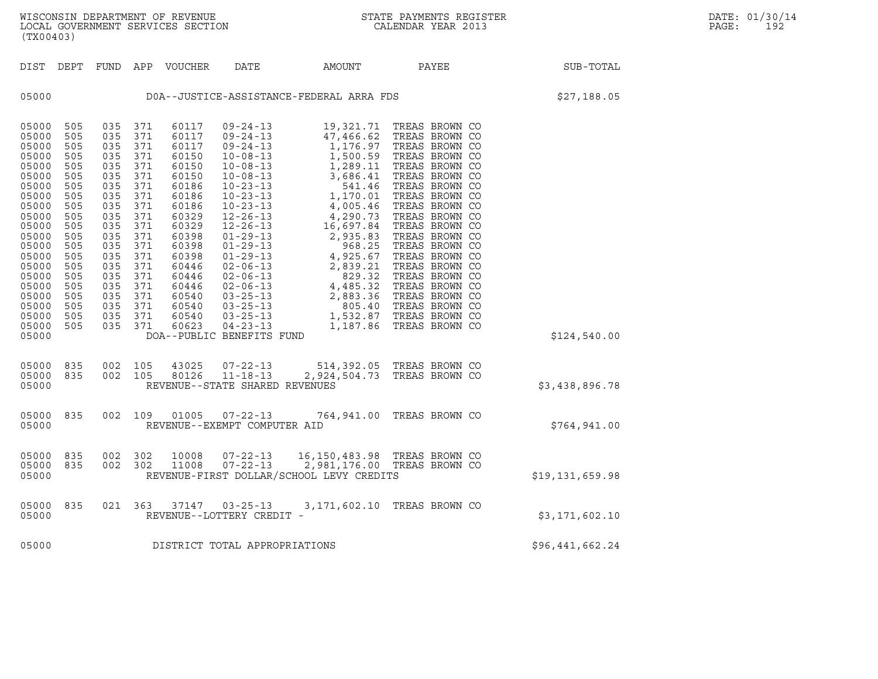WISCONSIN DEPARTMENT OF REVENUE
LOCAL GOVERNMENT SERVICES SECTION
(TX00403)

STATE PAYMENTS REGISTER
CALENDAR YEAR 2013

DATE: 01/30/14

| DIST | DEPT | FUND | APP | VOUCHER | DATE | AMOUNT | PAYEE | SUB-TOTAL |
|---|---|---|---|---|---|---|---|---|
| 05000 | | | | | DOA--JUSTICE-ASSISTANCE-FEDERAL ARRA FDS | | | $27,188.05 |
| 05000 | 505 | 035 | 371 | 60117 | 09-24-13 | 19,321.71 | TREAS BROWN CO | |
| 05000 | 505 | 035 | 371 | 60117 | 09-24-13 | 47,466.62 | TREAS BROWN CO | |
| 05000 | 505 | 035 | 371 | 60117 | 09-24-13 | 1,176.97 | TREAS BROWN CO | |
| 05000 | 505 | 035 | 371 | 60150 | 10-08-13 | 1,500.59 | TREAS BROWN CO | |
| 05000 | 505 | 035 | 371 | 60150 | 10-08-13 | 1,289.11 | TREAS BROWN CO | |
| 05000 | 505 | 035 | 371 | 60150 | 10-08-13 | 3,686.41 | TREAS BROWN CO | |
| 05000 | 505 | 035 | 371 | 60186 | 10-23-13 | 541.46 | TREAS BROWN CO | |
| 05000 | 505 | 035 | 371 | 60186 | 10-23-13 | 1,170.01 | TREAS BROWN CO | |
| 05000 | 505 | 035 | 371 | 60186 | 10-23-13 | 4,005.46 | TREAS BROWN CO | |
| 05000 | 505 | 035 | 371 | 60329 | 12-26-13 | 4,290.73 | TREAS BROWN CO | |
| 05000 | 505 | 035 | 371 | 60329 | 12-26-13 | 16,697.84 | TREAS BROWN CO | |
| 05000 | 505 | 035 | 371 | 60398 | 01-29-13 | 2,935.83 | TREAS BROWN CO | |
| 05000 | 505 | 035 | 371 | 60398 | 01-29-13 | 968.25 | TREAS BROWN CO | |
| 05000 | 505 | 035 | 371 | 60398 | 01-29-13 | 4,925.67 | TREAS BROWN CO | |
| 05000 | 505 | 035 | 371 | 60446 | 02-06-13 | 2,839.21 | TREAS BROWN CO | |
| 05000 | 505 | 035 | 371 | 60446 | 02-06-13 | 829.32 | TREAS BROWN CO | |
| 05000 | 505 | 035 | 371 | 60446 | 02-06-13 | 4,485.32 | TREAS BROWN CO | |
| 05000 | 505 | 035 | 371 | 60540 | 03-25-13 | 2,883.36 | TREAS BROWN CO | |
| 05000 | 505 | 035 | 371 | 60540 | 03-25-13 | 805.40 | TREAS BROWN CO | |
| 05000 | 505 | 035 | 371 | 60540 | 03-25-13 | 1,532.87 | TREAS BROWN CO | |
| 05000 | 505 | 035 | 371 | 60623 | 04-23-13 | 1,187.86 | TREAS BROWN CO | |
| 05000 | | | | | DOA--PUBLIC BENEFITS FUND | | | $124,540.00 |
| 05000 | 835 | 002 | 105 | 43025 | 07-22-13 | 514,392.05 | TREAS BROWN CO | |
| 05000 | 835 | 002 | 105 | 80126 | 11-18-13 | 2,924,504.73 | TREAS BROWN CO | |
| 05000 | | | | | REVENUE--STATE SHARED REVENUES | | | $3,438,896.78 |
| 05000 | 835 | 002 | 109 | 01005 | 07-22-13 | 764,941.00 | TREAS BROWN CO | |
| 05000 | | | | | REVENUE--EXEMPT COMPUTER AID | | | $764,941.00 |
| 05000 | 835 | 002 | 302 | 10008 | 07-22-13 | 16,150,483.98 | TREAS BROWN CO | |
| 05000 | 835 | 002 | 302 | 11008 | 07-22-13 | 2,981,176.00 | TREAS BROWN CO | |
| 05000 | | | | | REVENUE-FIRST DOLLAR/SCHOOL LEVY CREDITS | | | $19,131,659.98 |
| 05000 | 835 | 021 | 363 | 37147 | 03-25-13 | 3,171,602.10 | TREAS BROWN CO | |
| 05000 | | | | | REVENUE--LOTTERY CREDIT - | | | $3,171,602.10 |
| 05000 | | | | | DISTRICT TOTAL APPROPRIATIONS | | | $96,441,662.24 |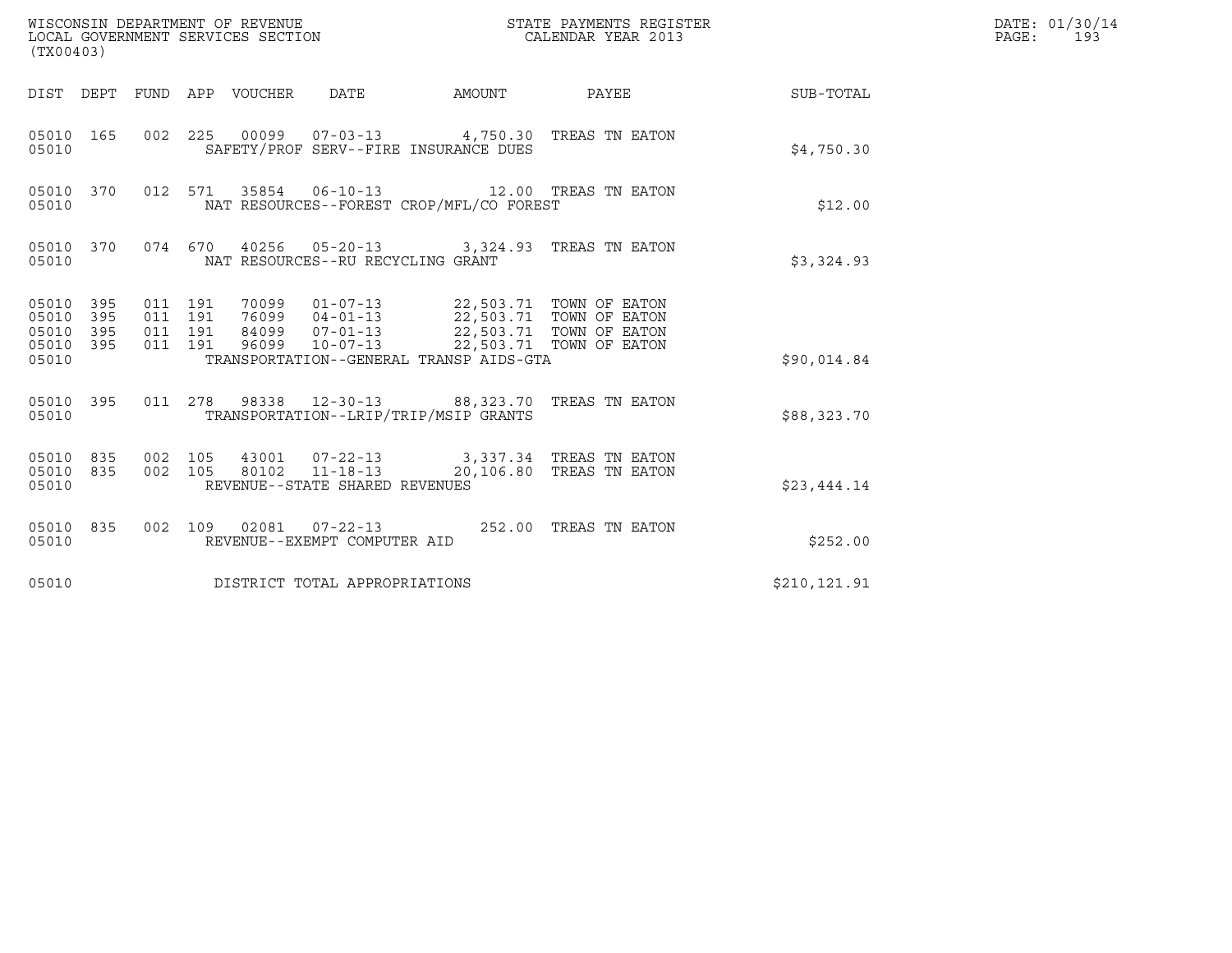WISCONSIN DEPARTMENT OF REVENUE
LOCAL GOVERNMENT SERVICES SECTION
(TX00403)

STATE PAYMENTS REGISTER
CALENDAR YEAR 2013

DATE: 01/30/14

| DIST | DEPT | FUND | APP | VOUCHER | DATE | AMOUNT | PAYEE | SUB-TOTAL |
|---|---|---|---|---|---|---|---|---|
| 05010 | 165 | 002 | 225 | 00099 | 07-03-13 | 4,750.30 | TREAS TN EATON | |
| 05010 | | | | SAFETY/PROF SERV--FIRE INSURANCE DUES | | | | $4,750.30 |
| 05010 | 370 | 012 | 571 | 35854 | 06-10-13 | 12.00 | TREAS TN EATON | |
| 05010 | | | | NAT RESOURCES--FOREST CROP/MFL/CO FOREST | | | | $12.00 |
| 05010 | 370 | 074 | 670 | 40256 | 05-20-13 | 3,324.93 | TREAS TN EATON | |
| 05010 | | | | NAT RESOURCES--RU RECYCLING GRANT | | | | $3,324.93 |
| 05010 | 395 | 011 | 191 | 70099 | 01-07-13 | 22,503.71 | TOWN OF EATON | |
| 05010 | 395 | 011 | 191 | 76099 | 04-01-13 | 22,503.71 | TOWN OF EATON | |
| 05010 | 395 | 011 | 191 | 84099 | 07-01-13 | 22,503.71 | TOWN OF EATON | |
| 05010 | 395 | 011 | 191 | 96099 | 10-07-13 | 22,503.71 | TOWN OF EATON | |
| 05010 | | | | TRANSPORTATION--GENERAL TRANSP AIDS-GTA | | | | $90,014.84 |
| 05010 | 395 | 011 | 278 | 98338 | 12-30-13 | 88,323.70 | TREAS TN EATON | |
| 05010 | | | | TRANSPORTATION--LRIP/TRIP/MSIP GRANTS | | | | $88,323.70 |
| 05010 | 835 | 002 | 105 | 43001 | 07-22-13 | 3,337.34 | TREAS TN EATON | |
| 05010 | 835 | 002 | 105 | 80102 | 11-18-13 | 20,106.80 | TREAS TN EATON | |
| 05010 | | | | REVENUE--STATE SHARED REVENUES | | | | $23,444.14 |
| 05010 | 835 | 002 | 109 | 02081 | 07-22-13 | 252.00 | TREAS TN EATON | |
| 05010 | | | | REVENUE--EXEMPT COMPUTER AID | | | | $252.00 |
| 05010 | | | | DISTRICT TOTAL APPROPRIATIONS | | | | $210,121.91 |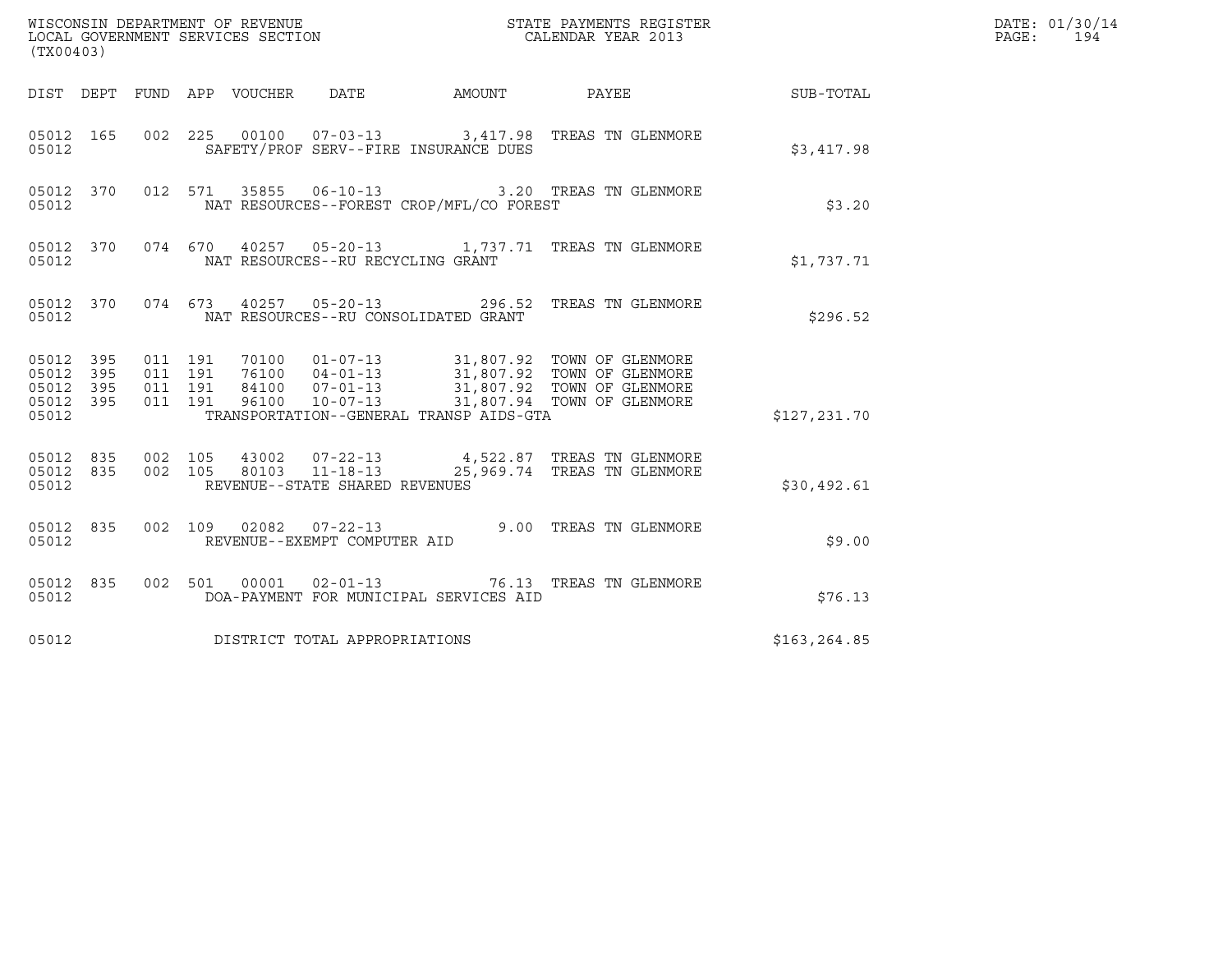WISCONSIN DEPARTMENT OF REVENUE
LOCAL GOVERNMENT SERVICES SECTION
(TX00403)

STATE PAYMENTS REGISTER
CALENDAR YEAR 2013

DATE: 01/30/14
PAGE: 194

| DIST | DEPT | FUND | APP | VOUCHER | DATE | AMOUNT | PAYEE | SUB-TOTAL |
|---|---|---|---|---|---|---|---|---|
| 05012 | 165 | 002 | 225 | 00100 | 07-03-13 | 3,417.98 | TREAS TN GLENMORE | |
| 05012 | | | | | SAFETY/PROF SERV--FIRE INSURANCE DUES | | | $3,417.98 |
| 05012 | 370 | 012 | 571 | 35855 | 06-10-13 | 3.20 | TREAS TN GLENMORE | |
| 05012 | | | | | NAT RESOURCES--FOREST CROP/MFL/CO FOREST | | | $3.20 |
| 05012 | 370 | 074 | 670 | 40257 | 05-20-13 | 1,737.71 | TREAS TN GLENMORE | |
| 05012 | | | | | NAT RESOURCES--RU RECYCLING GRANT | | | $1,737.71 |
| 05012 | 370 | 074 | 673 | 40257 | 05-20-13 | 296.52 | TREAS TN GLENMORE | |
| 05012 | | | | | NAT RESOURCES--RU CONSOLIDATED GRANT | | | $296.52 |
| 05012 | 395 | 011 | 191 | 70100 | 01-07-13 | 31,807.92 | TOWN OF GLENMORE | |
| 05012 | 395 | 011 | 191 | 76100 | 04-01-13 | 31,807.92 | TOWN OF GLENMORE | |
| 05012 | 395 | 011 | 191 | 84100 | 07-01-13 | 31,807.92 | TOWN OF GLENMORE | |
| 05012 | 395 | 011 | 191 | 96100 | 10-07-13 | 31,807.94 | TOWN OF GLENMORE | |
| 05012 | | | | | TRANSPORTATION--GENERAL TRANSP AIDS-GTA | | | $127,231.70 |
| 05012 | 835 | 002 | 105 | 43002 | 07-22-13 | 4,522.87 | TREAS TN GLENMORE | |
| 05012 | 835 | 002 | 105 | 80103 | 11-18-13 | 25,969.74 | TREAS TN GLENMORE | |
| 05012 | | | | | REVENUE--STATE SHARED REVENUES | | | $30,492.61 |
| 05012 | 835 | 002 | 109 | 02082 | 07-22-13 | 9.00 | TREAS TN GLENMORE | |
| 05012 | | | | | REVENUE--EXEMPT COMPUTER AID | | | $9.00 |
| 05012 | 835 | 002 | 501 | 00001 | 02-01-13 | 76.13 | TREAS TN GLENMORE | |
| 05012 | | | | | DOA-PAYMENT FOR MUNICIPAL SERVICES AID | | | $76.13 |
| 05012 | | | | | DISTRICT TOTAL APPROPRIATIONS | | | $163,264.85 |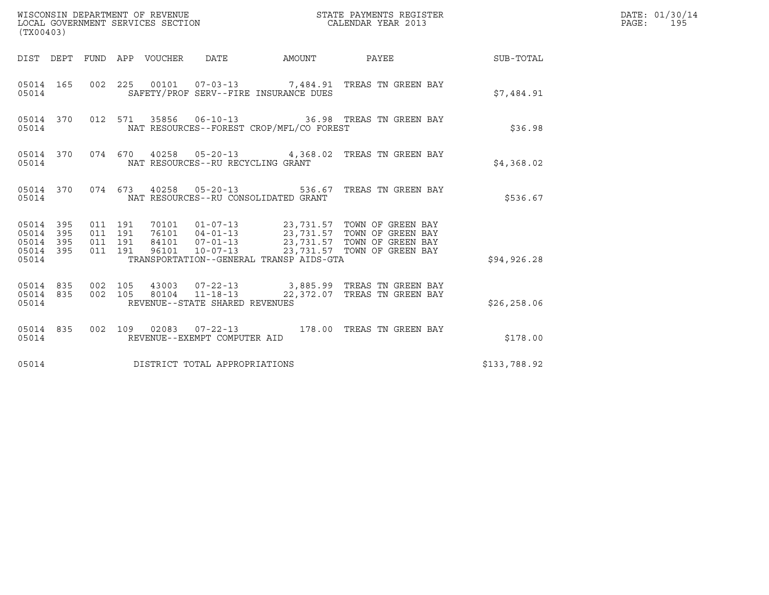WISCONSIN DEPARTMENT OF REVENUE
LOCAL GOVERNMENT SERVICES SECTION
(TX00403)

STATE PAYMENTS REGISTER
CALENDAR YEAR 2013

DATE: 01/30/14
PAGE: 195

| DIST | DEPT | FUND | APP | VOUCHER | DATE | AMOUNT | PAYEE | SUB-TOTAL |
|---|---|---|---|---|---|---|---|---|
| 05014 | 165 | 002 | 225 | 00101 | 07-03-13 | 7,484.91 | TREAS TN GREEN BAY | |
| 05014 | | | | SAFETY/PROF SERV--FIRE INSURANCE DUES | | | | $7,484.91 |
| 05014 | 370 | 012 | 571 | 35856 | 06-10-13 | 36.98 | TREAS TN GREEN BAY | |
| 05014 | | | | NAT RESOURCES--FOREST CROP/MFL/CO FOREST | | | | $36.98 |
| 05014 | 370 | 074 | 670 | 40258 | 05-20-13 | 4,368.02 | TREAS TN GREEN BAY | |
| 05014 | | | | NAT RESOURCES--RU RECYCLING GRANT | | | | $4,368.02 |
| 05014 | 370 | 074 | 673 | 40258 | 05-20-13 | 536.67 | TREAS TN GREEN BAY | |
| 05014 | | | | NAT RESOURCES--RU CONSOLIDATED GRANT | | | | $536.67 |
| 05014 | 395 | 011 | 191 | 70101 | 01-07-13 | 23,731.57 | TOWN OF GREEN BAY | |
| 05014 | 395 | 011 | 191 | 76101 | 04-01-13 | 23,731.57 | TOWN OF GREEN BAY | |
| 05014 | 395 | 011 | 191 | 84101 | 07-01-13 | 23,731.57 | TOWN OF GREEN BAY | |
| 05014 | 395 | 011 | 191 | 96101 | 10-07-13 | 23,731.57 | TOWN OF GREEN BAY | |
| 05014 | | | | TRANSPORTATION--GENERAL TRANSP AIDS-GTA | | | | $94,926.28 |
| 05014 | 835 | 002 | 105 | 43003 | 07-22-13 | 3,885.99 | TREAS TN GREEN BAY | |
| 05014 | 835 | 002 | 105 | 80104 | 11-18-13 | 22,372.07 | TREAS TN GREEN BAY | |
| 05014 | | | | REVENUE--STATE SHARED REVENUES | | | | $26,258.06 |
| 05014 | 835 | 002 | 109 | 02083 | 07-22-13 | 178.00 | TREAS TN GREEN BAY | |
| 05014 | | | | REVENUE--EXEMPT COMPUTER AID | | | | $178.00 |
| 05014 | | | | DISTRICT TOTAL APPROPRIATIONS | | | | $133,788.92 |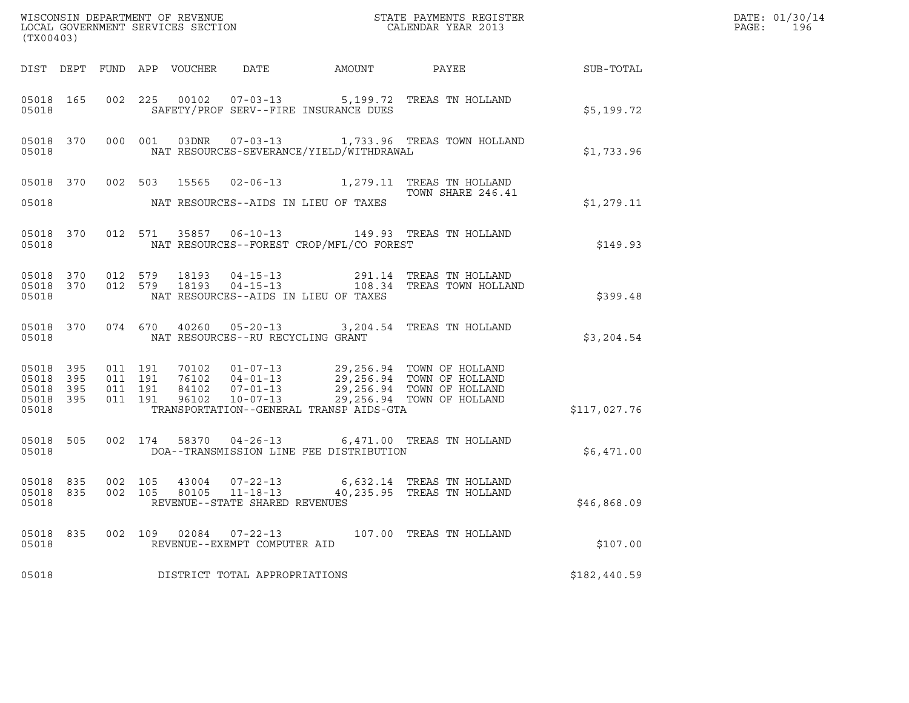WISCONSIN DEPARTMENT OF REVENUE
LOCAL GOVERNMENT SERVICES SECTION
(TX00403)

STATE PAYMENTS REGISTER
CALENDAR YEAR 2013

| DIST | DEPT | FUND | APP | VOUCHER | DATE | AMOUNT | PAYEE | SUB-TOTAL |
|---|---|---|---|---|---|---|---|---|
| 05018 | 165 | 002 | 225 | 00102 | 07-03-13 | 5,199.72 | TREAS TN HOLLAND | |
| 05018 | | | | SAFETY/PROF SERV--FIRE INSURANCE DUES | | | | $5,199.72 |
| 05018 | 370 | 000 | 001 | 03DNR | 07-03-13 | 1,733.96 | TREAS TOWN HOLLAND | |
| 05018 | | | | NAT RESOURCES-SEVERANCE/YIELD/WITHDRAWAL | | | | $1,733.96 |
| 05018 | 370 | 002 | 503 | 15565 | 02-06-13 | 1,279.11 | TREAS TN HOLLAND<br>TOWN SHARE 246.41 | |
| 05018 | | | | NAT RESOURCES--AIDS IN LIEU OF TAXES | | | | $1,279.11 |
| 05018 | 370 | 012 | 571 | 35857 | 06-10-13 | 149.93 | TREAS TN HOLLAND | |
| 05018 | | | | NAT RESOURCES--FOREST CROP/MFL/CO FOREST | | | | $149.93 |
| 05018 | 370 | 012 | 579 | 18193 | 04-15-13 | 291.14 | TREAS TN HOLLAND | |
| 05018 | 370 | 012 | 579 | 18193 | 04-15-13 | 108.34 | TREAS TOWN HOLLAND | |
| 05018 | | | | NAT RESOURCES--AIDS IN LIEU OF TAXES | | | | $399.48 |
| 05018 | 370 | 074 | 670 | 40260 | 05-20-13 | 3,204.54 | TREAS TN HOLLAND | |
| 05018 | | | | NAT RESOURCES--RU RECYCLING GRANT | | | | $3,204.54 |
| 05018 | 395 | 011 | 191 | 70102 | 01-07-13 | 29,256.94 | TOWN OF HOLLAND | |
| 05018 | 395 | 011 | 191 | 76102 | 04-01-13 | 29,256.94 | TOWN OF HOLLAND | |
| 05018 | 395 | 011 | 191 | 84102 | 07-01-13 | 29,256.94 | TOWN OF HOLLAND | |
| 05018 | 395 | 011 | 191 | 96102 | 10-07-13 | 29,256.94 | TOWN OF HOLLAND | |
| 05018 | | | | TRANSPORTATION--GENERAL TRANSP AIDS-GTA | | | | $117,027.76 |
| 05018 | 505 | 002 | 174 | 58370 | 04-26-13 | 6,471.00 | TREAS TN HOLLAND | |
| 05018 | | | | DOA--TRANSMISSION LINE FEE DISTRIBUTION | | | | $6,471.00 |
| 05018 | 835 | 002 | 105 | 43004 | 07-22-13 | 6,632.14 | TREAS TN HOLLAND | |
| 05018 | 835 | 002 | 105 | 80105 | 11-18-13 | 40,235.95 | TREAS TN HOLLAND | |
| 05018 | | | | REVENUE--STATE SHARED REVENUES | | | | $46,868.09 |
| 05018 | 835 | 002 | 109 | 02084 | 07-22-13 | 107.00 | TREAS TN HOLLAND | |
| 05018 | | | | REVENUE--EXEMPT COMPUTER AID | | | | $107.00 |
| 05018 | | | | DISTRICT TOTAL APPROPRIATIONS | | | | $182,440.59 |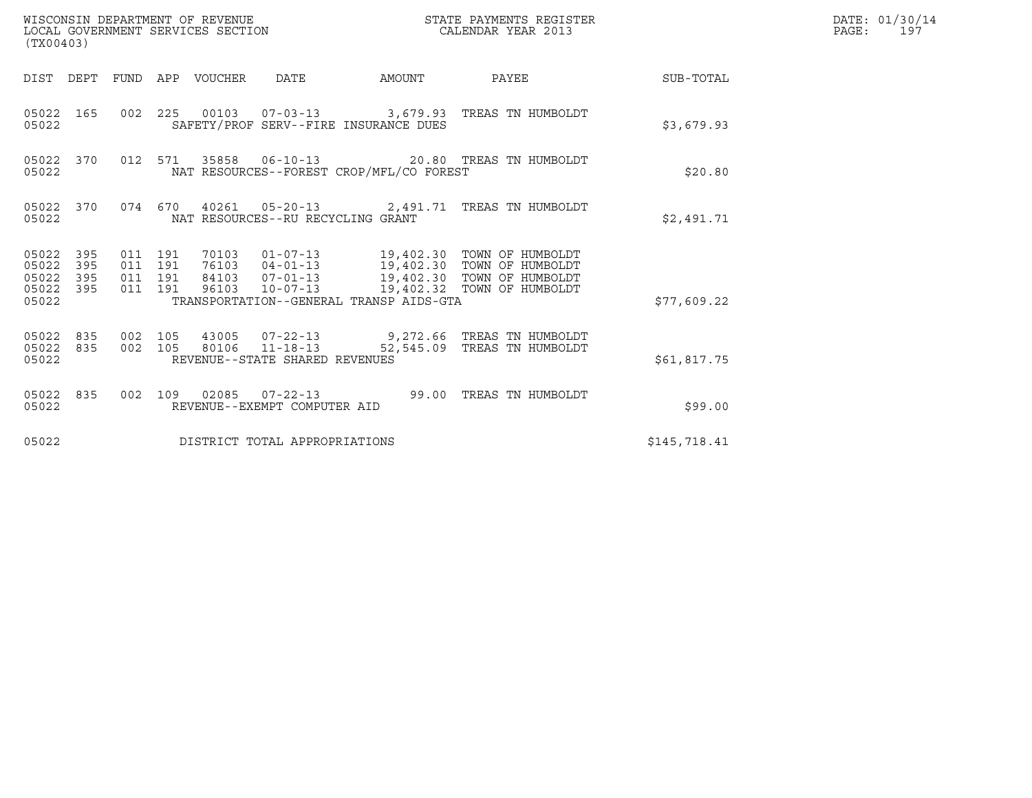WISCONSIN DEPARTMENT OF REVENUE
LOCAL GOVERNMENT SERVICES SECTION
(TX00403)

STATE PAYMENTS REGISTER
CALENDAR YEAR 2013

DATE: 01/30/14

| DIST | DEPT | FUND | APP | VOUCHER | DATE | AMOUNT | PAYEE | SUB-TOTAL |
|---|---|---|---|---|---|---|---|---|
| 05022 | 165 | 002 | 225 | 00103 | 07-03-13 | 3,679.93 | TREAS TN HUMBOLDT | |
| 05022 | | | | SAFETY/PROF SERV--FIRE INSURANCE DUES | | | | $3,679.93 |
| 05022 | 370 | 012 | 571 | 35858 | 06-10-13 | 20.80 | TREAS TN HUMBOLDT | |
| 05022 | | | | NAT RESOURCES--FOREST CROP/MFL/CO FOREST | | | | $20.80 |
| 05022 | 370 | 074 | 670 | 40261 | 05-20-13 | 2,491.71 | TREAS TN HUMBOLDT | |
| 05022 | | | | NAT RESOURCES--RU RECYCLING GRANT | | | | $2,491.71 |
| 05022 | 395 | 011 | 191 | 70103 | 01-07-13 | 19,402.30 | TOWN OF HUMBOLDT | |
| 05022 | 395 | 011 | 191 | 76103 | 04-01-13 | 19,402.30 | TOWN OF HUMBOLDT | |
| 05022 | 395 | 011 | 191 | 84103 | 07-01-13 | 19,402.30 | TOWN OF HUMBOLDT | |
| 05022 | 395 | 011 | 191 | 96103 | 10-07-13 | 19,402.32 | TOWN OF HUMBOLDT | |
| 05022 | | | | TRANSPORTATION--GENERAL TRANSP AIDS-GTA | | | | $77,609.22 |
| 05022 | 835 | 002 | 105 | 43005 | 07-22-13 | 9,272.66 | TREAS TN HUMBOLDT | |
| 05022 | 835 | 002 | 105 | 80106 | 11-18-13 | 52,545.09 | TREAS TN HUMBOLDT | |
| 05022 | | | | REVENUE--STATE SHARED REVENUES | | | | $61,817.75 |
| 05022 | 835 | 002 | 109 | 02085 | 07-22-13 | 99.00 | TREAS TN HUMBOLDT | |
| 05022 | | | | REVENUE--EXEMPT COMPUTER AID | | | | $99.00 |
| 05022 | | | | DISTRICT TOTAL APPROPRIATIONS | | | | $145,718.41 |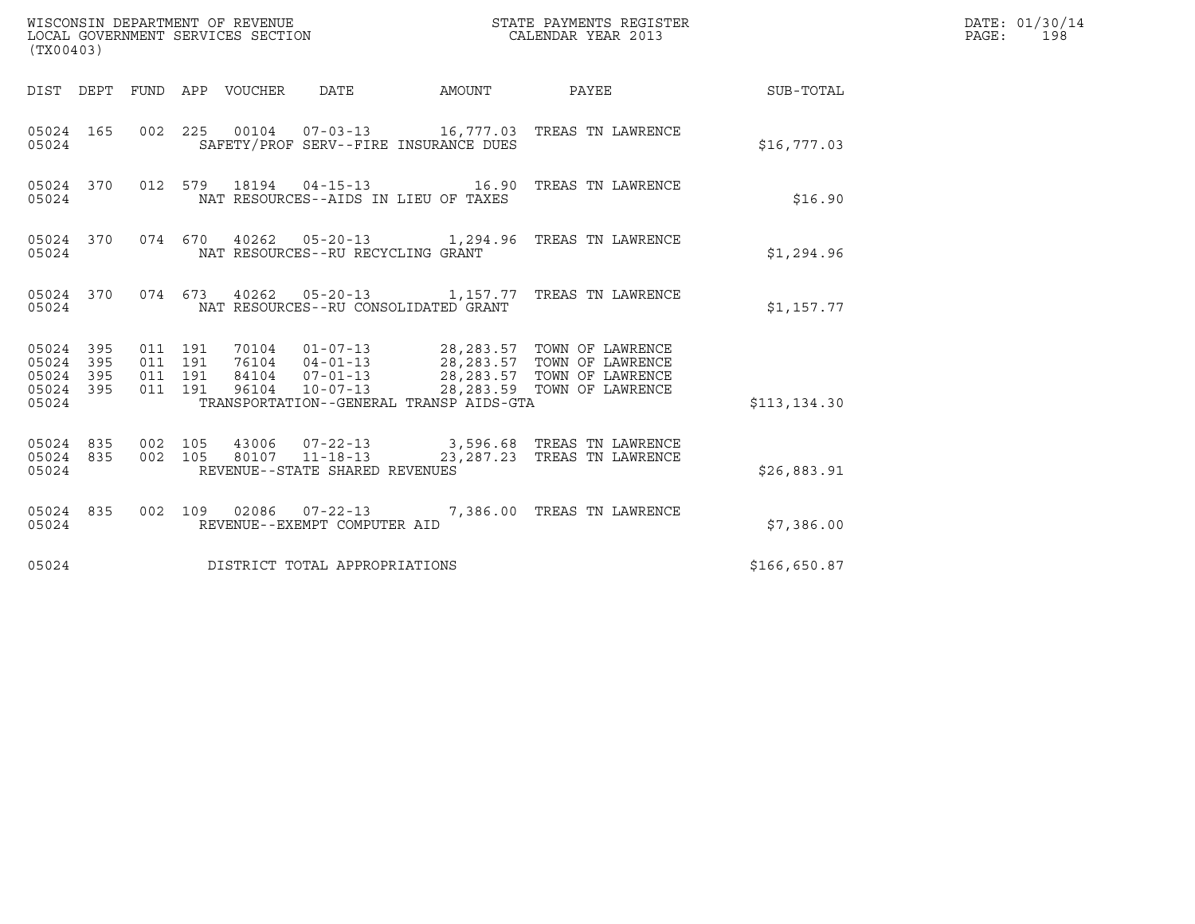WISCONSIN DEPARTMENT OF REVENUE
LOCAL GOVERNMENT SERVICES SECTION
(TX00403)

STATE PAYMENTS REGISTER
CALENDAR YEAR 2013

DATE: 01/30/14
PAGE: 198

| DIST | DEPT | FUND | APP | VOUCHER | DATE | AMOUNT | PAYEE | SUB-TOTAL |
|---|---|---|---|---|---|---|---|---|
| 05024 | 165 | 002 | 225 | 00104 | 07-03-13 | 16,777.03 | TREAS TN LAWRENCE | |
| 05024 | | | | SAFETY/PROF SERV--FIRE INSURANCE DUES | | | | $16,777.03 |
| 05024 | 370 | 012 | 579 | 18194 | 04-15-13 | 16.90 | TREAS TN LAWRENCE | |
| 05024 | | | | NAT RESOURCES--AIDS IN LIEU OF TAXES | | | | $16.90 |
| 05024 | 370 | 074 | 670 | 40262 | 05-20-13 | 1,294.96 | TREAS TN LAWRENCE | |
| 05024 | | | | NAT RESOURCES--RU RECYCLING GRANT | | | | $1,294.96 |
| 05024 | 370 | 074 | 673 | 40262 | 05-20-13 | 1,157.77 | TREAS TN LAWRENCE | |
| 05024 | | | | NAT RESOURCES--RU CONSOLIDATED GRANT | | | | $1,157.77 |
| 05024 | 395 | 011 | 191 | 70104 | 01-07-13 | 28,283.57 | TOWN OF LAWRENCE | |
| 05024 | 395 | 011 | 191 | 76104 | 04-01-13 | 28,283.57 | TOWN OF LAWRENCE | |
| 05024 | 395 | 011 | 191 | 84104 | 07-01-13 | 28,283.57 | TOWN OF LAWRENCE | |
| 05024 | 395 | 011 | 191 | 96104 | 10-07-13 | 28,283.59 | TOWN OF LAWRENCE | |
| 05024 | | | | TRANSPORTATION--GENERAL TRANSP AIDS-GTA | | | | $113,134.30 |
| 05024 | 835 | 002 | 105 | 43006 | 07-22-13 | 3,596.68 | TREAS TN LAWRENCE | |
| 05024 | 835 | 002 | 105 | 80107 | 11-18-13 | 23,287.23 | TREAS TN LAWRENCE | |
| 05024 | | | | REVENUE--STATE SHARED REVENUES | | | | $26,883.91 |
| 05024 | 835 | 002 | 109 | 02086 | 07-22-13 | 7,386.00 | TREAS TN LAWRENCE | |
| 05024 | | | | REVENUE--EXEMPT COMPUTER AID | | | | $7,386.00 |
| 05024 | | | | DISTRICT TOTAL APPROPRIATIONS | | | | $166,650.87 |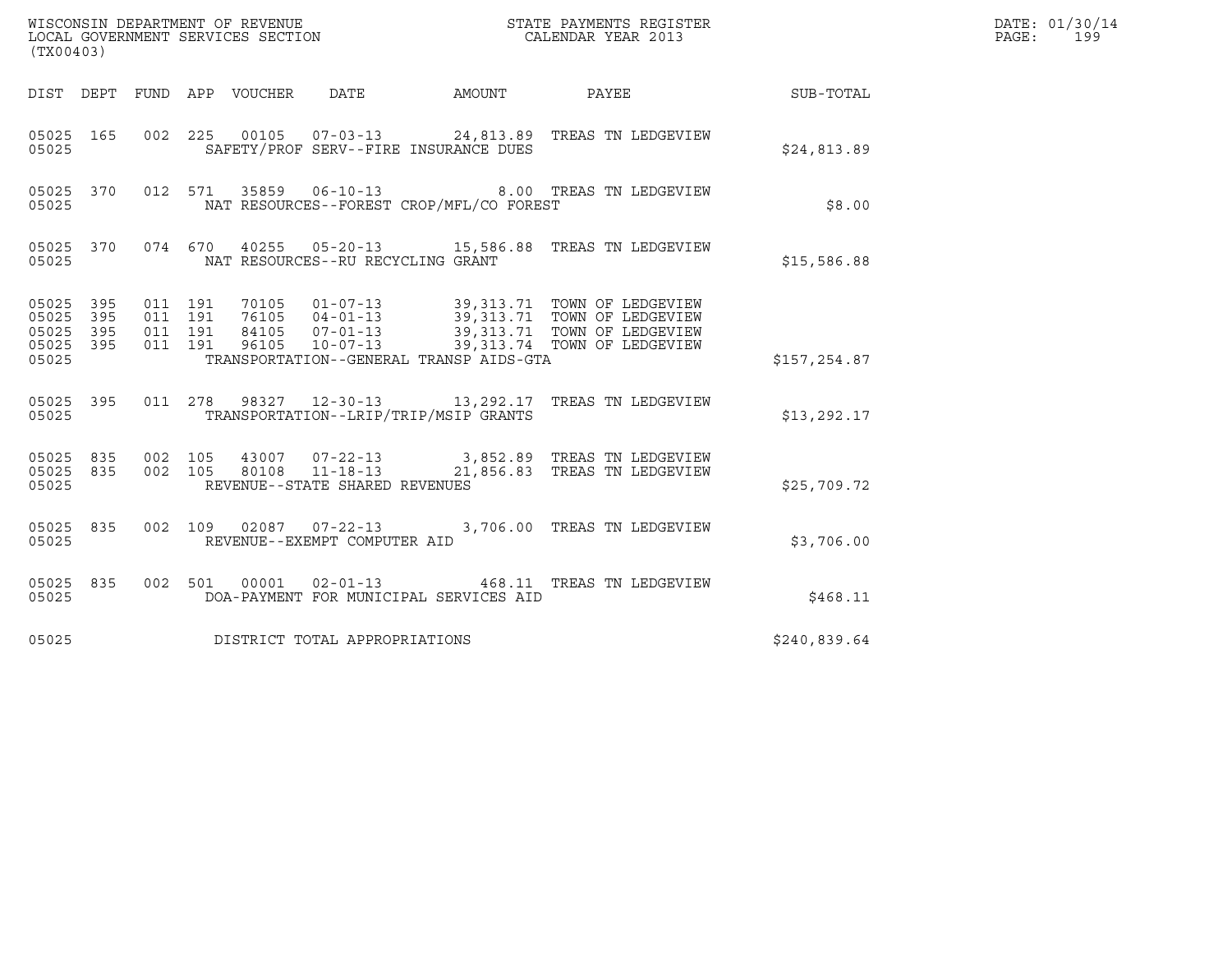WISCONSIN DEPARTMENT OF REVENUE
LOCAL GOVERNMENT SERVICES SECTION
(TX00403)

STATE PAYMENTS REGISTER
CALENDAR YEAR 2013

DATE: 01/30/14

| DIST | DEPT | FUND | APP | VOUCHER | DATE | AMOUNT | PAYEE | SUB-TOTAL |
|---|---|---|---|---|---|---|---|---|
| 05025 | 165 | 002 | 225 | 00105 | 07-03-13 | 24,813.89 | TREAS TN LEDGEVIEW | |
| 05025 | | | | SAFETY/PROF SERV--FIRE INSURANCE DUES | | | | $24,813.89 |
| 05025 | 370 | 012 | 571 | 35859 | 06-10-13 | 8.00 | TREAS TN LEDGEVIEW | |
| 05025 | | | | NAT RESOURCES--FOREST CROP/MFL/CO FOREST | | | | $8.00 |
| 05025 | 370 | 074 | 670 | 40255 | 05-20-13 | 15,586.88 | TREAS TN LEDGEVIEW | |
| 05025 | | | | NAT RESOURCES--RU RECYCLING GRANT | | | | $15,586.88 |
| 05025 | 395 | 011 | 191 | 70105 | 01-07-13 | 39,313.71 | TOWN OF LEDGEVIEW | |
| 05025 | 395 | 011 | 191 | 76105 | 04-01-13 | 39,313.71 | TOWN OF LEDGEVIEW | |
| 05025 | 395 | 011 | 191 | 84105 | 07-01-13 | 39,313.71 | TOWN OF LEDGEVIEW | |
| 05025 | 395 | 011 | 191 | 96105 | 10-07-13 | 39,313.74 | TOWN OF LEDGEVIEW | |
| 05025 | | | | TRANSPORTATION--GENERAL TRANSP AIDS-GTA | | | | $157,254.87 |
| 05025 | 395 | 011 | 278 | 98327 | 12-30-13 | 13,292.17 | TREAS TN LEDGEVIEW | |
| 05025 | | | | TRANSPORTATION--LRIP/TRIP/MSIP GRANTS | | | | $13,292.17 |
| 05025 | 835 | 002 | 105 | 43007 | 07-22-13 | 3,852.89 | TREAS TN LEDGEVIEW | |
| 05025 | 835 | 002 | 105 | 80108 | 11-18-13 | 21,856.83 | TREAS TN LEDGEVIEW | |
| 05025 | | | | REVENUE--STATE SHARED REVENUES | | | | $25,709.72 |
| 05025 | 835 | 002 | 109 | 02087 | 07-22-13 | 3,706.00 | TREAS TN LEDGEVIEW | |
| 05025 | | | | REVENUE--EXEMPT COMPUTER AID | | | | $3,706.00 |
| 05025 | 835 | 002 | 501 | 00001 | 02-01-13 | 468.11 | TREAS TN LEDGEVIEW | |
| 05025 | | | | DOA-PAYMENT FOR MUNICIPAL SERVICES AID | | | | $468.11 |
| 05025 | | | | DISTRICT TOTAL APPROPRIATIONS | | | | $240,839.64 |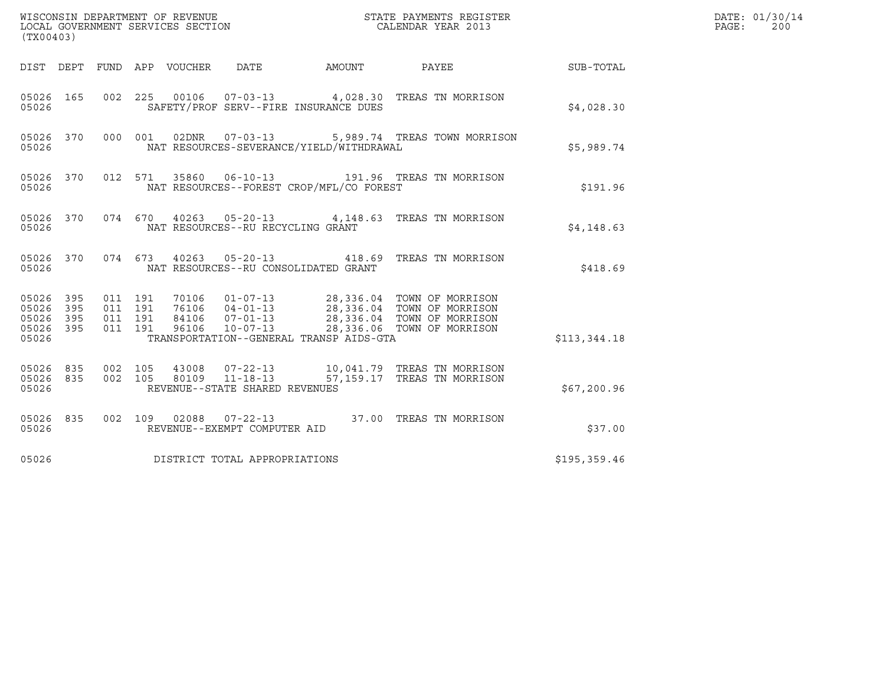WISCONSIN DEPARTMENT OF REVENUE
LOCAL GOVERNMENT SERVICES SECTION
(TX00403)

STATE PAYMENTS REGISTER
CALENDAR YEAR 2013

DATE: 01/30/14

| DIST | DEPT | FUND | APP | VOUCHER | DATE | AMOUNT | PAYEE | SUB-TOTAL |
|---|---|---|---|---|---|---|---|---|
| 05026 | 165 | 002 | 225 | 00106 | 07-03-13 | 4,028.30 | TREAS TN MORRISON | |
| 05026 | | | | SAFETY/PROF SERV--FIRE INSURANCE DUES | | | | $4,028.30 |
| 05026 | 370 | 000 | 001 | 02DNR | 07-03-13 | 5,989.74 | TREAS TOWN MORRISON | |
| 05026 | | | | NAT RESOURCES-SEVERANCE/YIELD/WITHDRAWAL | | | | $5,989.74 |
| 05026 | 370 | 012 | 571 | 35860 | 06-10-13 | 191.96 | TREAS TN MORRISON | |
| 05026 | | | | NAT RESOURCES--FOREST CROP/MFL/CO FOREST | | | | $191.96 |
| 05026 | 370 | 074 | 670 | 40263 | 05-20-13 | 4,148.63 | TREAS TN MORRISON | |
| 05026 | | | | NAT RESOURCES--RU RECYCLING GRANT | | | | $4,148.63 |
| 05026 | 370 | 074 | 673 | 40263 | 05-20-13 | 418.69 | TREAS TN MORRISON | |
| 05026 | | | | NAT RESOURCES--RU CONSOLIDATED GRANT | | | | $418.69 |
| 05026 | 395 | 011 | 191 | 70106 | 01-07-13 | 28,336.04 | TOWN OF MORRISON | |
| 05026 | 395 | 011 | 191 | 76106 | 04-01-13 | 28,336.04 | TOWN OF MORRISON | |
| 05026 | 395 | 011 | 191 | 84106 | 07-01-13 | 28,336.04 | TOWN OF MORRISON | |
| 05026 | 395 | 011 | 191 | 96106 | 10-07-13 | 28,336.06 | TOWN OF MORRISON | |
| 05026 | | | | TRANSPORTATION--GENERAL TRANSP AIDS-GTA | | | | $113,344.18 |
| 05026 | 835 | 002 | 105 | 43008 | 07-22-13 | 10,041.79 | TREAS TN MORRISON | |
| 05026 | 835 | 002 | 105 | 80109 | 11-18-13 | 57,159.17 | TREAS TN MORRISON | |
| 05026 | | | | REVENUE--STATE SHARED REVENUES | | | | $67,200.96 |
| 05026 | 835 | 002 | 109 | 02088 | 07-22-13 | 37.00 | TREAS TN MORRISON | |
| 05026 | | | | REVENUE--EXEMPT COMPUTER AID | | | | $37.00 |
| 05026 | | | | DISTRICT TOTAL APPROPRIATIONS | | | | $195,359.46 |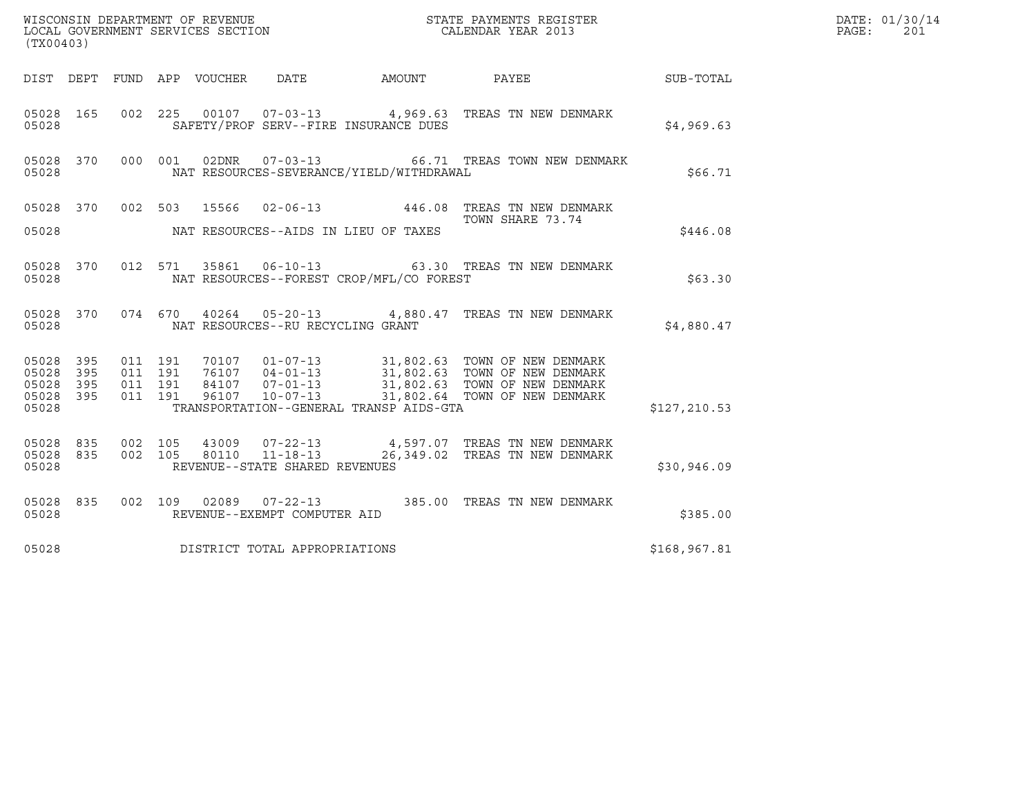WISCONSIN DEPARTMENT OF REVENUE
LOCAL GOVERNMENT SERVICES SECTION
(TX00403)

STATE PAYMENTS REGISTER
CALENDAR YEAR 2013

DATE: 01/30/14

| DIST | DEPT | FUND | APP | VOUCHER | DATE | AMOUNT | PAYEE | SUB-TOTAL |
|---|---|---|---|---|---|---|---|---|
| 05028 | 165 | 002 | 225 | 00107 | 07-03-13 | 4,969.63 | TREAS TN NEW DENMARK | |
| 05028 | | | | SAFETY/PROF SERV--FIRE INSURANCE DUES | | | | $4,969.63 |
| 05028 | 370 | 000 | 001 | 02DNR | 07-03-13 | 66.71 | TREAS TOWN NEW DENMARK | |
| 05028 | | | | NAT RESOURCES-SEVERANCE/YIELD/WITHDRAWAL | | | | $66.71 |
| 05028 | 370 | 002 | 503 | 15566 | 02-06-13 | 446.08 | TREAS TN NEW DENMARK TOWN SHARE 73.74 | |
| 05028 | | | | NAT RESOURCES--AIDS IN LIEU OF TAXES | | | | $446.08 |
| 05028 | 370 | 012 | 571 | 35861 | 06-10-13 | 63.30 | TREAS TN NEW DENMARK | |
| 05028 | | | | NAT RESOURCES--FOREST CROP/MFL/CO FOREST | | | | $63.30 |
| 05028 | 370 | 074 | 670 | 40264 | 05-20-13 | 4,880.47 | TREAS TN NEW DENMARK | |
| 05028 | | | | NAT RESOURCES--RU RECYCLING GRANT | | | | $4,880.47 |
| 05028 | 395 | 011 | 191 | 70107 | 01-07-13 | 31,802.63 | TOWN OF NEW DENMARK | |
| 05028 | 395 | 011 | 191 | 76107 | 04-01-13 | 31,802.63 | TOWN OF NEW DENMARK | |
| 05028 | 395 | 011 | 191 | 84107 | 07-01-13 | 31,802.63 | TOWN OF NEW DENMARK | |
| 05028 | 395 | 011 | 191 | 96107 | 10-07-13 | 31,802.64 | TOWN OF NEW DENMARK | |
| 05028 | | | | TRANSPORTATION--GENERAL TRANSP AIDS-GTA | | | | $127,210.53 |
| 05028 | 835 | 002 | 105 | 43009 | 07-22-13 | 4,597.07 | TREAS TN NEW DENMARK | |
| 05028 | 835 | 002 | 105 | 80110 | 11-18-13 | 26,349.02 | TREAS TN NEW DENMARK | |
| 05028 | | | | REVENUE--STATE SHARED REVENUES | | | | $30,946.09 |
| 05028 | 835 | 002 | 109 | 02089 | 07-22-13 | 385.00 | TREAS TN NEW DENMARK | |
| 05028 | | | | REVENUE--EXEMPT COMPUTER AID | | | | $385.00 |
| 05028 | | | | DISTRICT TOTAL APPROPRIATIONS | | | | $168,967.81 |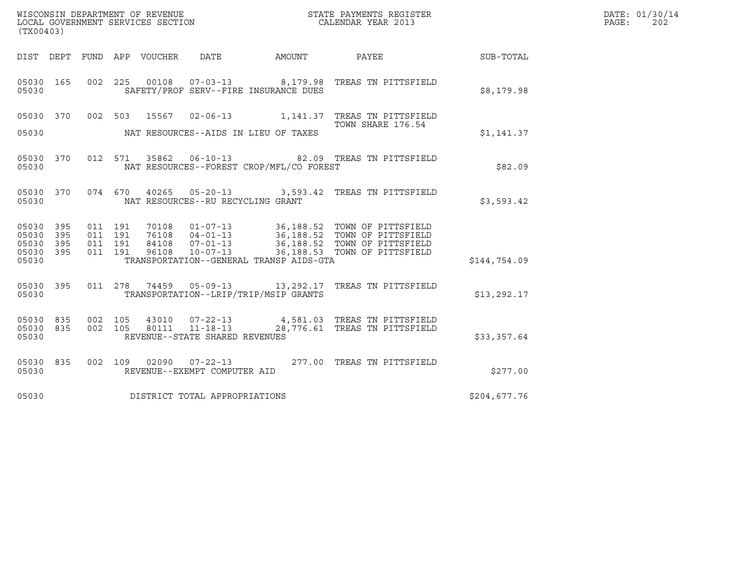WISCONSIN DEPARTMENT OF REVENUE
LOCAL GOVERNMENT SERVICES SECTION
(TX00403)

STATE PAYMENTS REGISTER
CALENDAR YEAR 2013

DATE: 01/30/14
PAGE: 202

| DIST | DEPT | FUND | APP | VOUCHER | DATE | AMOUNT | PAYEE | SUB-TOTAL |
|---|---|---|---|---|---|---|---|---|
| 05030 | 165 | 002 | 225 | 00108 | 07-03-13 | 8,179.98 | TREAS TN PITTSFIELD | |
| 05030 | | | | | SAFETY/PROF SERV--FIRE INSURANCE DUES | | | $8,179.98 |
| 05030 | 370 | 002 | 503 | 15567 | 02-06-13 | 1,141.37 | TREAS TN PITTSFIELD<br>TOWN SHARE 176.54 | |
| 05030 | | | | | NAT RESOURCES--AIDS IN LIEU OF TAXES | | | $1,141.37 |
| 05030 | 370 | 012 | 571 | 35862 | 06-10-13 | 82.09 | TREAS TN PITTSFIELD | |
| 05030 | | | | | NAT RESOURCES--FOREST CROP/MFL/CO FOREST | | | $82.09 |
| 05030 | 370 | 074 | 670 | 40265 | 05-20-13 | 3,593.42 | TREAS TN PITTSFIELD | |
| 05030 | | | | | NAT RESOURCES--RU RECYCLING GRANT | | | $3,593.42 |
| 05030 | 395 | 011 | 191 | 70108 | 01-07-13 | 36,188.52 | TOWN OF PITTSFIELD | |
| 05030 | 395 | 011 | 191 | 76108 | 04-01-13 | 36,188.52 | TOWN OF PITTSFIELD | |
| 05030 | 395 | 011 | 191 | 84108 | 07-01-13 | 36,188.52 | TOWN OF PITTSFIELD | |
| 05030 | 395 | 011 | 191 | 96108 | 10-07-13 | 36,188.53 | TOWN OF PITTSFIELD | |
| 05030 | | | | | TRANSPORTATION--GENERAL TRANSP AIDS-GTA | | | $144,754.09 |
| 05030 | 395 | 011 | 278 | 74459 | 05-09-13 | 13,292.17 | TREAS TN PITTSFIELD | |
| 05030 | | | | | TRANSPORTATION--LRIP/TRIP/MSIP GRANTS | | | $13,292.17 |
| 05030 | 835 | 002 | 105 | 43010 | 07-22-13 | 4,581.03 | TREAS TN PITTSFIELD | |
| 05030 | 835 | 002 | 105 | 80111 | 11-18-13 | 28,776.61 | TREAS TN PITTSFIELD | |
| 05030 | | | | | REVENUE--STATE SHARED REVENUES | | | $33,357.64 |
| 05030 | 835 | 002 | 109 | 02090 | 07-22-13 | 277.00 | TREAS TN PITTSFIELD | |
| 05030 | | | | | REVENUE--EXEMPT COMPUTER AID | | | $277.00 |
| 05030 | | | | | DISTRICT TOTAL APPROPRIATIONS | | | $204,677.76 |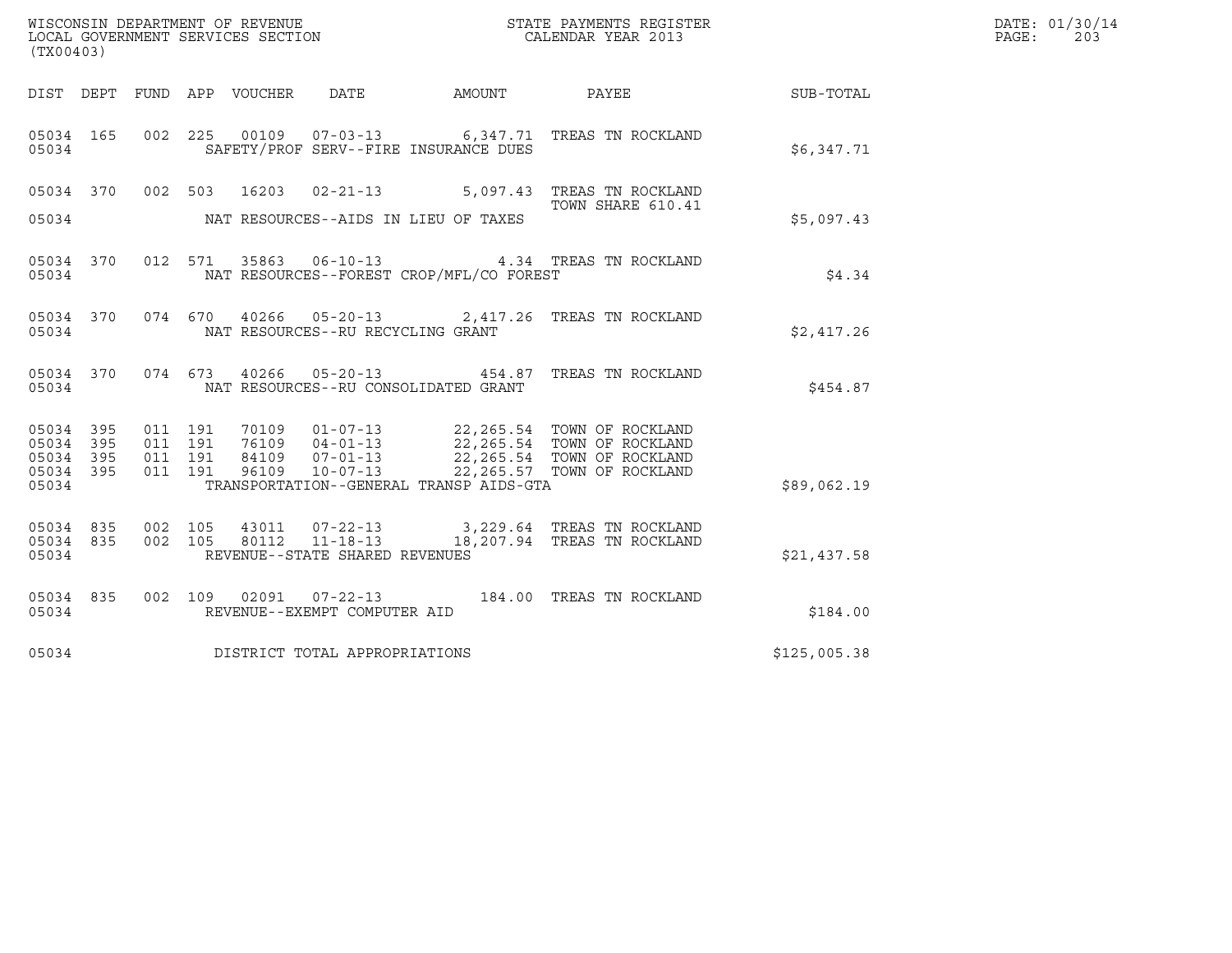WISCONSIN DEPARTMENT OF REVENUE
LOCAL GOVERNMENT SERVICES SECTION
(TX00403)

STATE PAYMENTS REGISTER
CALENDAR YEAR 2013

DATE: 01/30/14
PAGE: 203

| DIST | DEPT | FUND | APP | VOUCHER | DATE | AMOUNT | PAYEE | SUB-TOTAL |
|---|---|---|---|---|---|---|---|---|
| 05034 | 165 | 002 | 225 | 00109 | 07-03-13 | 6,347.71 | TREAS TN ROCKLAND | |
| 05034 | | | | | SAFETY/PROF SERV--FIRE INSURANCE DUES | | | $6,347.71 |
| 05034 | 370 | 002 | 503 | 16203 | 02-21-13 | 5,097.43 | TREAS TN ROCKLAND TOWN SHARE 610.41 | |
| 05034 | | | | | NAT RESOURCES--AIDS IN LIEU OF TAXES | | | $5,097.43 |
| 05034 | 370 | 012 | 571 | 35863 | 06-10-13 | 4.34 | TREAS TN ROCKLAND | |
| 05034 | | | | | NAT RESOURCES--FOREST CROP/MFL/CO FOREST | | | $4.34 |
| 05034 | 370 | 074 | 670 | 40266 | 05-20-13 | 2,417.26 | TREAS TN ROCKLAND | |
| 05034 | | | | | NAT RESOURCES--RU RECYCLING GRANT | | | $2,417.26 |
| 05034 | 370 | 074 | 673 | 40266 | 05-20-13 | 454.87 | TREAS TN ROCKLAND | |
| 05034 | | | | | NAT RESOURCES--RU CONSOLIDATED GRANT | | | $454.87 |
| 05034 | 395 | 011 | 191 | 70109 | 01-07-13 | 22,265.54 | TOWN OF ROCKLAND | |
| 05034 | 395 | 011 | 191 | 76109 | 04-01-13 | 22,265.54 | TOWN OF ROCKLAND | |
| 05034 | 395 | 011 | 191 | 84109 | 07-01-13 | 22,265.54 | TOWN OF ROCKLAND | |
| 05034 | 395 | 011 | 191 | 96109 | 10-07-13 | 22,265.57 | TOWN OF ROCKLAND | |
| 05034 | | | | | TRANSPORTATION--GENERAL TRANSP AIDS-GTA | | | $89,062.19 |
| 05034 | 835 | 002 | 105 | 43011 | 07-22-13 | 3,229.64 | TREAS TN ROCKLAND | |
| 05034 | 835 | 002 | 105 | 80112 | 11-18-13 | 18,207.94 | TREAS TN ROCKLAND | |
| 05034 | | | | | REVENUE--STATE SHARED REVENUES | | | $21,437.58 |
| 05034 | 835 | 002 | 109 | 02091 | 07-22-13 | 184.00 | TREAS TN ROCKLAND | |
| 05034 | | | | | REVENUE--EXEMPT COMPUTER AID | | | $184.00 |
| 05034 | | | | | DISTRICT TOTAL APPROPRIATIONS | | | $125,005.38 |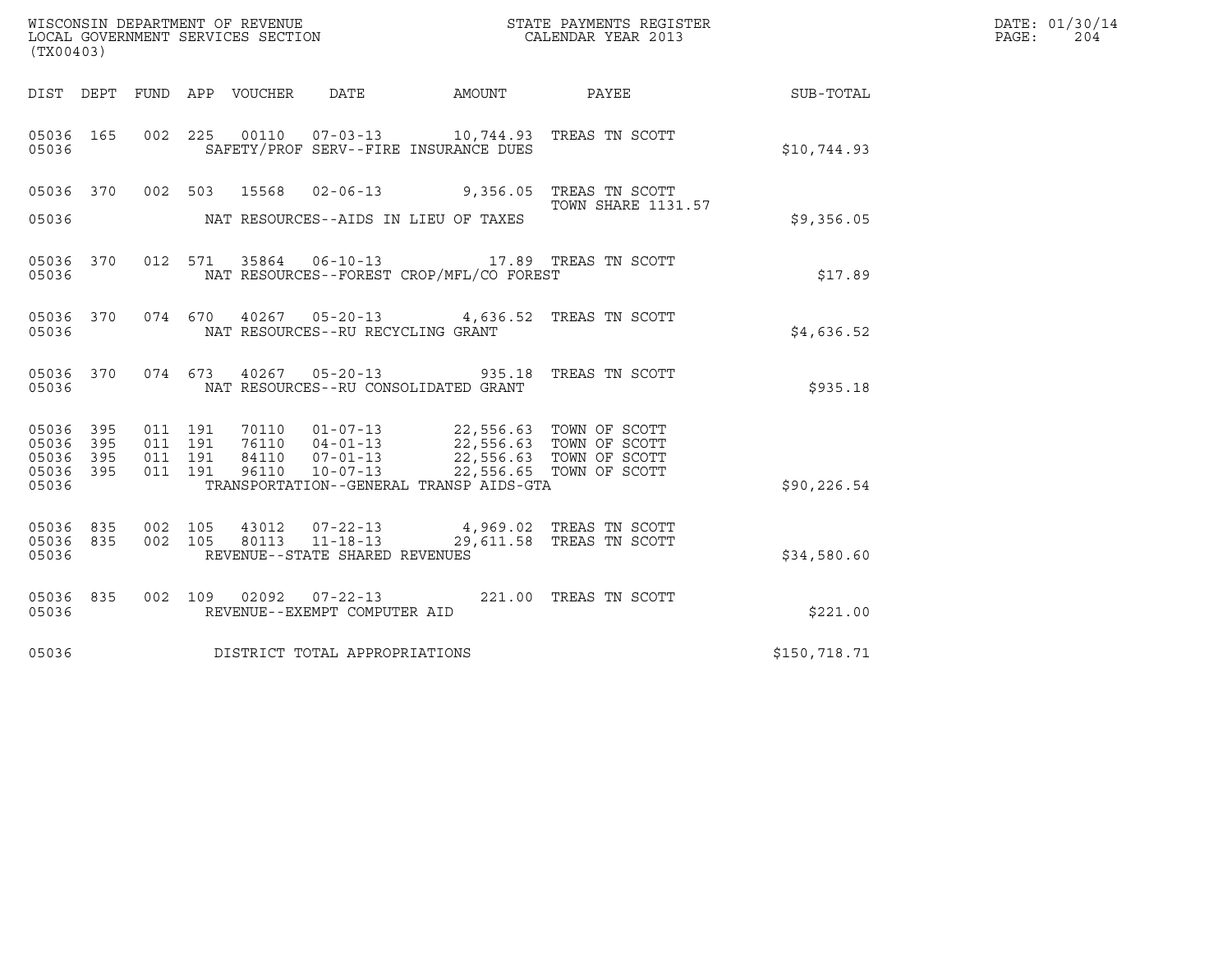WISCONSIN DEPARTMENT OF REVENUE
LOCAL GOVERNMENT SERVICES SECTION
(TX00403)

STATE PAYMENTS REGISTER
CALENDAR YEAR 2013

DATE: 01/30/14

| DIST | DEPT | FUND | APP | VOUCHER | DATE | AMOUNT | PAYEE | SUB-TOTAL |
|---|---|---|---|---|---|---|---|---|
| 05036 | 165 | 002 | 225 | 00110 | 07-03-13 | 10,744.93 | TREAS TN SCOTT | |
| 05036 | | | | | SAFETY/PROF SERV--FIRE INSURANCE DUES | | | $10,744.93 |
| 05036 | 370 | 002 | 503 | 15568 | 02-06-13 | 9,356.05 | TREAS TN SCOTT | |
| | | | | | | | TOWN SHARE 1131.57 | |
| 05036 | | | | | NAT RESOURCES--AIDS IN LIEU OF TAXES | | | $9,356.05 |
| 05036 | 370 | 012 | 571 | 35864 | 06-10-13 | 17.89 | TREAS TN SCOTT | |
| 05036 | | | | | NAT RESOURCES--FOREST CROP/MFL/CO FOREST | | | $17.89 |
| 05036 | 370 | 074 | 670 | 40267 | 05-20-13 | 4,636.52 | TREAS TN SCOTT | |
| 05036 | | | | | NAT RESOURCES--RU RECYCLING GRANT | | | $4,636.52 |
| 05036 | 370 | 074 | 673 | 40267 | 05-20-13 | 935.18 | TREAS TN SCOTT | |
| 05036 | | | | | NAT RESOURCES--RU CONSOLIDATED GRANT | | | $935.18 |
| 05036 | 395 | 011 | 191 | 70110 | 01-07-13 | 22,556.63 | TOWN OF SCOTT | |
| 05036 | 395 | 011 | 191 | 76110 | 04-01-13 | 22,556.63 | TOWN OF SCOTT | |
| 05036 | 395 | 011 | 191 | 84110 | 07-01-13 | 22,556.63 | TOWN OF SCOTT | |
| 05036 | 395 | 011 | 191 | 96110 | 10-07-13 | 22,556.65 | TOWN OF SCOTT | |
| 05036 | | | | | TRANSPORTATION--GENERAL TRANSP AIDS-GTA | | | $90,226.54 |
| 05036 | 835 | 002 | 105 | 43012 | 07-22-13 | 4,969.02 | TREAS TN SCOTT | |
| 05036 | 835 | 002 | 105 | 80113 | 11-18-13 | 29,611.58 | TREAS TN SCOTT | |
| 05036 | | | | | REVENUE--STATE SHARED REVENUES | | | $34,580.60 |
| 05036 | 835 | 002 | 109 | 02092 | 07-22-13 | 221.00 | TREAS TN SCOTT | |
| 05036 | | | | | REVENUE--EXEMPT COMPUTER AID | | | $221.00 |
| 05036 | | | | | DISTRICT TOTAL APPROPRIATIONS | | | $150,718.71 |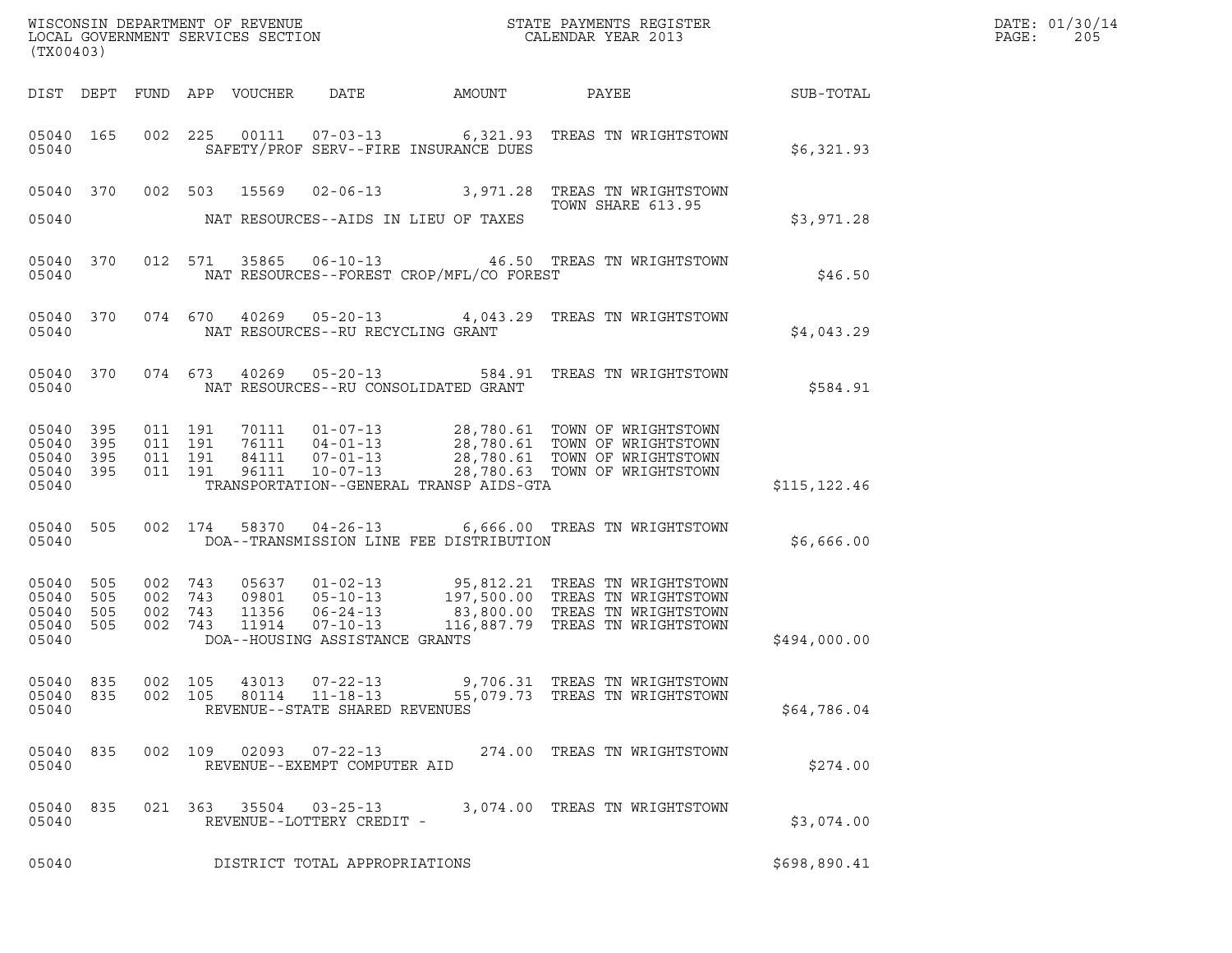WISCONSIN DEPARTMENT OF REVENUE
LOCAL GOVERNMENT SERVICES SECTION
(TX00403)

STATE PAYMENTS REGISTER
CALENDAR YEAR 2013

DATE: 01/30/14
PAGE: 205

| DIST | DEPT | FUND | APP | VOUCHER | DATE | AMOUNT | PAYEE | SUB-TOTAL |
|---|---|---|---|---|---|---|---|---|
| 05040 | 165 | 002 | 225 | 00111 | 07-03-13 | 6,321.93 | TREAS TN WRIGHTSTOWN | |
| 05040 | | | | SAFETY/PROF SERV--FIRE INSURANCE DUES | | | | $6,321.93 |
| 05040 | 370 | 002 | 503 | 15569 | 02-06-13 | 3,971.28 | TREAS TN WRIGHTSTOWN TOWN SHARE 613.95 | |
| 05040 | | | | NAT RESOURCES--AIDS IN LIEU OF TAXES | | | | $3,971.28 |
| 05040 | 370 | 012 | 571 | 35865 | 06-10-13 | 46.50 | TREAS TN WRIGHTSTOWN | |
| 05040 | | | | NAT RESOURCES--FOREST CROP/MFL/CO FOREST | | | | $46.50 |
| 05040 | 370 | 074 | 670 | 40269 | 05-20-13 | 4,043.29 | TREAS TN WRIGHTSTOWN | |
| 05040 | | | | NAT RESOURCES--RU RECYCLING GRANT | | | | $4,043.29 |
| 05040 | 370 | 074 | 673 | 40269 | 05-20-13 | 584.91 | TREAS TN WRIGHTSTOWN | |
| 05040 | | | | NAT RESOURCES--RU CONSOLIDATED GRANT | | | | $584.91 |
| 05040 | 395 | 011 | 191 | 70111 | 01-07-13 | 28,780.61 | TOWN OF WRIGHTSTOWN | |
| 05040 | 395 | 011 | 191 | 76111 | 04-01-13 | 28,780.61 | TOWN OF WRIGHTSTOWN | |
| 05040 | 395 | 011 | 191 | 84111 | 07-01-13 | 28,780.61 | TOWN OF WRIGHTSTOWN | |
| 05040 | 395 | 011 | 191 | 96111 | 10-07-13 | 28,780.63 | TOWN OF WRIGHTSTOWN | |
| 05040 | | | | TRANSPORTATION--GENERAL TRANSP AIDS-GTA | | | | $115,122.46 |
| 05040 | 505 | 002 | 174 | 58370 | 04-26-13 | 6,666.00 | TREAS TN WRIGHTSTOWN | |
| 05040 | | | | DOA--TRANSMISSION LINE FEE DISTRIBUTION | | | | $6,666.00 |
| 05040 | 505 | 002 | 743 | 05637 | 01-02-13 | 95,812.21 | TREAS TN WRIGHTSTOWN | |
| 05040 | 505 | 002 | 743 | 09801 | 05-10-13 | 197,500.00 | TREAS TN WRIGHTSTOWN | |
| 05040 | 505 | 002 | 743 | 11356 | 06-24-13 | 83,800.00 | TREAS TN WRIGHTSTOWN | |
| 05040 | 505 | 002 | 743 | 11914 | 07-10-13 | 116,887.79 | TREAS TN WRIGHTSTOWN | |
| 05040 | | | | DOA--HOUSING ASSISTANCE GRANTS | | | | $494,000.00 |
| 05040 | 835 | 002 | 105 | 43013 | 07-22-13 | 9,706.31 | TREAS TN WRIGHTSTOWN | |
| 05040 | 835 | 002 | 105 | 80114 | 11-18-13 | 55,079.73 | TREAS TN WRIGHTSTOWN | |
| 05040 | | | | REVENUE--STATE SHARED REVENUES | | | | $64,786.04 |
| 05040 | 835 | 002 | 109 | 02093 | 07-22-13 | 274.00 | TREAS TN WRIGHTSTOWN | |
| 05040 | | | | REVENUE--EXEMPT COMPUTER AID | | | | $274.00 |
| 05040 | 835 | 021 | 363 | 35504 | 03-25-13 | 3,074.00 | TREAS TN WRIGHTSTOWN | |
| 05040 | | | | REVENUE--LOTTERY CREDIT - | | | | $3,074.00 |
| 05040 | | | | DISTRICT TOTAL APPROPRIATIONS | | | | $698,890.41 |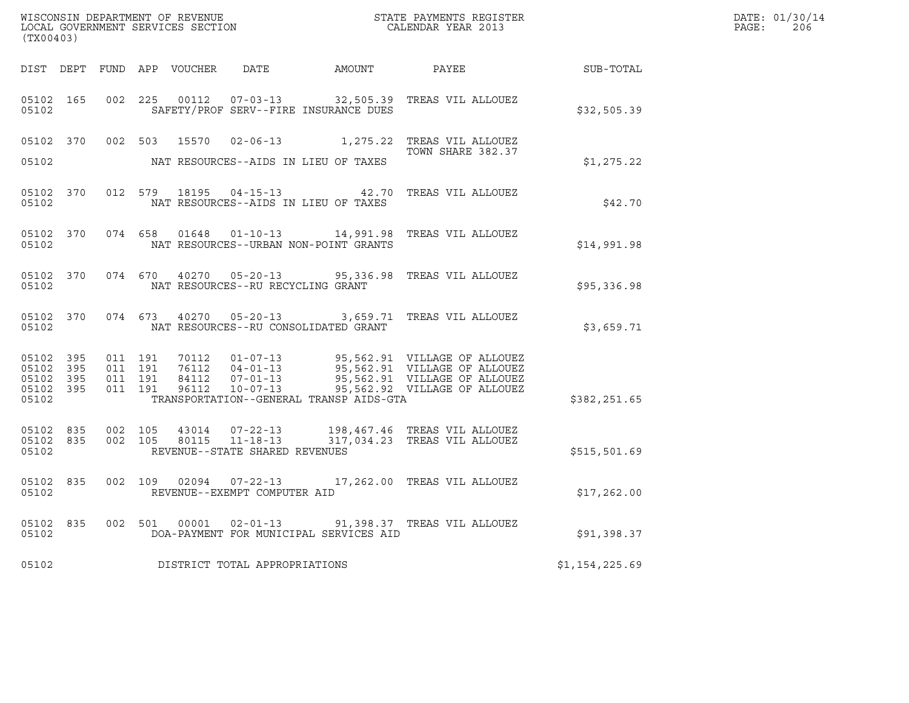WISCONSIN DEPARTMENT OF REVENUE
LOCAL GOVERNMENT SERVICES SECTION
(TX00403)

STATE PAYMENTS REGISTER
CALENDAR YEAR 2013

DATE: 01/30/14
PAGE: 206

| DIST | DEPT | FUND | APP | VOUCHER | DATE | AMOUNT | PAYEE | SUB-TOTAL |
|---|---|---|---|---|---|---|---|---|
| 05102 | 165 | 002 | 225 | 00112 | 07-03-13 | 32,505.39 | TREAS VIL ALLOUEZ | |
| 05102 | | | | | SAFETY/PROF SERV--FIRE INSURANCE DUES | | | $32,505.39 |
| 05102 | 370 | 002 | 503 | 15570 | 02-06-13 | 1,275.22 | TREAS VIL ALLOUEZ<br>TOWN SHARE 382.37 | |
| 05102 | | | | | NAT RESOURCES--AIDS IN LIEU OF TAXES | | | $1,275.22 |
| 05102 | 370 | 012 | 579 | 18195 | 04-15-13 | 42.70 | TREAS VIL ALLOUEZ | |
| 05102 | | | | | NAT RESOURCES--AIDS IN LIEU OF TAXES | | | $42.70 |
| 05102 | 370 | 074 | 658 | 01648 | 01-10-13 | 14,991.98 | TREAS VIL ALLOUEZ | |
| 05102 | | | | | NAT RESOURCES--URBAN NON-POINT GRANTS | | | $14,991.98 |
| 05102 | 370 | 074 | 670 | 40270 | 05-20-13 | 95,336.98 | TREAS VIL ALLOUEZ | |
| 05102 | | | | | NAT RESOURCES--RU RECYCLING GRANT | | | $95,336.98 |
| 05102 | 370 | 074 | 673 | 40270 | 05-20-13 | 3,659.71 | TREAS VIL ALLOUEZ | |
| 05102 | | | | | NAT RESOURCES--RU CONSOLIDATED GRANT | | | $3,659.71 |
| 05102 | 395 | 011 | 191 | 70112 | 01-07-13 | 95,562.91 | VILLAGE OF ALLOUEZ | |
| 05102 | 395 | 011 | 191 | 76112 | 04-01-13 | 95,562.91 | VILLAGE OF ALLOUEZ | |
| 05102 | 395 | 011 | 191 | 84112 | 07-01-13 | 95,562.91 | VILLAGE OF ALLOUEZ | |
| 05102 | 395 | 011 | 191 | 96112 | 10-07-13 | 95,562.92 | VILLAGE OF ALLOUEZ | |
| 05102 | | | | | TRANSPORTATION--GENERAL TRANSP AIDS-GTA | | | $382,251.65 |
| 05102 | 835 | 002 | 105 | 43014 | 07-22-13 | 198,467.46 | TREAS VIL ALLOUEZ | |
| 05102 | 835 | 002 | 105 | 80115 | 11-18-13 | 317,034.23 | TREAS VIL ALLOUEZ | |
| 05102 | | | | | REVENUE--STATE SHARED REVENUES | | | $515,501.69 |
| 05102 | 835 | 002 | 109 | 02094 | 07-22-13 | 17,262.00 | TREAS VIL ALLOUEZ | |
| 05102 | | | | | REVENUE--EXEMPT COMPUTER AID | | | $17,262.00 |
| 05102 | 835 | 002 | 501 | 00001 | 02-01-13 | 91,398.37 | TREAS VIL ALLOUEZ | |
| 05102 | | | | | DOA-PAYMENT FOR MUNICIPAL SERVICES AID | | | $91,398.37 |
| 05102 | | | | | DISTRICT TOTAL APPROPRIATIONS | | | $1,154,225.69 |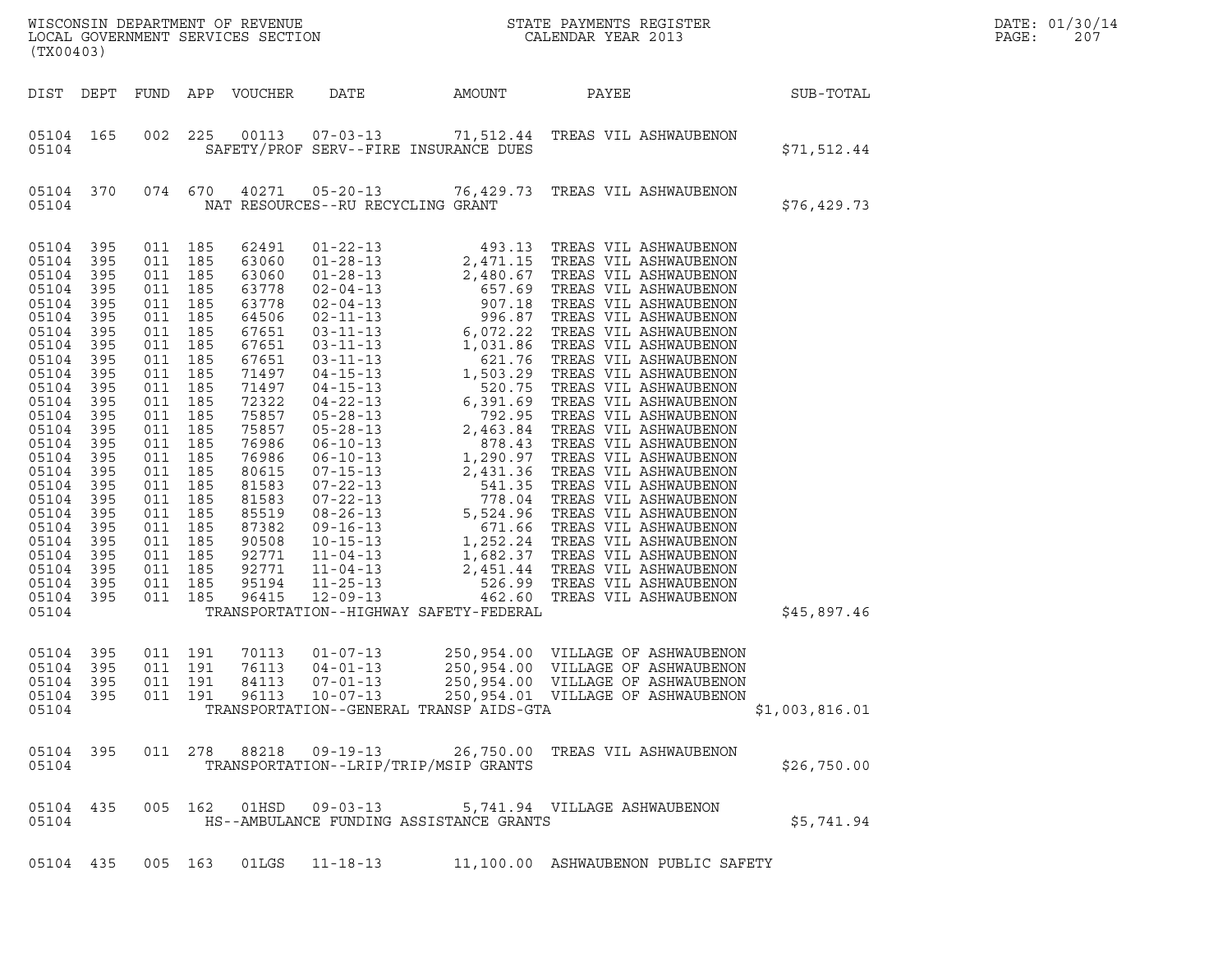WISCONSIN DEPARTMENT OF REVENUE
LOCAL GOVERNMENT SERVICES SECTION
(TX00403)

STATE PAYMENTS REGISTER
CALENDAR YEAR 2013

DATE: 01/30/14
PAGE: 207

| DIST | DEPT | FUND | APP | VOUCHER | DATE | AMOUNT | PAYEE | SUB-TOTAL |
|---|---|---|---|---|---|---|---|---|
| 05104 | 165 | 002 | 225 | 00113 | 07-03-13 | 71,512.44 | TREAS VIL ASHWAUBENON | |
| 05104 | | | | SAFETY/PROF SERV--FIRE INSURANCE DUES | | | | $71,512.44 |
| 05104 | 370 | 074 | 670 | 40271 | 05-20-13 | 76,429.73 | TREAS VIL ASHWAUBENON | |
| 05104 | | | | NAT RESOURCES--RU RECYCLING GRANT | | | | $76,429.73 |
| 05104 | 395 | 011 | 185 | 62491 | 01-22-13 | 493.13 | TREAS VIL ASHWAUBENON | |
| 05104 | 395 | 011 | 185 | 63060 | 01-28-13 | 2,471.15 | TREAS VIL ASHWAUBENON | |
| 05104 | 395 | 011 | 185 | 63060 | 01-28-13 | 2,480.67 | TREAS VIL ASHWAUBENON | |
| 05104 | 395 | 011 | 185 | 63778 | 02-04-13 | 657.69 | TREAS VIL ASHWAUBENON | |
| 05104 | 395 | 011 | 185 | 63778 | 02-04-13 | 907.18 | TREAS VIL ASHWAUBENON | |
| 05104 | 395 | 011 | 185 | 64506 | 02-11-13 | 996.87 | TREAS VIL ASHWAUBENON | |
| 05104 | 395 | 011 | 185 | 67651 | 03-11-13 | 6,072.22 | TREAS VIL ASHWAUBENON | |
| 05104 | 395 | 011 | 185 | 67651 | 03-11-13 | 1,031.86 | TREAS VIL ASHWAUBENON | |
| 05104 | 395 | 011 | 185 | 67651 | 03-11-13 | 621.76 | TREAS VIL ASHWAUBENON | |
| 05104 | 395 | 011 | 185 | 71497 | 04-15-13 | 1,503.29 | TREAS VIL ASHWAUBENON | |
| 05104 | 395 | 011 | 185 | 71497 | 04-15-13 | 520.75 | TREAS VIL ASHWAUBENON | |
| 05104 | 395 | 011 | 185 | 72322 | 04-22-13 | 6,391.69 | TREAS VIL ASHWAUBENON | |
| 05104 | 395 | 011 | 185 | 75857 | 05-28-13 | 792.95 | TREAS VIL ASHWAUBENON | |
| 05104 | 395 | 011 | 185 | 75857 | 05-28-13 | 2,463.84 | TREAS VIL ASHWAUBENON | |
| 05104 | 395 | 011 | 185 | 76986 | 06-10-13 | 878.43 | TREAS VIL ASHWAUBENON | |
| 05104 | 395 | 011 | 185 | 76986 | 06-10-13 | 1,290.97 | TREAS VIL ASHWAUBENON | |
| 05104 | 395 | 011 | 185 | 80615 | 07-15-13 | 2,431.36 | TREAS VIL ASHWAUBENON | |
| 05104 | 395 | 011 | 185 | 81583 | 07-22-13 | 541.35 | TREAS VIL ASHWAUBENON | |
| 05104 | 395 | 011 | 185 | 81583 | 07-22-13 | 778.04 | TREAS VIL ASHWAUBENON | |
| 05104 | 395 | 011 | 185 | 85519 | 08-26-13 | 5,524.96 | TREAS VIL ASHWAUBENON | |
| 05104 | 395 | 011 | 185 | 87382 | 09-16-13 | 671.66 | TREAS VIL ASHWAUBENON | |
| 05104 | 395 | 011 | 185 | 90508 | 10-15-13 | 1,252.24 | TREAS VIL ASHWAUBENON | |
| 05104 | 395 | 011 | 185 | 92771 | 11-04-13 | 1,682.37 | TREAS VIL ASHWAUBENON | |
| 05104 | 395 | 011 | 185 | 92771 | 11-04-13 | 2,451.44 | TREAS VIL ASHWAUBENON | |
| 05104 | 395 | 011 | 185 | 95194 | 11-25-13 | 526.99 | TREAS VIL ASHWAUBENON | |
| 05104 | 395 | 011 | 185 | 96415 | 12-09-13 | 462.60 | TREAS VIL ASHWAUBENON | |
| 05104 | | | | TRANSPORTATION--HIGHWAY SAFETY-FEDERAL | | | | $45,897.46 |
| 05104 | 395 | 011 | 191 | 70113 | 01-07-13 | 250,954.00 | VILLAGE OF ASHWAUBENON | |
| 05104 | 395 | 011 | 191 | 76113 | 04-01-13 | 250,954.00 | VILLAGE OF ASHWAUBENON | |
| 05104 | 395 | 011 | 191 | 84113 | 07-01-13 | 250,954.00 | VILLAGE OF ASHWAUBENON | |
| 05104 | 395 | 011 | 191 | 96113 | 10-07-13 | 250,954.01 | VILLAGE OF ASHWAUBENON | |
| 05104 | | | | TRANSPORTATION--GENERAL TRANSP AIDS-GTA | | | | $1,003,816.01 |
| 05104 | 395 | 011 | 278 | 88218 | 09-19-13 | 26,750.00 | TREAS VIL ASHWAUBENON | |
| 05104 | | | | TRANSPORTATION--LRIP/TRIP/MSIP GRANTS | | | | $26,750.00 |
| 05104 | 435 | 005 | 162 | 01HSD | 09-03-13 | 5,741.94 | VILLAGE ASHWAUBENON | |
| 05104 | | | | HS--AMBULANCE FUNDING ASSISTANCE GRANTS | | | | $5,741.94 |
| 05104 | 435 | 005 | 163 | 01LGS | 11-18-13 | 11,100.00 | ASHWAUBENON PUBLIC SAFETY | |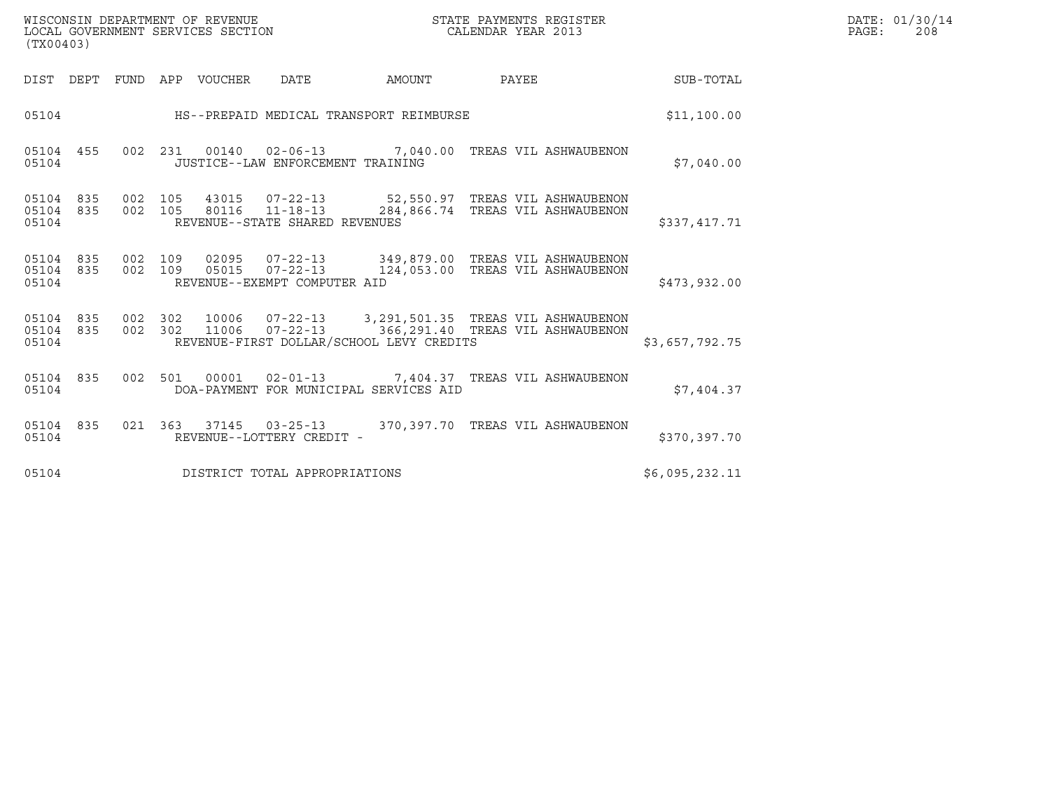| DIST | DEPT | FUND | APP | VOUCHER | DATE | AMOUNT | PAYEE | SUB-TOTAL |
|---|---|---|---|---|---|---|---|---|
| 05104 | | | | | HS--PREPAID MEDICAL TRANSPORT REIMBURSE | | | $11,100.00 |
| 05104 | 455 | 002 | 231 | 00140 | 02-06-13 | 7,040.00 | TREAS VIL ASHWAUBENON | |
| 05104 | | | | | JUSTICE--LAW ENFORCEMENT TRAINING | | | $7,040.00 |
| 05104 | 835 | 002 | 105 | 43015 | 07-22-13 | 52,550.97 | TREAS VIL ASHWAUBENON | |
| 05104 | 835 | 002 | 105 | 80116 | 11-18-13 | 284,866.74 | TREAS VIL ASHWAUBENON | |
| 05104 | | | | | REVENUE--STATE SHARED REVENUES | | | $337,417.71 |
| 05104 | 835 | 002 | 109 | 02095 | 07-22-13 | 349,879.00 | TREAS VIL ASHWAUBENON | |
| 05104 | 835 | 002 | 109 | 05015 | 07-22-13 | 124,053.00 | TREAS VIL ASHWAUBENON | |
| 05104 | | | | | REVENUE--EXEMPT COMPUTER AID | | | $473,932.00 |
| 05104 | 835 | 002 | 302 | 10006 | 07-22-13 | 3,291,501.35 | TREAS VIL ASHWAUBENON | |
| 05104 | 835 | 002 | 302 | 11006 | 07-22-13 | 366,291.40 | TREAS VIL ASHWAUBENON | |
| 05104 | | | | | REVENUE-FIRST DOLLAR/SCHOOL LEVY CREDITS | | | $3,657,792.75 |
| 05104 | 835 | 002 | 501 | 00001 | 02-01-13 | 7,404.37 | TREAS VIL ASHWAUBENON | |
| 05104 | | | | | DOA-PAYMENT FOR MUNICIPAL SERVICES AID | | | $7,404.37 |
| 05104 | 835 | 021 | 363 | 37145 | 03-25-13 | 370,397.70 | TREAS VIL ASHWAUBENON | |
| 05104 | | | | | REVENUE--LOTTERY CREDIT - | | | $370,397.70 |
| 05104 | | | | | DISTRICT TOTAL APPROPRIATIONS | | | $6,095,232.11 |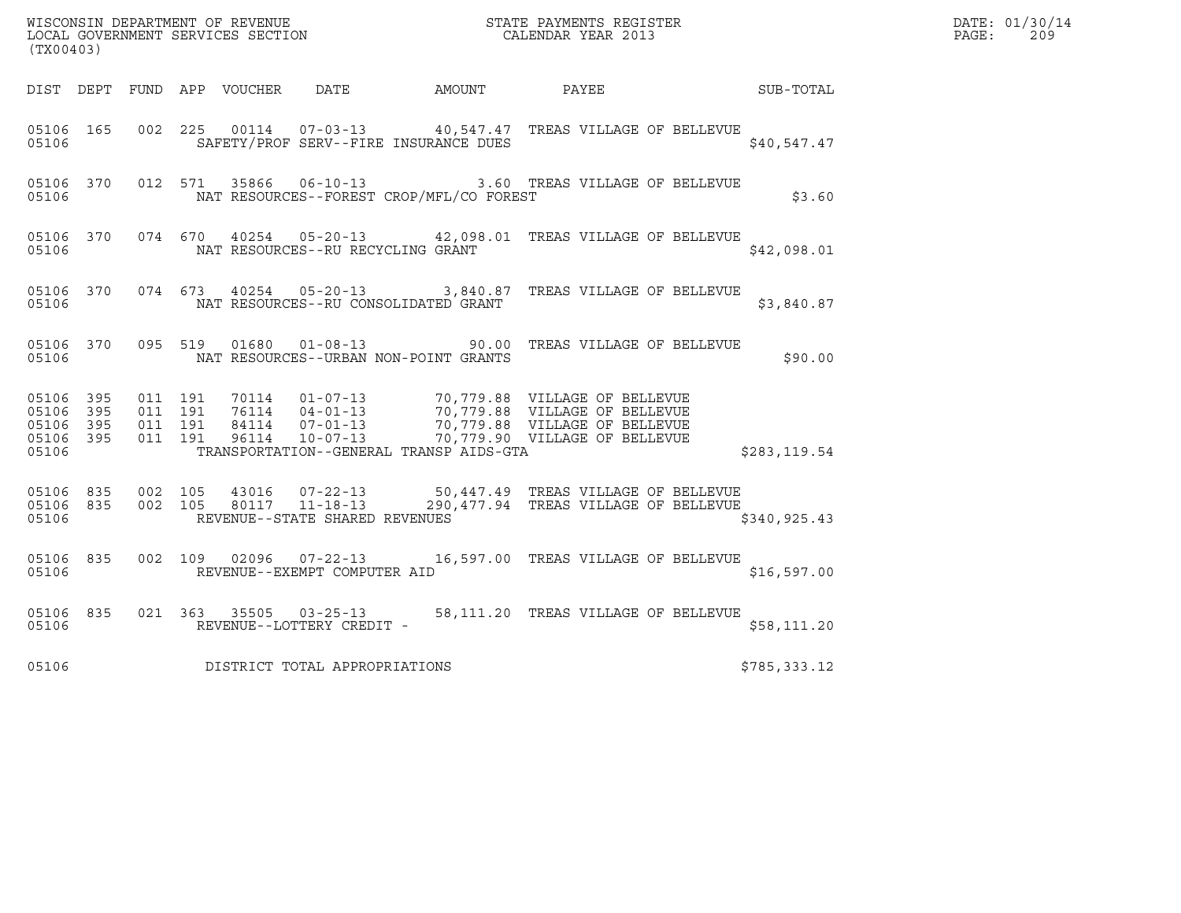WISCONSIN DEPARTMENT OF REVENUE
LOCAL GOVERNMENT SERVICES SECTION
(TX00403)

STATE PAYMENTS REGISTER
CALENDAR YEAR 2013

DATE: 01/30/14
PAGE: 209

| DIST | DEPT | FUND | APP | VOUCHER | DATE | AMOUNT | PAYEE | SUB-TOTAL |
|---|---|---|---|---|---|---|---|---|
| 05106 | 165 | 002 | 225 | 00114 | 07-03-13 | 40,547.47 | TREAS VILLAGE OF BELLEVUE | |
| 05106 | | | | SAFETY/PROF SERV--FIRE INSURANCE DUES | | | | $40,547.47 |
| 05106 | 370 | 012 | 571 | 35866 | 06-10-13 | 3.60 | TREAS VILLAGE OF BELLEVUE | |
| 05106 | | | | NAT RESOURCES--FOREST CROP/MFL/CO FOREST | | | | $3.60 |
| 05106 | 370 | 074 | 670 | 40254 | 05-20-13 | 42,098.01 | TREAS VILLAGE OF BELLEVUE | |
| 05106 | | | | NAT RESOURCES--RU RECYCLING GRANT | | | | $42,098.01 |
| 05106 | 370 | 074 | 673 | 40254 | 05-20-13 | 3,840.87 | TREAS VILLAGE OF BELLEVUE | |
| 05106 | | | | NAT RESOURCES--RU CONSOLIDATED GRANT | | | | $3,840.87 |
| 05106 | 370 | 095 | 519 | 01680 | 01-08-13 | 90.00 | TREAS VILLAGE OF BELLEVUE | |
| 05106 | | | | NAT RESOURCES--URBAN NON-POINT GRANTS | | | | $90.00 |
| 05106 | 395 | 011 | 191 | 70114 | 01-07-13 | 70,779.88 | VILLAGE OF BELLEVUE | |
| 05106 | 395 | 011 | 191 | 76114 | 04-01-13 | 70,779.88 | VILLAGE OF BELLEVUE | |
| 05106 | 395 | 011 | 191 | 84114 | 07-01-13 | 70,779.88 | VILLAGE OF BELLEVUE | |
| 05106 | 395 | 011 | 191 | 96114 | 10-07-13 | 70,779.90 | VILLAGE OF BELLEVUE | |
| 05106 | | | | TRANSPORTATION--GENERAL TRANSP AIDS-GTA | | | | $283,119.54 |
| 05106 | 835 | 002 | 105 | 43016 | 07-22-13 | 50,447.49 | TREAS VILLAGE OF BELLEVUE | |
| 05106 | 835 | 002 | 105 | 80117 | 11-18-13 | 290,477.94 | TREAS VILLAGE OF BELLEVUE | |
| 05106 | | | | REVENUE--STATE SHARED REVENUES | | | | $340,925.43 |
| 05106 | 835 | 002 | 109 | 02096 | 07-22-13 | 16,597.00 | TREAS VILLAGE OF BELLEVUE | |
| 05106 | | | | REVENUE--EXEMPT COMPUTER AID | | | | $16,597.00 |
| 05106 | 835 | 021 | 363 | 35505 | 03-25-13 | 58,111.20 | TREAS VILLAGE OF BELLEVUE | |
| 05106 | | | | REVENUE--LOTTERY CREDIT - | | | | $58,111.20 |
| 05106 | | | | DISTRICT TOTAL APPROPRIATIONS | | | | $785,333.12 |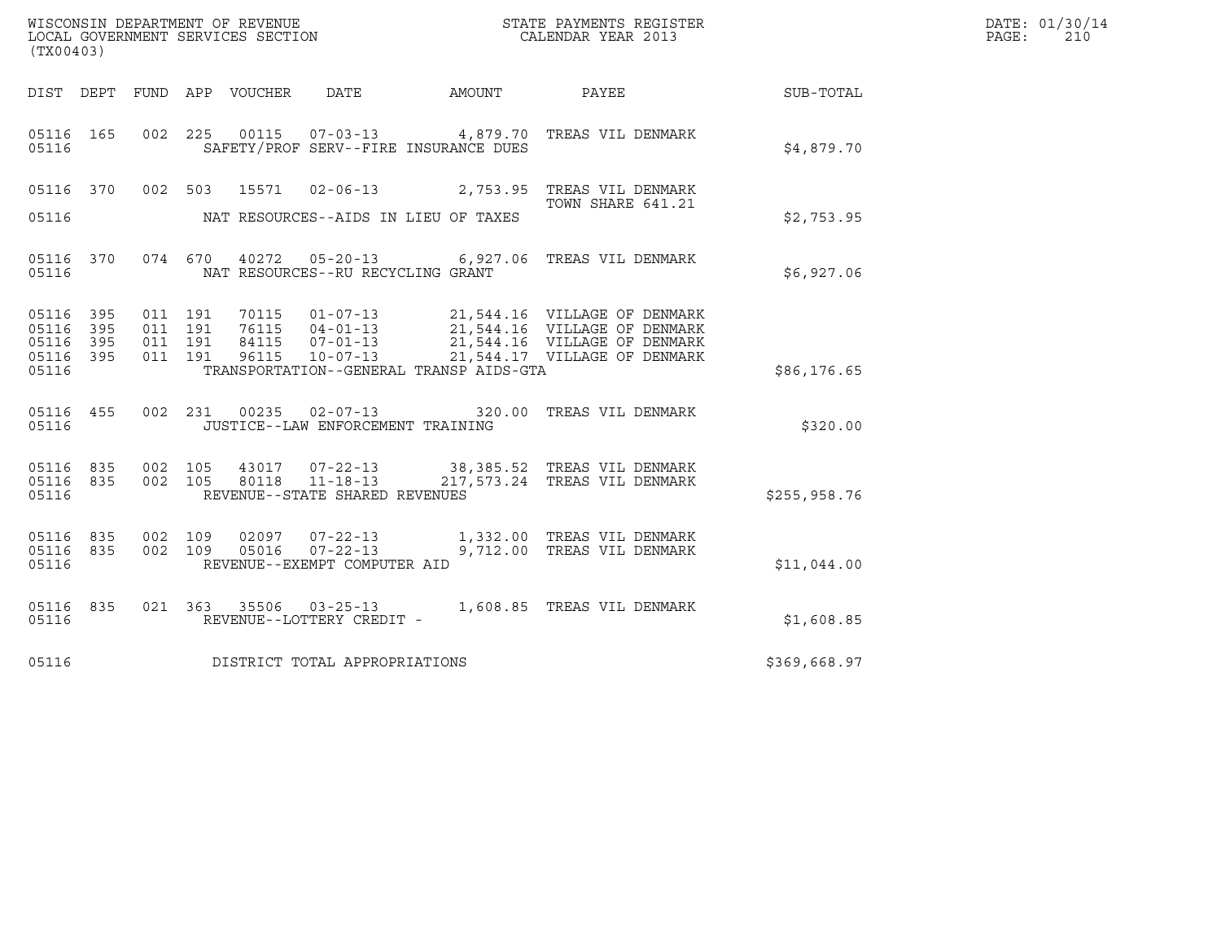WISCONSIN DEPARTMENT OF REVENUE
LOCAL GOVERNMENT SERVICES SECTION
(TX00403)

STATE PAYMENTS REGISTER
CALENDAR YEAR 2013

DATE: 01/30/14
PAGE: 210

| DIST | DEPT | FUND | APP | VOUCHER | DATE | AMOUNT | PAYEE | SUB-TOTAL |
|---|---|---|---|---|---|---|---|---|
| 05116 | 165 | 002 | 225 | 00115 | 07-03-13 | 4,879.70 | TREAS VIL DENMARK | |
| 05116 | | | | SAFETY/PROF SERV--FIRE INSURANCE DUES | | | | $4,879.70 |
| 05116 | 370 | 002 | 503 | 15571 | 02-06-13 | 2,753.95 | TREAS VIL DENMARK TOWN SHARE 641.21 | |
| 05116 | | | | NAT RESOURCES--AIDS IN LIEU OF TAXES | | | | $2,753.95 |
| 05116 | 370 | 074 | 670 | 40272 | 05-20-13 | 6,927.06 | TREAS VIL DENMARK | |
| 05116 | | | | NAT RESOURCES--RU RECYCLING GRANT | | | | $6,927.06 |
| 05116 | 395 | 011 | 191 | 70115 | 01-07-13 | 21,544.16 | VILLAGE OF DENMARK | |
| 05116 | 395 | 011 | 191 | 76115 | 04-01-13 | 21,544.16 | VILLAGE OF DENMARK | |
| 05116 | 395 | 011 | 191 | 84115 | 07-01-13 | 21,544.16 | VILLAGE OF DENMARK | |
| 05116 | 395 | 011 | 191 | 96115 | 10-07-13 | 21,544.17 | VILLAGE OF DENMARK | |
| 05116 | | | | TRANSPORTATION--GENERAL TRANSP AIDS-GTA | | | | $86,176.65 |
| 05116 | 455 | 002 | 231 | 00235 | 02-07-13 | 320.00 | TREAS VIL DENMARK | |
| 05116 | | | | JUSTICE--LAW ENFORCEMENT TRAINING | | | | $320.00 |
| 05116 | 835 | 002 | 105 | 43017 | 07-22-13 | 38,385.52 | TREAS VIL DENMARK | |
| 05116 | 835 | 002 | 105 | 80118 | 11-18-13 | 217,573.24 | TREAS VIL DENMARK | |
| 05116 | | | | REVENUE--STATE SHARED REVENUES | | | | $255,958.76 |
| 05116 | 835 | 002 | 109 | 02097 | 07-22-13 | 1,332.00 | TREAS VIL DENMARK | |
| 05116 | 835 | 002 | 109 | 05016 | 07-22-13 | 9,712.00 | TREAS VIL DENMARK | |
| 05116 | | | | REVENUE--EXEMPT COMPUTER AID | | | | $11,044.00 |
| 05116 | 835 | 021 | 363 | 35506 | 03-25-13 | 1,608.85 | TREAS VIL DENMARK | |
| 05116 | | | | REVENUE--LOTTERY CREDIT - | | | | $1,608.85 |
| 05116 | | | | DISTRICT TOTAL APPROPRIATIONS | | | | $369,668.97 |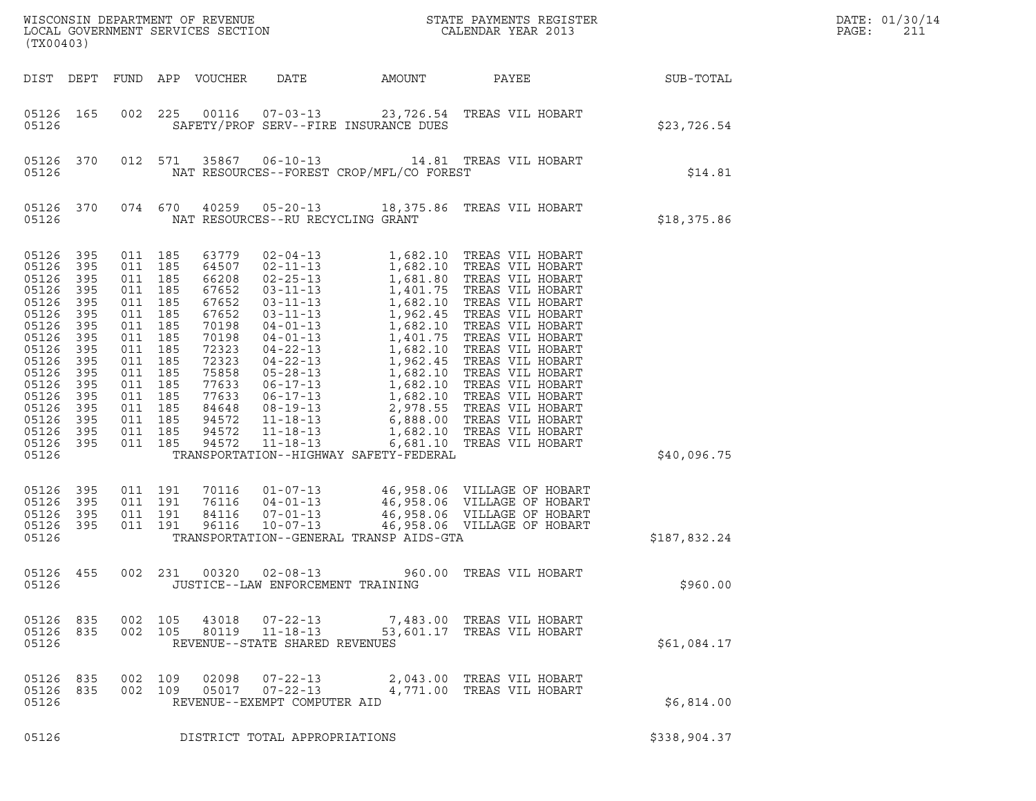WISCONSIN DEPARTMENT OF REVENUE
LOCAL GOVERNMENT SERVICES SECTION
(TX00403)

STATE PAYMENTS REGISTER
CALENDAR YEAR 2013

DATE: 01/30/14
PAGE: 211

| DIST | DEPT | FUND | APP | VOUCHER | DATE | AMOUNT | PAYEE | SUB-TOTAL |
|---|---|---|---|---|---|---|---|---|
| 05126 | 165 | 002 | 225 | 00116 | 07-03-13 | 23,726.54 | TREAS VIL HOBART | |
| 05126 | | | | SAFETY/PROF SERV--FIRE INSURANCE DUES | | | | $23,726.54 |
| 05126 | 370 | 012 | 571 | 35867 | 06-10-13 | 14.81 | TREAS VIL HOBART | |
| 05126 | | | | NAT RESOURCES--FOREST CROP/MFL/CO FOREST | | | | $14.81 |
| 05126 | 370 | 074 | 670 | 40259 | 05-20-13 | 18,375.86 | TREAS VIL HOBART | |
| 05126 | | | | NAT RESOURCES--RU RECYCLING GRANT | | | | $18,375.86 |
| 05126 | 395 | 011 | 185 | 63779 | 02-04-13 | 1,682.10 | TREAS VIL HOBART | |
| 05126 | 395 | 011 | 185 | 64507 | 02-11-13 | 1,682.10 | TREAS VIL HOBART | |
| 05126 | 395 | 011 | 185 | 66208 | 02-25-13 | 1,681.80 | TREAS VIL HOBART | |
| 05126 | 395 | 011 | 185 | 67652 | 03-11-13 | 1,401.75 | TREAS VIL HOBART | |
| 05126 | 395 | 011 | 185 | 67652 | 03-11-13 | 1,682.10 | TREAS VIL HOBART | |
| 05126 | 395 | 011 | 185 | 67652 | 03-11-13 | 1,962.45 | TREAS VIL HOBART | |
| 05126 | 395 | 011 | 185 | 70198 | 04-01-13 | 1,682.10 | TREAS VIL HOBART | |
| 05126 | 395 | 011 | 185 | 70198 | 04-01-13 | 1,401.75 | TREAS VIL HOBART | |
| 05126 | 395 | 011 | 185 | 72323 | 04-22-13 | 1,682.10 | TREAS VIL HOBART | |
| 05126 | 395 | 011 | 185 | 72323 | 04-22-13 | 1,962.45 | TREAS VIL HOBART | |
| 05126 | 395 | 011 | 185 | 75858 | 05-28-13 | 1,682.10 | TREAS VIL HOBART | |
| 05126 | 395 | 011 | 185 | 77633 | 06-17-13 | 1,682.10 | TREAS VIL HOBART | |
| 05126 | 395 | 011 | 185 | 77633 | 06-17-13 | 1,682.10 | TREAS VIL HOBART | |
| 05126 | 395 | 011 | 185 | 84648 | 08-19-13 | 2,978.55 | TREAS VIL HOBART | |
| 05126 | 395 | 011 | 185 | 94572 | 11-18-13 | 6,888.00 | TREAS VIL HOBART | |
| 05126 | 395 | 011 | 185 | 94572 | 11-18-13 | 1,682.10 | TREAS VIL HOBART | |
| 05126 | 395 | 011 | 185 | 94572 | 11-18-13 | 6,681.10 | TREAS VIL HOBART | |
| 05126 | | | | TRANSPORTATION--HIGHWAY SAFETY-FEDERAL | | | | $40,096.75 |
| 05126 | 395 | 011 | 191 | 70116 | 01-07-13 | 46,958.06 | VILLAGE OF HOBART | |
| 05126 | 395 | 011 | 191 | 76116 | 04-01-13 | 46,958.06 | VILLAGE OF HOBART | |
| 05126 | 395 | 011 | 191 | 84116 | 07-01-13 | 46,958.06 | VILLAGE OF HOBART | |
| 05126 | 395 | 011 | 191 | 96116 | 10-07-13 | 46,958.06 | VILLAGE OF HOBART | |
| 05126 | | | | TRANSPORTATION--GENERAL TRANSP AIDS-GTA | | | | $187,832.24 |
| 05126 | 455 | 002 | 231 | 00320 | 02-08-13 | 960.00 | TREAS VIL HOBART | |
| 05126 | | | | JUSTICE--LAW ENFORCEMENT TRAINING | | | | $960.00 |
| 05126 | 835 | 002 | 105 | 43018 | 07-22-13 | 7,483.00 | TREAS VIL HOBART | |
| 05126 | 835 | 002 | 105 | 80119 | 11-18-13 | 53,601.17 | TREAS VIL HOBART | |
| 05126 | | | | REVENUE--STATE SHARED REVENUES | | | | $61,084.17 |
| 05126 | 835 | 002 | 109 | 02098 | 07-22-13 | 2,043.00 | TREAS VIL HOBART | |
| 05126 | 835 | 002 | 109 | 05017 | 07-22-13 | 4,771.00 | TREAS VIL HOBART | |
| 05126 | | | | REVENUE--EXEMPT COMPUTER AID | | | | $6,814.00 |
| 05126 | | | | DISTRICT TOTAL APPROPRIATIONS | | | | $338,904.37 |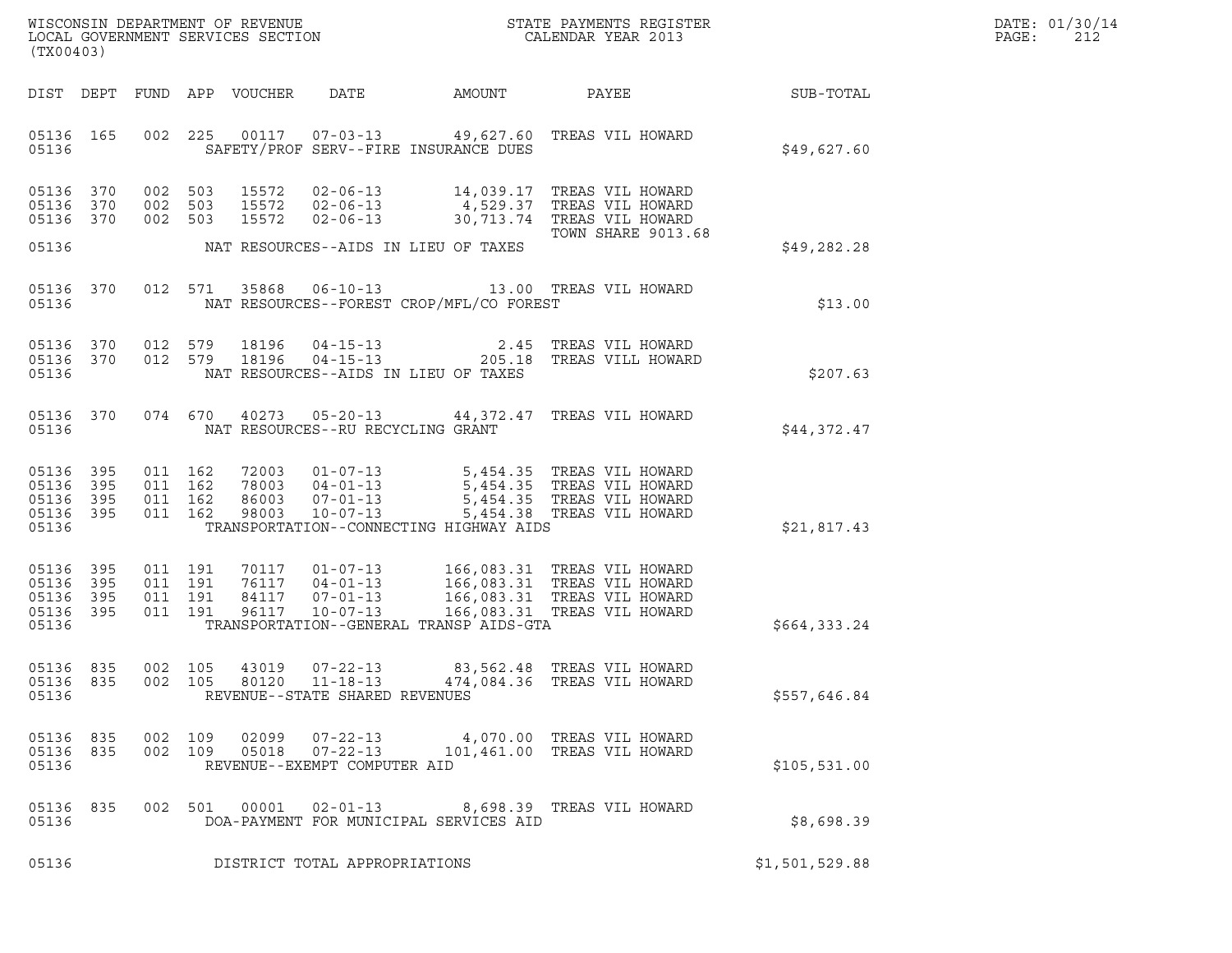WISCONSIN DEPARTMENT OF REVENUE
LOCAL GOVERNMENT SERVICES SECTION
(TX00403)

STATE PAYMENTS REGISTER
CALENDAR YEAR 2013

DATE: 01/30/14
PAGE: 212

| DIST | DEPT | FUND | APP | VOUCHER | DATE | AMOUNT | PAYEE | SUB-TOTAL |
|---|---|---|---|---|---|---|---|---|
| 05136 | 165 | 002 | 225 | 00117 | 07-03-13 | 49,627.60 | TREAS VIL HOWARD | |
| 05136 | | | | | SAFETY/PROF SERV--FIRE INSURANCE DUES | | | $49,627.60 |
| 05136 | 370 | 002 | 503 | 15572 | 02-06-13 | 14,039.17 | TREAS VIL HOWARD | |
| 05136 | 370 | 002 | 503 | 15572 | 02-06-13 | 4,529.37 | TREAS VIL HOWARD | |
| 05136 | 370 | 002 | 503 | 15572 | 02-06-13 | 30,713.74 | TREAS VIL HOWARD<br>TOWN SHARE 9013.68 | |
| 05136 | | | | | NAT RESOURCES--AIDS IN LIEU OF TAXES | | | $49,282.28 |
| 05136 | 370 | 012 | 571 | 35868 | 06-10-13 | 13.00 | TREAS VIL HOWARD | |
| 05136 | | | | | NAT RESOURCES--FOREST CROP/MFL/CO FOREST | | | $13.00 |
| 05136 | 370 | 012 | 579 | 18196 | 04-15-13 | 2.45 | TREAS VIL HOWARD | |
| 05136 | 370 | 012 | 579 | 18196 | 04-15-13 | 205.18 | TREAS VILL HOWARD | |
| 05136 | | | | | NAT RESOURCES--AIDS IN LIEU OF TAXES | | | $207.63 |
| 05136 | 370 | 074 | 670 | 40273 | 05-20-13 | 44,372.47 | TREAS VIL HOWARD | |
| 05136 | | | | | NAT RESOURCES--RU RECYCLING GRANT | | | $44,372.47 |
| 05136 | 395 | 011 | 162 | 72003 | 01-07-13 | 5,454.35 | TREAS VIL HOWARD | |
| 05136 | 395 | 011 | 162 | 78003 | 04-01-13 | 5,454.35 | TREAS VIL HOWARD | |
| 05136 | 395 | 011 | 162 | 86003 | 07-01-13 | 5,454.35 | TREAS VIL HOWARD | |
| 05136 | 395 | 011 | 162 | 98003 | 10-07-13 | 5,454.38 | TREAS VIL HOWARD | |
| 05136 | | | | | TRANSPORTATION--CONNECTING HIGHWAY AIDS | | | $21,817.43 |
| 05136 | 395 | 011 | 191 | 70117 | 01-07-13 | 166,083.31 | TREAS VIL HOWARD | |
| 05136 | 395 | 011 | 191 | 76117 | 04-01-13 | 166,083.31 | TREAS VIL HOWARD | |
| 05136 | 395 | 011 | 191 | 84117 | 07-01-13 | 166,083.31 | TREAS VIL HOWARD | |
| 05136 | 395 | 011 | 191 | 96117 | 10-07-13 | 166,083.31 | TREAS VIL HOWARD | |
| 05136 | | | | | TRANSPORTATION--GENERAL TRANSP AIDS-GTA | | | $664,333.24 |
| 05136 | 835 | 002 | 105 | 43019 | 07-22-13 | 83,562.48 | TREAS VIL HOWARD | |
| 05136 | 835 | 002 | 105 | 80120 | 11-18-13 | 474,084.36 | TREAS VIL HOWARD | |
| 05136 | | | | | REVENUE--STATE SHARED REVENUES | | | $557,646.84 |
| 05136 | 835 | 002 | 109 | 02099 | 07-22-13 | 4,070.00 | TREAS VIL HOWARD | |
| 05136 | 835 | 002 | 109 | 05018 | 07-22-13 | 101,461.00 | TREAS VIL HOWARD | |
| 05136 | | | | | REVENUE--EXEMPT COMPUTER AID | | | $105,531.00 |
| 05136 | 835 | 002 | 501 | 00001 | 02-01-13 | 8,698.39 | TREAS VIL HOWARD | |
| 05136 | | | | | DOA-PAYMENT FOR MUNICIPAL SERVICES AID | | | $8,698.39 |
| 05136 | | | | | DISTRICT TOTAL APPROPRIATIONS | | | $1,501,529.88 |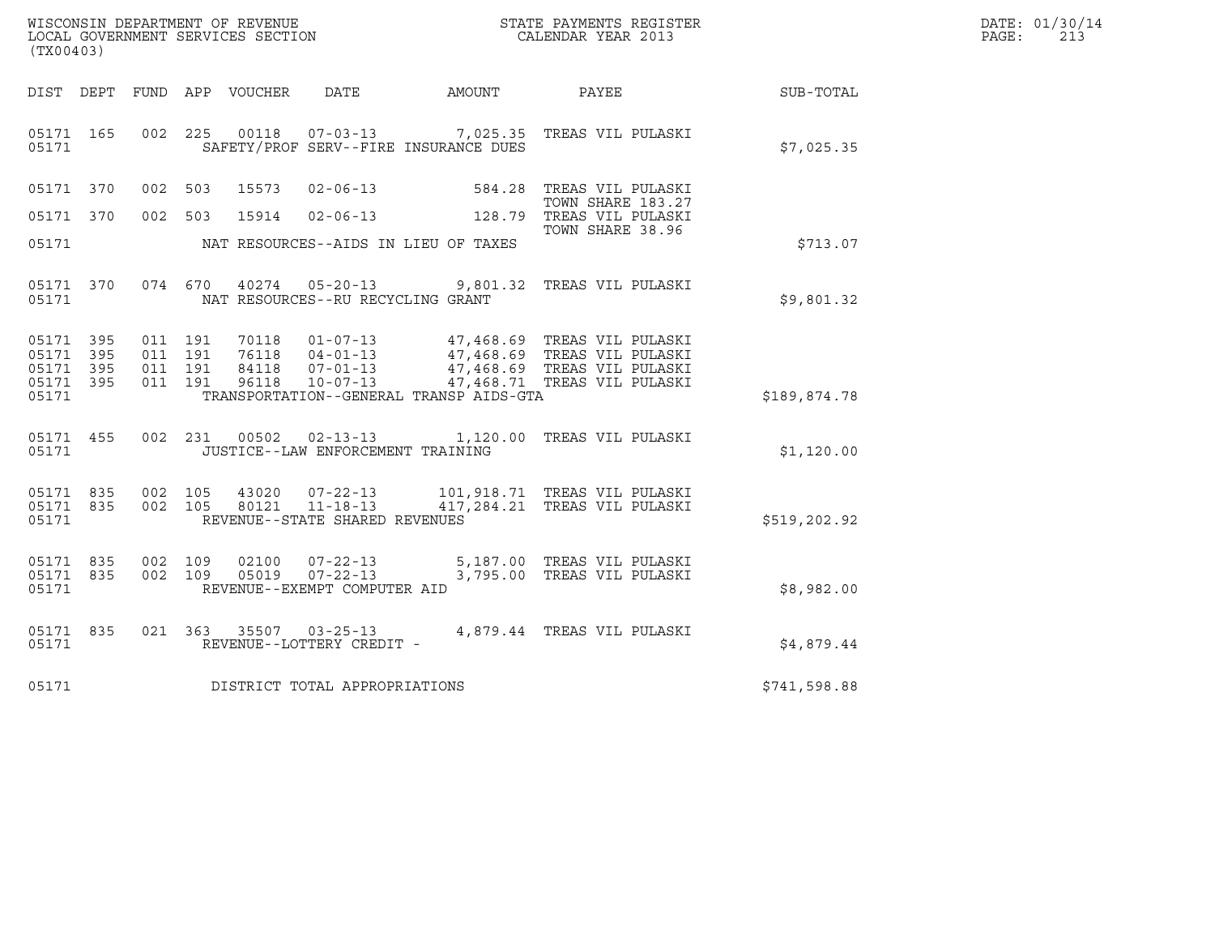WISCONSIN DEPARTMENT OF REVENUE
LOCAL GOVERNMENT SERVICES SECTION
(TX00403)

STATE PAYMENTS REGISTER
CALENDAR YEAR 2013

DATE: 01/30/14
PAGE: 213

| DIST | DEPT | FUND | APP | VOUCHER | DATE | AMOUNT | PAYEE | SUB-TOTAL |
|---|---|---|---|---|---|---|---|---|
| 05171 | 165 | 002 | 225 | 00118 | 07-03-13 | 7,025.35 | TREAS VIL PULASKI | |
| 05171 | | | | | SAFETY/PROF SERV--FIRE INSURANCE DUES | | | $7,025.35 |
| 05171 | 370 | 002 | 503 | 15573 | 02-06-13 | 584.28 | TREAS VIL PULASKI TOWN SHARE 183.27 | |
| 05171 | 370 | 002 | 503 | 15914 | 02-06-13 | 128.79 | TREAS VIL PULASKI TOWN SHARE 38.96 | |
| 05171 | | | | | NAT RESOURCES--AIDS IN LIEU OF TAXES | | | $713.07 |
| 05171 | 370 | 074 | 670 | 40274 | 05-20-13 | 9,801.32 | TREAS VIL PULASKI | |
| 05171 | | | | | NAT RESOURCES--RU RECYCLING GRANT | | | $9,801.32 |
| 05171 | 395 | 011 | 191 | 70118 | 01-07-13 | 47,468.69 | TREAS VIL PULASKI | |
| 05171 | 395 | 011 | 191 | 76118 | 04-01-13 | 47,468.69 | TREAS VIL PULASKI | |
| 05171 | 395 | 011 | 191 | 84118 | 07-01-13 | 47,468.69 | TREAS VIL PULASKI | |
| 05171 | 395 | 011 | 191 | 96118 | 10-07-13 | 47,468.71 | TREAS VIL PULASKI | |
| 05171 | | | | | TRANSPORTATION--GENERAL TRANSP AIDS-GTA | | | $189,874.78 |
| 05171 | 455 | 002 | 231 | 00502 | 02-13-13 | 1,120.00 | TREAS VIL PULASKI | |
| 05171 | | | | | JUSTICE--LAW ENFORCEMENT TRAINING | | | $1,120.00 |
| 05171 | 835 | 002 | 105 | 43020 | 07-22-13 | 101,918.71 | TREAS VIL PULASKI | |
| 05171 | 835 | 002 | 105 | 80121 | 11-18-13 | 417,284.21 | TREAS VIL PULASKI | |
| 05171 | | | | | REVENUE--STATE SHARED REVENUES | | | $519,202.92 |
| 05171 | 835 | 002 | 109 | 02100 | 07-22-13 | 5,187.00 | TREAS VIL PULASKI | |
| 05171 | 835 | 002 | 109 | 05019 | 07-22-13 | 3,795.00 | TREAS VIL PULASKI | |
| 05171 | | | | | REVENUE--EXEMPT COMPUTER AID | | | $8,982.00 |
| 05171 | 835 | 021 | 363 | 35507 | 03-25-13 | 4,879.44 | TREAS VIL PULASKI | |
| 05171 | | | | | REVENUE--LOTTERY CREDIT - | | | $4,879.44 |
| 05171 | | | | | DISTRICT TOTAL APPROPRIATIONS | | | $741,598.88 |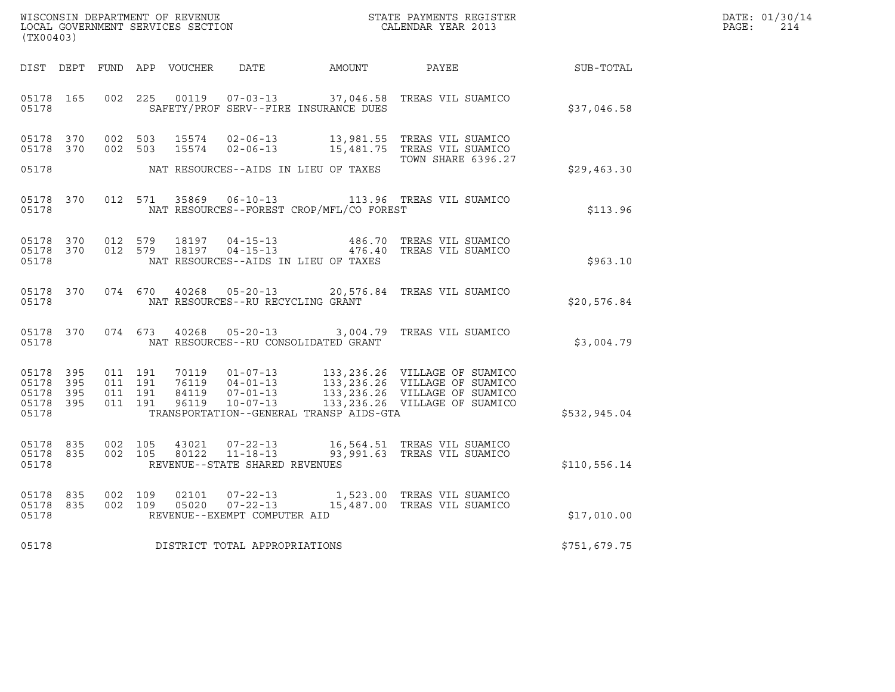WISCONSIN DEPARTMENT OF REVENUE
LOCAL GOVERNMENT SERVICES SECTION
(TX00403)

STATE PAYMENTS REGISTER
CALENDAR YEAR 2013

DATE: 01/30/14
PAGE: 214

| DIST | DEPT | FUND | APP | VOUCHER | DATE | AMOUNT | PAYEE | SUB-TOTAL |
|---|---|---|---|---|---|---|---|---|
| 05178 | 165 | 002 | 225 | 00119 | 07-03-13 | 37,046.58 | TREAS VIL SUAMICO | |
| 05178 | | | | | SAFETY/PROF SERV--FIRE INSURANCE DUES | | | $37,046.58 |
| 05178 | 370 | 002 | 503 | 15574 | 02-06-13 | 13,981.55 | TREAS VIL SUAMICO | |
| 05178 | 370 | 002 | 503 | 15574 | 02-06-13 | 15,481.75 | TREAS VIL SUAMICO TOWN SHARE 6396.27 | |
| 05178 | | | | | NAT RESOURCES--AIDS IN LIEU OF TAXES | | | $29,463.30 |
| 05178 | 370 | 012 | 571 | 35869 | 06-10-13 | 113.96 | TREAS VIL SUAMICO | |
| 05178 | | | | | NAT RESOURCES--FOREST CROP/MFL/CO FOREST | | | $113.96 |
| 05178 | 370 | 012 | 579 | 18197 | 04-15-13 | 486.70 | TREAS VIL SUAMICO | |
| 05178 | 370 | 012 | 579 | 18197 | 04-15-13 | 476.40 | TREAS VIL SUAMICO | |
| 05178 | | | | | NAT RESOURCES--AIDS IN LIEU OF TAXES | | | $963.10 |
| 05178 | 370 | 074 | 670 | 40268 | 05-20-13 | 20,576.84 | TREAS VIL SUAMICO | |
| 05178 | | | | | NAT RESOURCES--RU RECYCLING GRANT | | | $20,576.84 |
| 05178 | 370 | 074 | 673 | 40268 | 05-20-13 | 3,004.79 | TREAS VIL SUAMICO | |
| 05178 | | | | | NAT RESOURCES--RU CONSOLIDATED GRANT | | | $3,004.79 |
| 05178 | 395 | 011 | 191 | 70119 | 01-07-13 | 133,236.26 | VILLAGE OF SUAMICO | |
| 05178 | 395 | 011 | 191 | 76119 | 04-01-13 | 133,236.26 | VILLAGE OF SUAMICO | |
| 05178 | 395 | 011 | 191 | 84119 | 07-01-13 | 133,236.26 | VILLAGE OF SUAMICO | |
| 05178 | 395 | 011 | 191 | 96119 | 10-07-13 | 133,236.26 | VILLAGE OF SUAMICO | |
| 05178 | | | | | TRANSPORTATION--GENERAL TRANSP AIDS-GTA | | | $532,945.04 |
| 05178 | 835 | 002 | 105 | 43021 | 07-22-13 | 16,564.51 | TREAS VIL SUAMICO | |
| 05178 | 835 | 002 | 105 | 80122 | 11-18-13 | 93,991.63 | TREAS VIL SUAMICO | |
| 05178 | | | | | REVENUE--STATE SHARED REVENUES | | | $110,556.14 |
| 05178 | 835 | 002 | 109 | 02101 | 07-22-13 | 1,523.00 | TREAS VIL SUAMICO | |
| 05178 | 835 | 002 | 109 | 05020 | 07-22-13 | 15,487.00 | TREAS VIL SUAMICO | |
| 05178 | | | | | REVENUE--EXEMPT COMPUTER AID | | | $17,010.00 |
| 05178 | | | | | DISTRICT TOTAL APPROPRIATIONS | | | $751,679.75 |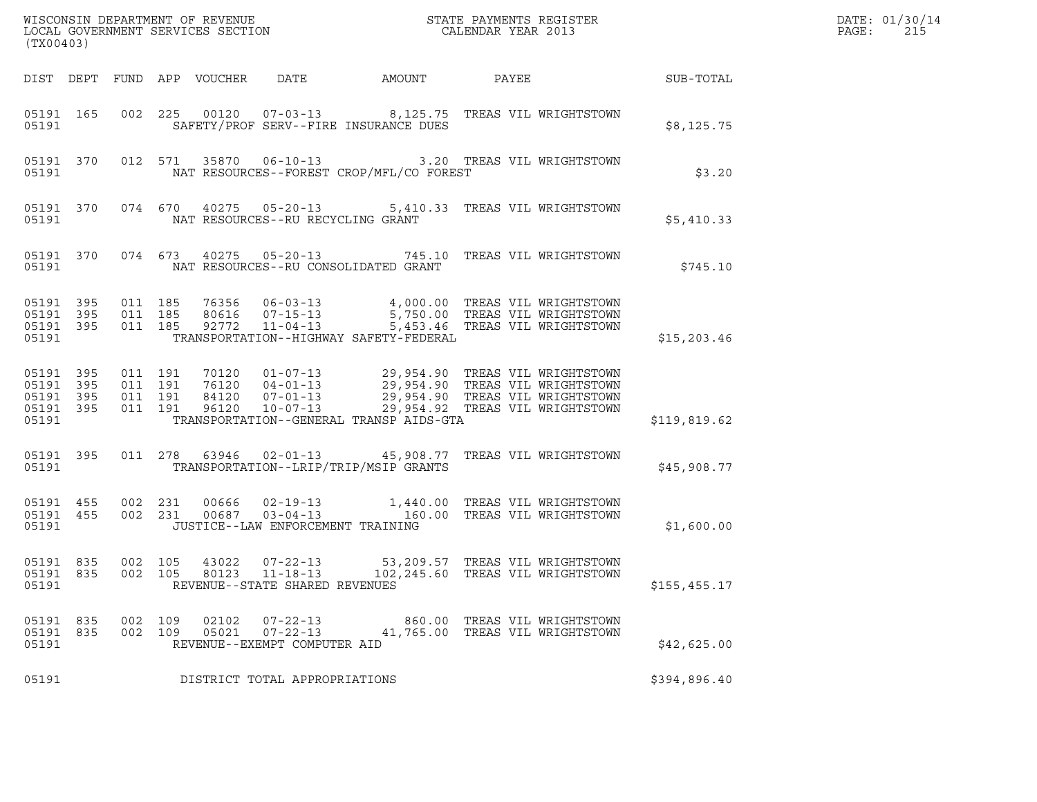WISCONSIN DEPARTMENT OF REVENUE
LOCAL GOVERNMENT SERVICES SECTION
(TX00403)

STATE PAYMENTS REGISTER
CALENDAR YEAR 2013

DATE: 01/30/14

| DIST | DEPT | FUND | APP | VOUCHER | DATE | AMOUNT | PAYEE | SUB-TOTAL |
|---|---|---|---|---|---|---|---|---|
| 05191 | 165 | 002 | 225 | 00120 | 07-03-13 | 8,125.75 | TREAS VIL WRIGHTSTOWN | |
| 05191 | | | | SAFETY/PROF SERV--FIRE INSURANCE DUES | | | | $8,125.75 |
| 05191 | 370 | 012 | 571 | 35870 | 06-10-13 | 3.20 | TREAS VIL WRIGHTSTOWN | |
| 05191 | | | | NAT RESOURCES--FOREST CROP/MFL/CO FOREST | | | | $3.20 |
| 05191 | 370 | 074 | 670 | 40275 | 05-20-13 | 5,410.33 | TREAS VIL WRIGHTSTOWN | |
| 05191 | | | | NAT RESOURCES--RU RECYCLING GRANT | | | | $5,410.33 |
| 05191 | 370 | 074 | 673 | 40275 | 05-20-13 | 745.10 | TREAS VIL WRIGHTSTOWN | |
| 05191 | | | | NAT RESOURCES--RU CONSOLIDATED GRANT | | | | $745.10 |
| 05191 | 395 | 011 | 185 | 76356 | 06-03-13 | 4,000.00 | TREAS VIL WRIGHTSTOWN | |
| 05191 | 395 | 011 | 185 | 80616 | 07-15-13 | 5,750.00 | TREAS VIL WRIGHTSTOWN | |
| 05191 | 395 | 011 | 185 | 92772 | 11-04-13 | 5,453.46 | TREAS VIL WRIGHTSTOWN | |
| 05191 | | | | TRANSPORTATION--HIGHWAY SAFETY-FEDERAL | | | | $15,203.46 |
| 05191 | 395 | 011 | 191 | 70120 | 01-07-13 | 29,954.90 | TREAS VIL WRIGHTSTOWN | |
| 05191 | 395 | 011 | 191 | 76120 | 04-01-13 | 29,954.90 | TREAS VIL WRIGHTSTOWN | |
| 05191 | 395 | 011 | 191 | 84120 | 07-01-13 | 29,954.90 | TREAS VIL WRIGHTSTOWN | |
| 05191 | 395 | 011 | 191 | 96120 | 10-07-13 | 29,954.92 | TREAS VIL WRIGHTSTOWN | |
| 05191 | | | | TRANSPORTATION--GENERAL TRANSP AIDS-GTA | | | | $119,819.62 |
| 05191 | 395 | 011 | 278 | 63946 | 02-01-13 | 45,908.77 | TREAS VIL WRIGHTSTOWN | |
| 05191 | | | | TRANSPORTATION--LRIP/TRIP/MSIP GRANTS | | | | $45,908.77 |
| 05191 | 455 | 002 | 231 | 00666 | 02-19-13 | 1,440.00 | TREAS VIL WRIGHTSTOWN | |
| 05191 | 455 | 002 | 231 | 00687 | 03-04-13 | 160.00 | TREAS VIL WRIGHTSTOWN | |
| 05191 | | | | JUSTICE--LAW ENFORCEMENT TRAINING | | | | $1,600.00 |
| 05191 | 835 | 002 | 105 | 43022 | 07-22-13 | 53,209.57 | TREAS VIL WRIGHTSTOWN | |
| 05191 | 835 | 002 | 105 | 80123 | 11-18-13 | 102,245.60 | TREAS VIL WRIGHTSTOWN | |
| 05191 | | | | REVENUE--STATE SHARED REVENUES | | | | $155,455.17 |
| 05191 | 835 | 002 | 109 | 02102 | 07-22-13 | 860.00 | TREAS VIL WRIGHTSTOWN | |
| 05191 | 835 | 002 | 109 | 05021 | 07-22-13 | 41,765.00 | TREAS VIL WRIGHTSTOWN | |
| 05191 | | | | REVENUE--EXEMPT COMPUTER AID | | | | $42,625.00 |
| 05191 | | | | DISTRICT TOTAL APPROPRIATIONS | | | | $394,896.40 |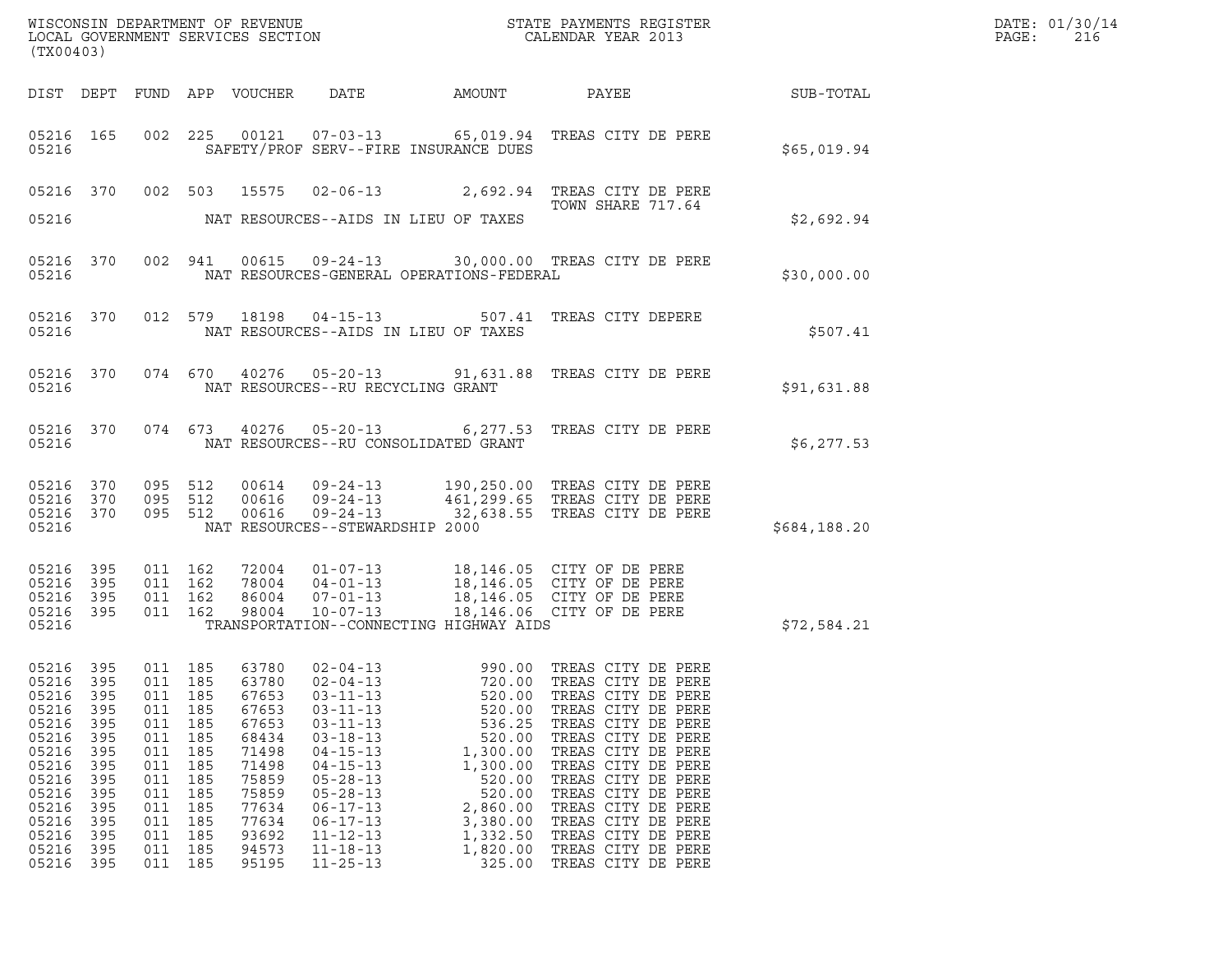WISCONSIN DEPARTMENT OF REVENUE
LOCAL GOVERNMENT SERVICES SECTION
(TX00403)

STATE PAYMENTS REGISTER
CALENDAR YEAR 2013

DATE: 01/30/14
PAGE: 216

| DIST | DEPT | FUND | APP | VOUCHER | DATE | AMOUNT | PAYEE | SUB-TOTAL |
|---|---|---|---|---|---|---|---|---|
| 05216 | 165 | 002 | 225 | 00121 | 07-03-13 | 65,019.94 | TREAS CITY DE PERE | |
| 05216 | | | | | SAFETY/PROF SERV--FIRE INSURANCE DUES | | | $65,019.94 |
| 05216 | 370 | 002 | 503 | 15575 | 02-06-13 | 2,692.94 | TREAS CITY DE PERE TOWN SHARE 717.64 | |
| 05216 | | | | | NAT RESOURCES--AIDS IN LIEU OF TAXES | | | $2,692.94 |
| 05216 | 370 | 002 | 941 | 00615 | 09-24-13 | 30,000.00 | TREAS CITY DE PERE | |
| 05216 | | | | | NAT RESOURCES-GENERAL OPERATIONS-FEDERAL | | | $30,000.00 |
| 05216 | 370 | 012 | 579 | 18198 | 04-15-13 | 507.41 | TREAS CITY DEPERE | |
| 05216 | | | | | NAT RESOURCES--AIDS IN LIEU OF TAXES | | | $507.41 |
| 05216 | 370 | 074 | 670 | 40276 | 05-20-13 | 91,631.88 | TREAS CITY DE PERE | |
| 05216 | | | | | NAT RESOURCES--RU RECYCLING GRANT | | | $91,631.88 |
| 05216 | 370 | 074 | 673 | 40276 | 05-20-13 | 6,277.53 | TREAS CITY DE PERE | |
| 05216 | | | | | NAT RESOURCES--RU CONSOLIDATED GRANT | | | $6,277.53 |
| 05216 | 370 | 095 | 512 | 00614 | 09-24-13 | 190,250.00 | TREAS CITY DE PERE | |
| 05216 | 370 | 095 | 512 | 00616 | 09-24-13 | 461,299.65 | TREAS CITY DE PERE | |
| 05216 | 370 | 095 | 512 | 00616 | 09-24-13 | 32,638.55 | TREAS CITY DE PERE | |
| 05216 | | | | | NAT RESOURCES--STEWARDSHIP 2000 | | | $684,188.20 |
| 05216 | 395 | 011 | 162 | 72004 | 01-07-13 | 18,146.05 | CITY OF DE PERE | |
| 05216 | 395 | 011 | 162 | 78004 | 04-01-13 | 18,146.05 | CITY OF DE PERE | |
| 05216 | 395 | 011 | 162 | 86004 | 07-01-13 | 18,146.05 | CITY OF DE PERE | |
| 05216 | 395 | 011 | 162 | 98004 | 10-07-13 | 18,146.06 | CITY OF DE PERE | |
| 05216 | | | | | TRANSPORTATION--CONNECTING HIGHWAY AIDS | | | $72,584.21 |
| 05216 | 395 | 011 | 185 | 63780 | 02-04-13 | 990.00 | TREAS CITY DE PERE | |
| 05216 | 395 | 011 | 185 | 63780 | 02-04-13 | 720.00 | TREAS CITY DE PERE | |
| 05216 | 395 | 011 | 185 | 67653 | 03-11-13 | 520.00 | TREAS CITY DE PERE | |
| 05216 | 395 | 011 | 185 | 67653 | 03-11-13 | 520.00 | TREAS CITY DE PERE | |
| 05216 | 395 | 011 | 185 | 67653 | 03-11-13 | 536.25 | TREAS CITY DE PERE | |
| 05216 | 395 | 011 | 185 | 68434 | 03-18-13 | 520.00 | TREAS CITY DE PERE | |
| 05216 | 395 | 011 | 185 | 71498 | 04-15-13 | 1,300.00 | TREAS CITY DE PERE | |
| 05216 | 395 | 011 | 185 | 71498 | 04-15-13 | 1,300.00 | TREAS CITY DE PERE | |
| 05216 | 395 | 011 | 185 | 75859 | 05-28-13 | 520.00 | TREAS CITY DE PERE | |
| 05216 | 395 | 011 | 185 | 75859 | 05-28-13 | 520.00 | TREAS CITY DE PERE | |
| 05216 | 395 | 011 | 185 | 77634 | 06-17-13 | 2,860.00 | TREAS CITY DE PERE | |
| 05216 | 395 | 011 | 185 | 77634 | 06-17-13 | 3,380.00 | TREAS CITY DE PERE | |
| 05216 | 395 | 011 | 185 | 93692 | 11-12-13 | 1,332.50 | TREAS CITY DE PERE | |
| 05216 | 395 | 011 | 185 | 94573 | 11-18-13 | 1,820.00 | TREAS CITY DE PERE | |
| 05216 | 395 | 011 | 185 | 95195 | 11-25-13 | 325.00 | TREAS CITY DE PERE | |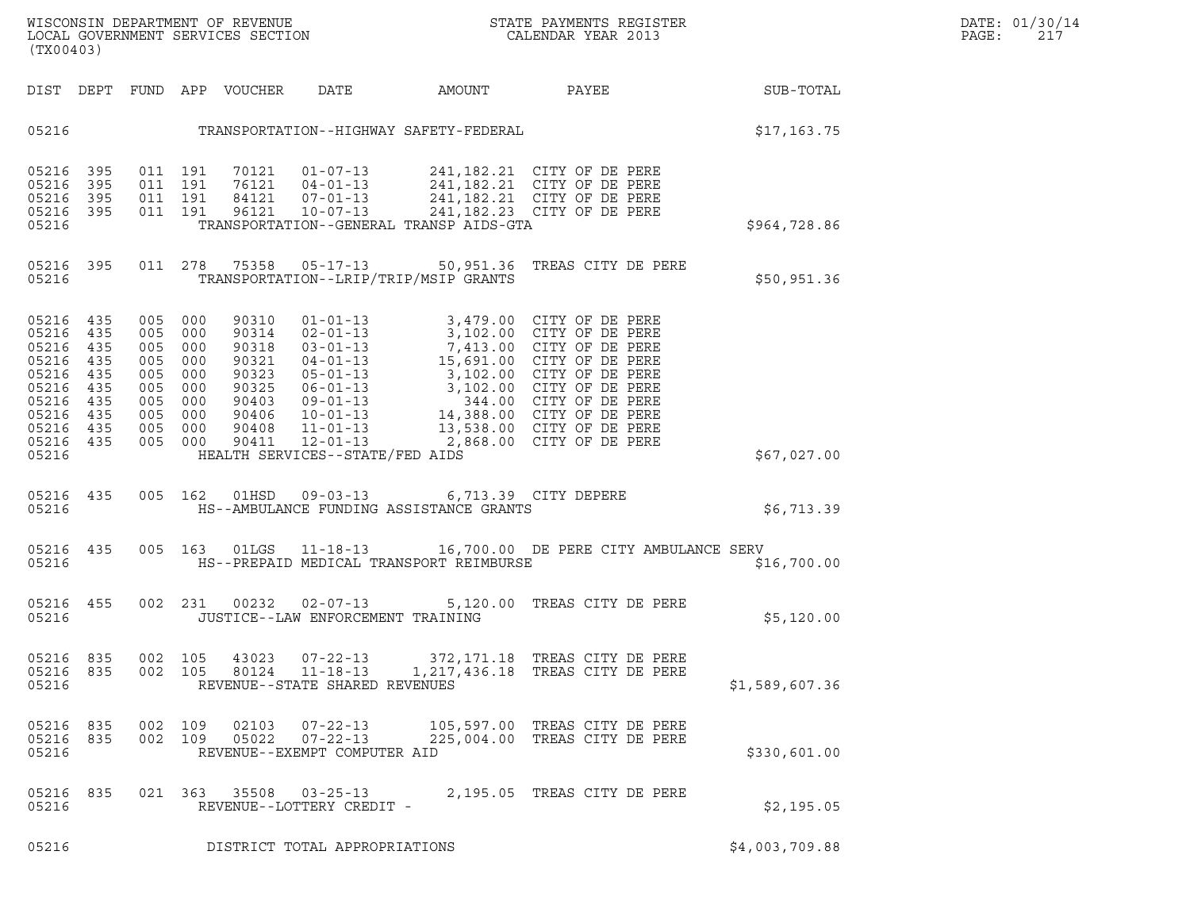WISCONSIN DEPARTMENT OF REVENUE
LOCAL GOVERNMENT SERVICES SECTION
(TX00403)

STATE PAYMENTS REGISTER
CALENDAR YEAR 2013

DATE: 01/30/14
PAGE: 217

| DIST | DEPT | FUND | APP | VOUCHER | DATE | AMOUNT | PAYEE | SUB-TOTAL |
|---|---|---|---|---|---|---|---|---|
| 05216 | | | | | TRANSPORTATION--HIGHWAY SAFETY-FEDERAL | | | $17,163.75 |
| 05216 | 395 | 011 | 191 | 70121 | 01-07-13 | 241,182.21 | CITY OF DE PERE | |
| 05216 | 395 | 011 | 191 | 76121 | 04-01-13 | 241,182.21 | CITY OF DE PERE | |
| 05216 | 395 | 011 | 191 | 84121 | 07-01-13 | 241,182.21 | CITY OF DE PERE | |
| 05216 | 395 | 011 | 191 | 96121 | 10-07-13 | 241,182.23 | CITY OF DE PERE | |
| 05216 | | | | | TRANSPORTATION--GENERAL TRANSP AIDS-GTA | | | $964,728.86 |
| 05216 | 395 | 011 | 278 | 75358 | 05-17-13 | 50,951.36 | TREAS CITY DE PERE | |
| 05216 | | | | | TRANSPORTATION--LRIP/TRIP/MSIP GRANTS | | | $50,951.36 |
| 05216 | 435 | 005 | 000 | 90310 | 01-01-13 | 3,479.00 | CITY OF DE PERE | |
| 05216 | 435 | 005 | 000 | 90314 | 02-01-13 | 3,102.00 | CITY OF DE PERE | |
| 05216 | 435 | 005 | 000 | 90318 | 03-01-13 | 7,413.00 | CITY OF DE PERE | |
| 05216 | 435 | 005 | 000 | 90321 | 04-01-13 | 15,691.00 | CITY OF DE PERE | |
| 05216 | 435 | 005 | 000 | 90323 | 05-01-13 | 3,102.00 | CITY OF DE PERE | |
| 05216 | 435 | 005 | 000 | 90325 | 06-01-13 | 3,102.00 | CITY OF DE PERE | |
| 05216 | 435 | 005 | 000 | 90403 | 09-01-13 | 344.00 | CITY OF DE PERE | |
| 05216 | 435 | 005 | 000 | 90406 | 10-01-13 | 14,388.00 | CITY OF DE PERE | |
| 05216 | 435 | 005 | 000 | 90408 | 11-01-13 | 13,538.00 | CITY OF DE PERE | |
| 05216 | 435 | 005 | 000 | 90411 | 12-01-13 | 2,868.00 | CITY OF DE PERE | |
| 05216 | | | | | HEALTH SERVICES--STATE/FED AIDS | | | $67,027.00 |
| 05216 | 435 | 005 | 162 | 01HSD | 09-03-13 | 6,713.39 | CITY DEPERE | |
| 05216 | | | | | HS--AMBULANCE FUNDING ASSISTANCE GRANTS | | | $6,713.39 |
| 05216 | 435 | 005 | 163 | 01LGS | 11-18-13 | 16,700.00 | DE PERE CITY AMBULANCE SERV | |
| 05216 | | | | | HS--PREPAID MEDICAL TRANSPORT REIMBURSE | | | $16,700.00 |
| 05216 | 455 | 002 | 231 | 00232 | 02-07-13 | 5,120.00 | TREAS CITY DE PERE | |
| 05216 | | | | | JUSTICE--LAW ENFORCEMENT TRAINING | | | $5,120.00 |
| 05216 | 835 | 002 | 105 | 43023 | 07-22-13 | 372,171.18 | TREAS CITY DE PERE | |
| 05216 | 835 | 002 | 105 | 80124 | 11-18-13 | 1,217,436.18 | TREAS CITY DE PERE | |
| 05216 | | | | | REVENUE--STATE SHARED REVENUES | | | $1,589,607.36 |
| 05216 | 835 | 002 | 109 | 02103 | 07-22-13 | 105,597.00 | TREAS CITY DE PERE | |
| 05216 | 835 | 002 | 109 | 05022 | 07-22-13 | 225,004.00 | TREAS CITY DE PERE | |
| 05216 | | | | | REVENUE--EXEMPT COMPUTER AID | | | $330,601.00 |
| 05216 | 835 | 021 | 363 | 35508 | 03-25-13 | 2,195.05 | TREAS CITY DE PERE | |
| 05216 | | | | | REVENUE--LOTTERY CREDIT - | | | $2,195.05 |
| 05216 | | | | | DISTRICT TOTAL APPROPRIATIONS | | | $4,003,709.88 |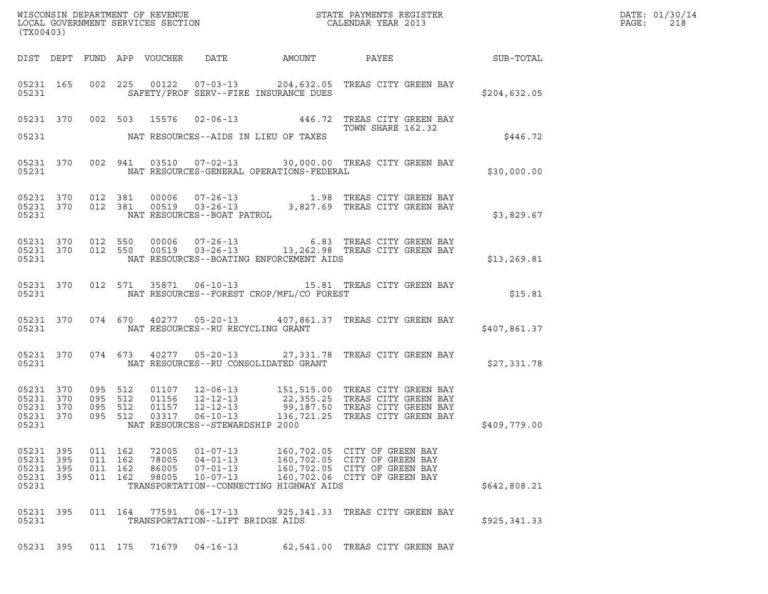WISCONSIN DEPARTMENT OF REVENUE
LOCAL GOVERNMENT SERVICES SECTION
(TX00403)

STATE PAYMENTS REGISTER
CALENDAR YEAR 2013

DATE: 01/30/14
PAGE: 218

| DIST | DEPT | FUND | APP | VOUCHER | DATE | AMOUNT | PAYEE | SUB-TOTAL |
|---|---|---|---|---|---|---|---|---|
| 05231 | 165 | 002 | 225 | 00122 | 07-03-13 | 204,632.05 | TREAS CITY GREEN BAY | |
| 05231 | | | | | SAFETY/PROF SERV--FIRE INSURANCE DUES | | | $204,632.05 |
| 05231 | 370 | 002 | 503 | 15576 | 02-06-13 | 446.72 | TREAS CITY GREEN BAY TOWN SHARE 162.32 | |
| 05231 | | | | | NAT RESOURCES--AIDS IN LIEU OF TAXES | | | $446.72 |
| 05231 | 370 | 002 | 941 | 03510 | 07-02-13 | 30,000.00 | TREAS CITY GREEN BAY | |
| 05231 | | | | | NAT RESOURCES-GENERAL OPERATIONS-FEDERAL | | | $30,000.00 |
| 05231 | 370 | 012 | 381 | 00006 | 07-26-13 | 1.98 | TREAS CITY GREEN BAY | |
| 05231 | 370 | 012 | 381 | 00519 | 03-26-13 | 3,827.69 | TREAS CITY GREEN BAY | |
| 05231 | | | | | NAT RESOURCES--BOAT PATROL | | | $3,829.67 |
| 05231 | 370 | 012 | 550 | 00006 | 07-26-13 | 6.83 | TREAS CITY GREEN BAY | |
| 05231 | 370 | 012 | 550 | 00519 | 03-26-13 | 13,262.98 | TREAS CITY GREEN BAY | |
| 05231 | | | | | NAT RESOURCES--BOATING ENFORCEMENT AIDS | | | $13,269.81 |
| 05231 | 370 | 012 | 571 | 35871 | 06-10-13 | 15.81 | TREAS CITY GREEN BAY | |
| 05231 | | | | | NAT RESOURCES--FOREST CROP/MFL/CO FOREST | | | $15.81 |
| 05231 | 370 | 074 | 670 | 40277 | 05-20-13 | 407,861.37 | TREAS CITY GREEN BAY | |
| 05231 | | | | | NAT RESOURCES--RU RECYCLING GRANT | | | $407,861.37 |
| 05231 | 370 | 074 | 673 | 40277 | 05-20-13 | 27,331.78 | TREAS CITY GREEN BAY | |
| 05231 | | | | | NAT RESOURCES--RU CONSOLIDATED GRANT | | | $27,331.78 |
| 05231 | 370 | 095 | 512 | 01107 | 12-06-13 | 151,515.00 | TREAS CITY GREEN BAY | |
| 05231 | 370 | 095 | 512 | 01156 | 12-12-13 | 22,355.25 | TREAS CITY GREEN BAY | |
| 05231 | 370 | 095 | 512 | 01157 | 12-12-13 | 99,187.50 | TREAS CITY GREEN BAY | |
| 05231 | 370 | 095 | 512 | 03317 | 06-10-13 | 136,721.25 | TREAS CITY GREEN BAY | |
| 05231 | | | | | NAT RESOURCES--STEWARDSHIP 2000 | | | $409,779.00 |
| 05231 | 395 | 011 | 162 | 72005 | 01-07-13 | 160,702.05 | CITY OF GREEN BAY | |
| 05231 | 395 | 011 | 162 | 78005 | 04-01-13 | 160,702.05 | CITY OF GREEN BAY | |
| 05231 | 395 | 011 | 162 | 86005 | 07-01-13 | 160,702.05 | CITY OF GREEN BAY | |
| 05231 | 395 | 011 | 162 | 98005 | 10-07-13 | 160,702.06 | CITY OF GREEN BAY | |
| 05231 | | | | | TRANSPORTATION--CONNECTING HIGHWAY AIDS | | | $642,808.21 |
| 05231 | 395 | 011 | 164 | 77591 | 06-17-13 | 925,341.33 | TREAS CITY GREEN BAY | |
| 05231 | | | | | TRANSPORTATION--LIFT BRIDGE AIDS | | | $925,341.33 |
| 05231 | 395 | 011 | 175 | 71679 | 04-16-13 | 62,541.00 | TREAS CITY GREEN BAY | |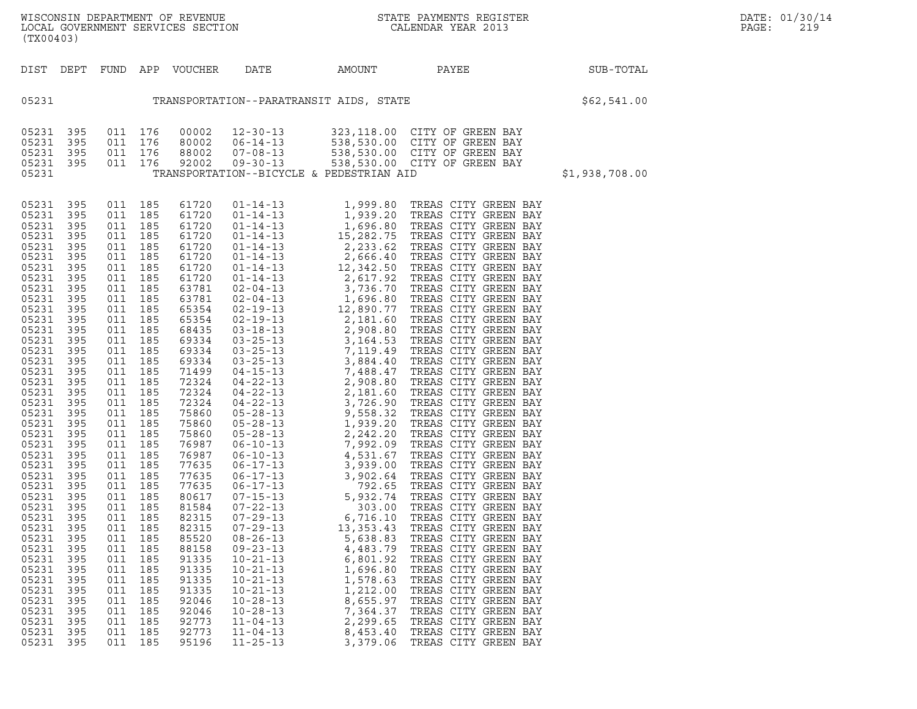WISCONSIN DEPARTMENT OF REVENUE
LOCAL GOVERNMENT SERVICES SECTION
(TX00403)

STATE PAYMENTS REGISTER
CALENDAR YEAR 2013

DATE: 01/30/14

| DIST | DEPT | FUND | APP | VOUCHER | DATE | AMOUNT | PAYEE | SUB-TOTAL |
|---|---|---|---|---|---|---|---|---|
| 05231 | | | | | TRANSPORTATION--PARATRANSIT AIDS, STATE | | | $62,541.00 |
| 05231 | 395 | 011 | 176 | 00002 | 12-30-13 | 323,118.00 | CITY OF GREEN BAY | |
| 05231 | 395 | 011 | 176 | 80002 | 06-14-13 | 538,530.00 | CITY OF GREEN BAY | |
| 05231 | 395 | 011 | 176 | 88002 | 07-08-13 | 538,530.00 | CITY OF GREEN BAY | |
| 05231 | 395 | 011 | 176 | 92002 | 09-30-13 | 538,530.00 | CITY OF GREEN BAY | |
| 05231 | | | | | TRANSPORTATION--BICYCLE & PEDESTRIAN AID | | | $1,938,708.00 |
| 05231 | 395 | 011 | 185 | 61720 | 01-14-13 | 1,999.80 | TREAS CITY GREEN BAY | |
| 05231 | 395 | 011 | 185 | 61720 | 01-14-13 | 1,939.20 | TREAS CITY GREEN BAY | |
| 05231 | 395 | 011 | 185 | 61720 | 01-14-13 | 1,696.80 | TREAS CITY GREEN BAY | |
| 05231 | 395 | 011 | 185 | 61720 | 01-14-13 | 15,282.75 | TREAS CITY GREEN BAY | |
| 05231 | 395 | 011 | 185 | 61720 | 01-14-13 | 2,233.62 | TREAS CITY GREEN BAY | |
| 05231 | 395 | 011 | 185 | 61720 | 01-14-13 | 2,666.40 | TREAS CITY GREEN BAY | |
| 05231 | 395 | 011 | 185 | 61720 | 01-14-13 | 12,342.50 | TREAS CITY GREEN BAY | |
| 05231 | 395 | 011 | 185 | 61720 | 01-14-13 | 2,617.92 | TREAS CITY GREEN BAY | |
| 05231 | 395 | 011 | 185 | 63781 | 02-04-13 | 3,736.70 | TREAS CITY GREEN BAY | |
| 05231 | 395 | 011 | 185 | 63781 | 02-04-13 | 1,696.80 | TREAS CITY GREEN BAY | |
| 05231 | 395 | 011 | 185 | 65354 | 02-19-13 | 12,890.77 | TREAS CITY GREEN BAY | |
| 05231 | 395 | 011 | 185 | 65354 | 02-19-13 | 2,181.60 | TREAS CITY GREEN BAY | |
| 05231 | 395 | 011 | 185 | 68435 | 03-18-13 | 2,908.80 | TREAS CITY GREEN BAY | |
| 05231 | 395 | 011 | 185 | 69334 | 03-25-13 | 3,164.53 | TREAS CITY GREEN BAY | |
| 05231 | 395 | 011 | 185 | 69334 | 03-25-13 | 7,119.49 | TREAS CITY GREEN BAY | |
| 05231 | 395 | 011 | 185 | 69334 | 03-25-13 | 3,884.40 | TREAS CITY GREEN BAY | |
| 05231 | 395 | 011 | 185 | 71499 | 04-15-13 | 7,488.47 | TREAS CITY GREEN BAY | |
| 05231 | 395 | 011 | 185 | 72324 | 04-22-13 | 2,908.80 | TREAS CITY GREEN BAY | |
| 05231 | 395 | 011 | 185 | 72324 | 04-22-13 | 2,181.60 | TREAS CITY GREEN BAY | |
| 05231 | 395 | 011 | 185 | 72324 | 04-22-13 | 3,726.90 | TREAS CITY GREEN BAY | |
| 05231 | 395 | 011 | 185 | 75860 | 05-28-13 | 9,558.32 | TREAS CITY GREEN BAY | |
| 05231 | 395 | 011 | 185 | 75860 | 05-28-13 | 1,939.20 | TREAS CITY GREEN BAY | |
| 05231 | 395 | 011 | 185 | 75860 | 05-28-13 | 2,242.20 | TREAS CITY GREEN BAY | |
| 05231 | 395 | 011 | 185 | 76987 | 06-10-13 | 7,992.09 | TREAS CITY GREEN BAY | |
| 05231 | 395 | 011 | 185 | 76987 | 06-10-13 | 4,531.67 | TREAS CITY GREEN BAY | |
| 05231 | 395 | 011 | 185 | 77635 | 06-17-13 | 3,939.00 | TREAS CITY GREEN BAY | |
| 05231 | 395 | 011 | 185 | 77635 | 06-17-13 | 3,902.64 | TREAS CITY GREEN BAY | |
| 05231 | 395 | 011 | 185 | 77635 | 06-17-13 | 792.65 | TREAS CITY GREEN BAY | |
| 05231 | 395 | 011 | 185 | 80617 | 07-15-13 | 5,932.74 | TREAS CITY GREEN BAY | |
| 05231 | 395 | 011 | 185 | 81584 | 07-22-13 | 303.00 | TREAS CITY GREEN BAY | |
| 05231 | 395 | 011 | 185 | 82315 | 07-29-13 | 6,716.10 | TREAS CITY GREEN BAY | |
| 05231 | 395 | 011 | 185 | 82315 | 07-29-13 | 13,353.43 | TREAS CITY GREEN BAY | |
| 05231 | 395 | 011 | 185 | 85520 | 08-26-13 | 5,638.83 | TREAS CITY GREEN BAY | |
| 05231 | 395 | 011 | 185 | 88158 | 09-23-13 | 4,483.79 | TREAS CITY GREEN BAY | |
| 05231 | 395 | 011 | 185 | 91335 | 10-21-13 | 6,801.92 | TREAS CITY GREEN BAY | |
| 05231 | 395 | 011 | 185 | 91335 | 10-21-13 | 1,696.80 | TREAS CITY GREEN BAY | |
| 05231 | 395 | 011 | 185 | 91335 | 10-21-13 | 1,578.63 | TREAS CITY GREEN BAY | |
| 05231 | 395 | 011 | 185 | 91335 | 10-21-13 | 1,212.00 | TREAS CITY GREEN BAY | |
| 05231 | 395 | 011 | 185 | 92046 | 10-28-13 | 8,655.97 | TREAS CITY GREEN BAY | |
| 05231 | 395 | 011 | 185 | 92046 | 10-28-13 | 7,364.37 | TREAS CITY GREEN BAY | |
| 05231 | 395 | 011 | 185 | 92773 | 11-04-13 | 2,299.65 | TREAS CITY GREEN BAY | |
| 05231 | 395 | 011 | 185 | 92773 | 11-04-13 | 8,453.40 | TREAS CITY GREEN BAY | |
| 05231 | 395 | 011 | 185 | 95196 | 11-25-13 | 3,379.06 | TREAS CITY GREEN BAY | |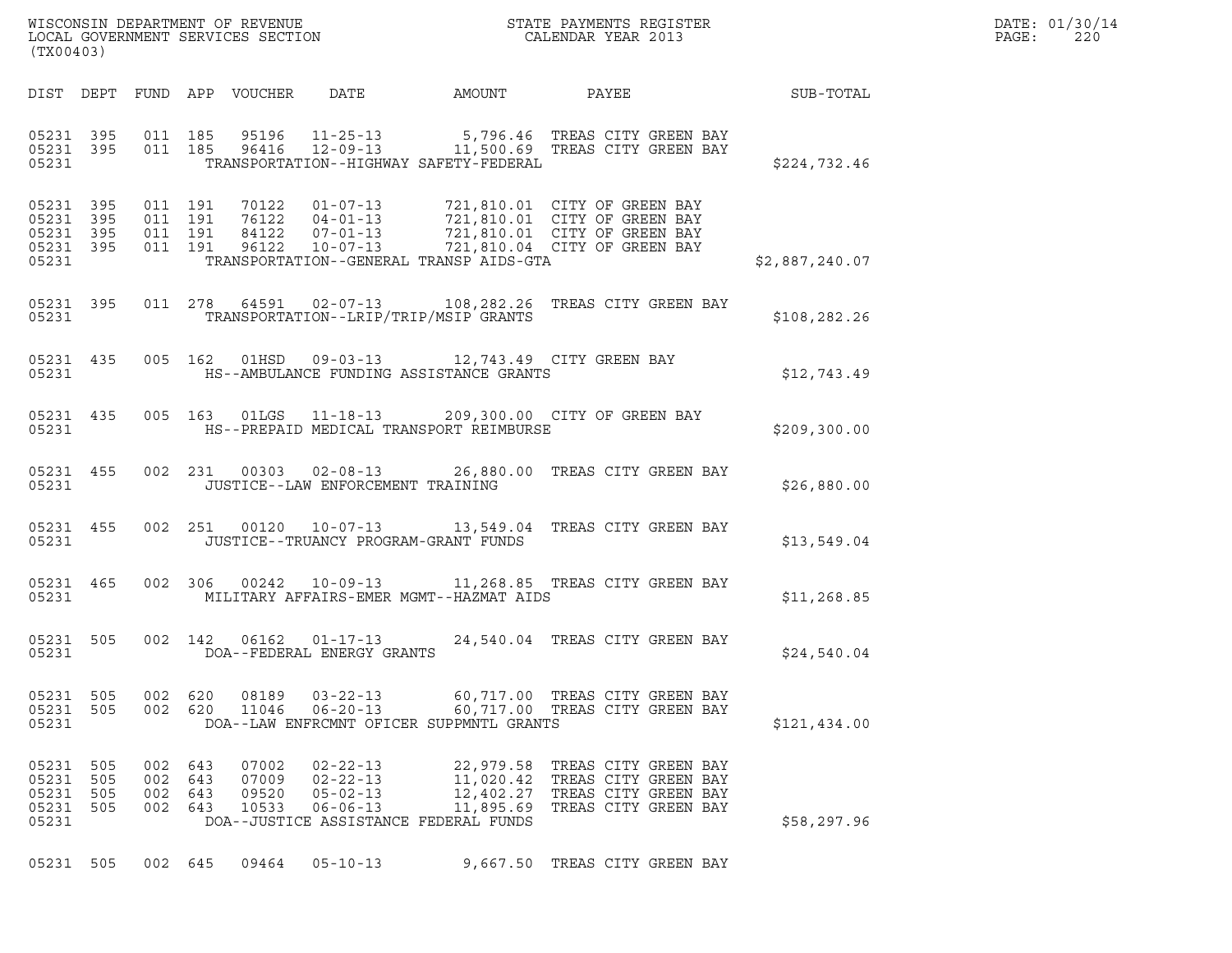WISCONSIN DEPARTMENT OF REVENUE
LOCAL GOVERNMENT SERVICES SECTION
(TX00403)

STATE PAYMENTS REGISTER
CALENDAR YEAR 2013

DATE: 01/30/14
PAGE: 220

| DIST | DEPT | FUND | APP | VOUCHER | DATE | AMOUNT | PAYEE | SUB-TOTAL |
|---|---|---|---|---|---|---|---|---|
| 05231 | 395 | 011 | 185 | 95196 | 11-25-13 | 5,796.46 | TREAS CITY GREEN BAY | |
| 05231 | 395 | 011 | 185 | 96416 | 12-09-13 | 11,500.69 | TREAS CITY GREEN BAY | |
| 05231 | | | | | TRANSPORTATION--HIGHWAY SAFETY-FEDERAL | | | $224,732.46 |
| 05231 | 395 | 011 | 191 | 70122 | 01-07-13 | 721,810.01 | CITY OF GREEN BAY | |
| 05231 | 395 | 011 | 191 | 76122 | 04-01-13 | 721,810.01 | CITY OF GREEN BAY | |
| 05231 | 395 | 011 | 191 | 84122 | 07-01-13 | 721,810.01 | CITY OF GREEN BAY | |
| 05231 | 395 | 011 | 191 | 96122 | 10-07-13 | 721,810.04 | CITY OF GREEN BAY | |
| 05231 | | | | | TRANSPORTATION--GENERAL TRANSP AIDS-GTA | | | $2,887,240.07 |
| 05231 | 395 | 011 | 278 | 64591 | 02-07-13 | 108,282.26 | TREAS CITY GREEN BAY | |
| 05231 | | | | | TRANSPORTATION--LRIP/TRIP/MSIP GRANTS | | | $108,282.26 |
| 05231 | 435 | 005 | 162 | 01HSD | 09-03-13 | 12,743.49 | CITY GREEN BAY | |
| 05231 | | | | | HS--AMBULANCE FUNDING ASSISTANCE GRANTS | | | $12,743.49 |
| 05231 | 435 | 005 | 163 | 01LGS | 11-18-13 | 209,300.00 | CITY OF GREEN BAY | |
| 05231 | | | | | HS--PREPAID MEDICAL TRANSPORT REIMBURSE | | | $209,300.00 |
| 05231 | 455 | 002 | 231 | 00303 | 02-08-13 | 26,880.00 | TREAS CITY GREEN BAY | |
| 05231 | | | | | JUSTICE--LAW ENFORCEMENT TRAINING | | | $26,880.00 |
| 05231 | 455 | 002 | 251 | 00120 | 10-07-13 | 13,549.04 | TREAS CITY GREEN BAY | |
| 05231 | | | | | JUSTICE--TRUANCY PROGRAM-GRANT FUNDS | | | $13,549.04 |
| 05231 | 465 | 002 | 306 | 00242 | 10-09-13 | 11,268.85 | TREAS CITY GREEN BAY | |
| 05231 | | | | | MILITARY AFFAIRS-EMER MGMT--HAZMAT AIDS | | | $11,268.85 |
| 05231 | 505 | 002 | 142 | 06162 | 01-17-13 | 24,540.04 | TREAS CITY GREEN BAY | |
| 05231 | | | | | DOA--FEDERAL ENERGY GRANTS | | | $24,540.04 |
| 05231 | 505 | 002 | 620 | 08189 | 03-22-13 | 60,717.00 | TREAS CITY GREEN BAY | |
| 05231 | 505 | 002 | 620 | 11046 | 06-20-13 | 60,717.00 | TREAS CITY GREEN BAY | |
| 05231 | | | | | DOA--LAW ENFRCMNT OFICER SUPPMNTL GRANTS | | | $121,434.00 |
| 05231 | 505 | 002 | 643 | 07002 | 02-22-13 | 22,979.58 | TREAS CITY GREEN BAY | |
| 05231 | 505 | 002 | 643 | 07009 | 02-22-13 | 11,020.42 | TREAS CITY GREEN BAY | |
| 05231 | 505 | 002 | 643 | 09520 | 05-02-13 | 12,402.27 | TREAS CITY GREEN BAY | |
| 05231 | 505 | 002 | 643 | 10533 | 06-06-13 | 11,895.69 | TREAS CITY GREEN BAY | |
| 05231 | | | | | DOA--JUSTICE ASSISTANCE FEDERAL FUNDS | | | $58,297.96 |
| 05231 | 505 | 002 | 645 | 09464 | 05-10-13 | 9,667.50 | TREAS CITY GREEN BAY | |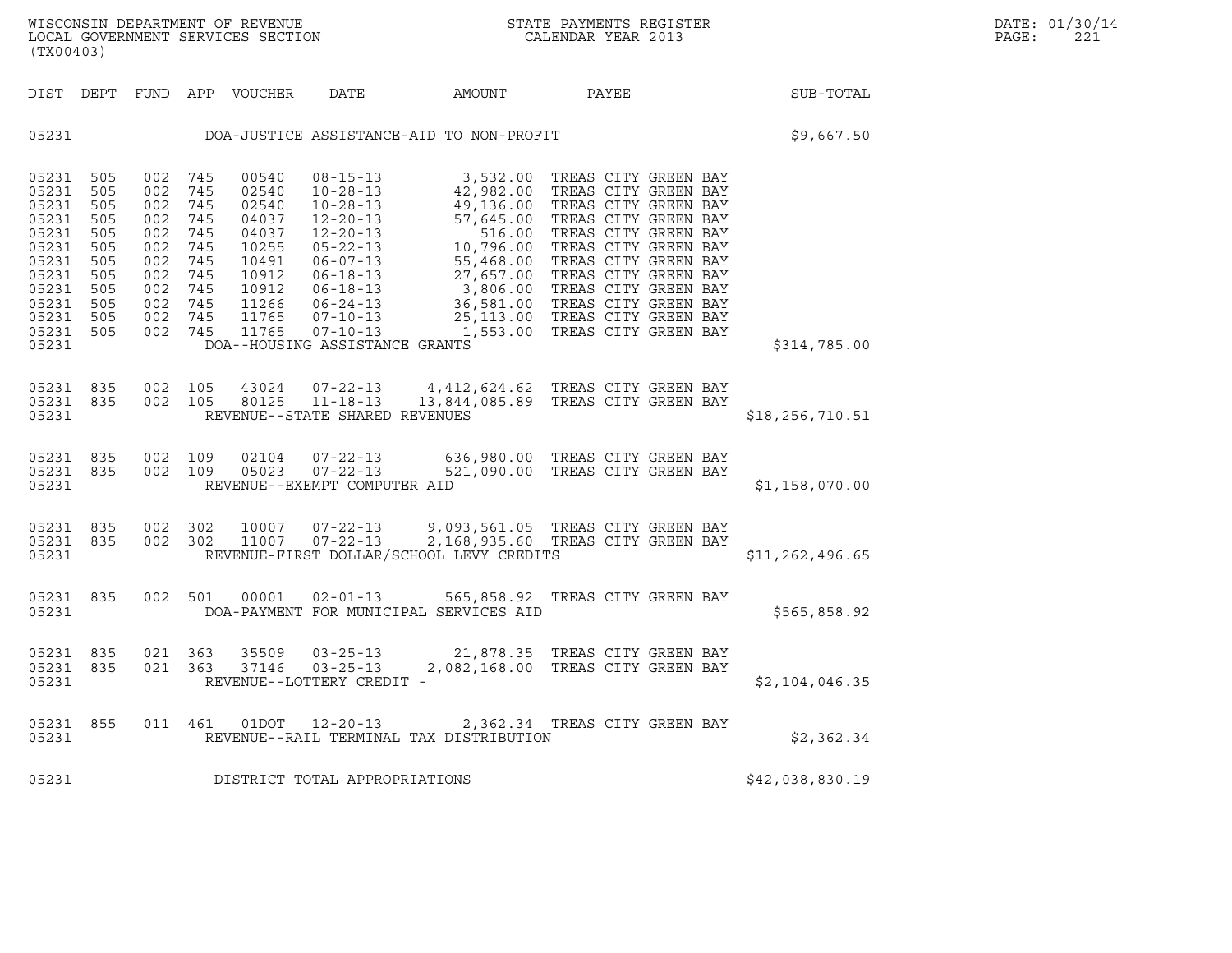WISCONSIN DEPARTMENT OF REVENUE
LOCAL GOVERNMENT SERVICES SECTION
(TX00403)

STATE PAYMENTS REGISTER
CALENDAR YEAR 2013

DATE: 01/30/14
PAGE: 221

| DIST | DEPT | FUND | APP | VOUCHER | DATE | AMOUNT | PAYEE | SUB-TOTAL |
|---|---|---|---|---|---|---|---|---|
| 05231 | | | | | DOA-JUSTICE ASSISTANCE-AID TO NON-PROFIT | | | $9,667.50 |
| 05231 | 505 | 002 | 745 | 00540 | 08-15-13 | 3,532.00 | TREAS CITY GREEN BAY | |
| 05231 | 505 | 002 | 745 | 02540 | 10-28-13 | 42,982.00 | TREAS CITY GREEN BAY | |
| 05231 | 505 | 002 | 745 | 02540 | 10-28-13 | 49,136.00 | TREAS CITY GREEN BAY | |
| 05231 | 505 | 002 | 745 | 04037 | 12-20-13 | 57,645.00 | TREAS CITY GREEN BAY | |
| 05231 | 505 | 002 | 745 | 04037 | 12-20-13 | 516.00 | TREAS CITY GREEN BAY | |
| 05231 | 505 | 002 | 745 | 10255 | 05-22-13 | 10,796.00 | TREAS CITY GREEN BAY | |
| 05231 | 505 | 002 | 745 | 10491 | 06-07-13 | 55,468.00 | TREAS CITY GREEN BAY | |
| 05231 | 505 | 002 | 745 | 10912 | 06-18-13 | 27,657.00 | TREAS CITY GREEN BAY | |
| 05231 | 505 | 002 | 745 | 10912 | 06-18-13 | 3,806.00 | TREAS CITY GREEN BAY | |
| 05231 | 505 | 002 | 745 | 11266 | 06-24-13 | 36,581.00 | TREAS CITY GREEN BAY | |
| 05231 | 505 | 002 | 745 | 11765 | 07-10-13 | 25,113.00 | TREAS CITY GREEN BAY | |
| 05231 | 505 | 002 | 745 | 11765 | 07-10-13 | 1,553.00 | TREAS CITY GREEN BAY | |
| 05231 | | | | | DOA--HOUSING ASSISTANCE GRANTS | | | $314,785.00 |
| 05231 | 835 | 002 | 105 | 43024 | 07-22-13 | 4,412,624.62 | TREAS CITY GREEN BAY | |
| 05231 | 835 | 002 | 105 | 80125 | 11-18-13 | 13,844,085.89 | TREAS CITY GREEN BAY | |
| 05231 | | | | | REVENUE--STATE SHARED REVENUES | | | $18,256,710.51 |
| 05231 | 835 | 002 | 109 | 02104 | 07-22-13 | 636,980.00 | TREAS CITY GREEN BAY | |
| 05231 | 835 | 002 | 109 | 05023 | 07-22-13 | 521,090.00 | TREAS CITY GREEN BAY | |
| 05231 | | | | | REVENUE--EXEMPT COMPUTER AID | | | $1,158,070.00 |
| 05231 | 835 | 002 | 302 | 10007 | 07-22-13 | 9,093,561.05 | TREAS CITY GREEN BAY | |
| 05231 | 835 | 002 | 302 | 11007 | 07-22-13 | 2,168,935.60 | TREAS CITY GREEN BAY | |
| 05231 | | | | | REVENUE-FIRST DOLLAR/SCHOOL LEVY CREDITS | | | $11,262,496.65 |
| 05231 | 835 | 002 | 501 | 00001 | 02-01-13 | 565,858.92 | TREAS CITY GREEN BAY | |
| 05231 | | | | | DOA-PAYMENT FOR MUNICIPAL SERVICES AID | | | $565,858.92 |
| 05231 | 835 | 021 | 363 | 35509 | 03-25-13 | 21,878.35 | TREAS CITY GREEN BAY | |
| 05231 | 835 | 021 | 363 | 37146 | 03-25-13 | 2,082,168.00 | TREAS CITY GREEN BAY | |
| 05231 | | | | | REVENUE--LOTTERY CREDIT - | | | $2,104,046.35 |
| 05231 | 855 | 011 | 461 | 01DOT | 12-20-13 | 2,362.34 | TREAS CITY GREEN BAY | |
| 05231 | | | | | REVENUE--RAIL TERMINAL TAX DISTRIBUTION | | | $2,362.34 |
| 05231 | | | | | DISTRICT TOTAL APPROPRIATIONS | | | $42,038,830.19 |